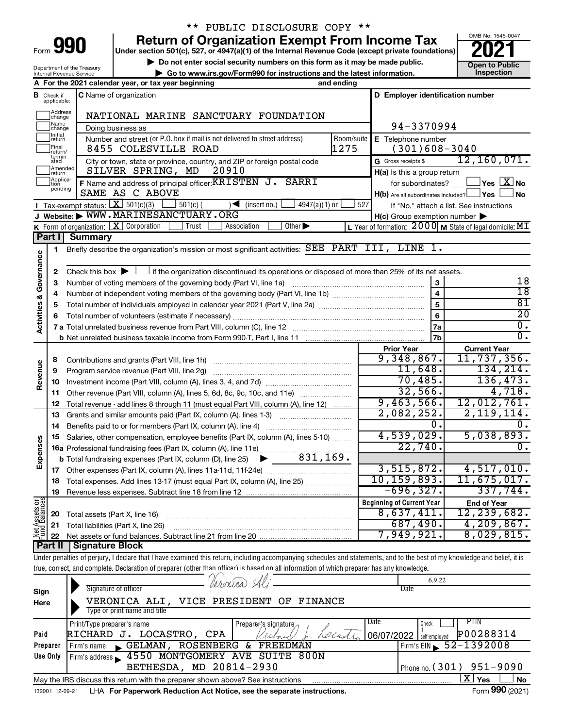** PUBLIC DISCLOSURE COPY **

# Form 990 — Return of Organization Exempt From Income Tax (2021)

Under section 501(c), 527, or 4947(a)(1) of the Internal Revenue Code (except private foundations)

▶ Do not enter social security numbers on this form as it may be made public.

▶ Go to www.irs.gov/Form990 for instructions and the latest information.

OMB No. 1545-0047 | Open to Public Inspection

Department of the Treasury, Internal Revenue Service

**A** For the 2021 calendar year, or tax year beginning and ending

**B** Check if applicable: Address change, Name change, Initial return, Final return/terminated, Amended return, Application pending

**C** Name of organization: NATIONAL MARINE SANCTUARY FOUNDATION

Doing business as

Number and street (or P.O. box if mail is not delivered to street address): 8455 COLESVILLE ROAD — Room/suite: 1275

City or town, state or province, country, and ZIP or foreign postal code: SILVER SPRING, MD 20910

**D** Employer identification number: 94-3370994

**E** Telephone number: (301)608-3040

**G** Gross receipts $ 12,160,071.

**F** Name and address of principal officer: KRISTEN J. SARRI, SAME AS C ABOVE

**H(a)** Is this a group return for subordinates? Yes [ ] No [X]

**H(b)** Are all subordinates included? Yes [ ] No [ ] If "No," attach a list. See instructions

**H(c)** Group exemption number ▶

**I** Tax-exempt status: [X] 501(c)(3) [ ] 501(c)( ) ◀ (insert no.) [ ] 4947(a)(1) or [ ] 527

**J** Website: ▶ WWW.MARINESANCTUARY.ORG

**K** Form of organization: [X] Corporation [ ] Trust [ ] Association [ ] Other ▶

**L** Year of formation: 2000 **M** State of legal domicile: MI

## Part I Summary

**Activities & Governance**

1. Briefly describe the organization's mission or most significant activities: SEE PART III, LINE 1.
2. Check this box ▶ [ ] if the organization discontinued its operations or disposed of more than 25% of its net assets.

| | | Line | |
|---|---|---|---|
| 3 | Number of voting members of the governing body (Part VI, line 1a) | 3 | 18 |
| 4 | Number of independent voting members of the governing body (Part VI, line 1b) | 4 | 18 |
| 5 | Total number of individuals employed in calendar year 2021 (Part V, line 2a) | 5 | 81 |
| 6 | Total number of volunteers (estimate if necessary) | 6 | 20 |
| 7a | Total unrelated business revenue from Part VIII, column (C), line 12 | 7a | 0. |
| b | Net unrelated business taxable income from Form 990-T, Part I, line 11 | 7b | 0. |

| | | | Prior Year | Current Year |
|---|---|---|---|---|
| **Revenue** | 8 | Contributions and grants (Part VIII, line 1h) | 9,348,867. | 11,737,356. |
| | 9 | Program service revenue (Part VIII, line 2g) | 11,648. | 134,214. |
| | 10 | Investment income (Part VIII, column (A), lines 3, 4, and 7d) | 70,485. | 136,473. |
| | 11 | Other revenue (Part VIII, column (A), lines 5, 6d, 8c, 9c, 10c, and 11e) | 32,566. | 4,718. |
| | 12 | Total revenue - add lines 8 through 11 (must equal Part VIII, column (A), line 12) | 9,463,566. | 12,012,761. |
| **Expenses** | 13 | Grants and similar amounts paid (Part IX, column (A), lines 1-3) | 2,082,252. | 2,119,114. |
| | 14 | Benefits paid to or for members (Part IX, column (A), line 4) | 0. | 0. |
| | 15 | Salaries, other compensation, employee benefits (Part IX, column (A), lines 5-10) | 4,539,029. | 5,038,893. |
| | 16a | Professional fundraising fees (Part IX, column (A), line 11e) | 22,740. | 0. |
| | b | Total fundraising expenses (Part IX, column (D), line 25) ▶ 831,169. | | |
| | 17 | Other expenses (Part IX, column (A), lines 11a-11d, 11f-24e) | 3,515,872. | 4,517,010. |
| | 18 | Total expenses. Add lines 13-17 (must equal Part IX, column (A), line 25) | 10,159,893. | 11,675,017. |
| | 19 | Revenue less expenses. Subtract line 18 from line 12 | -696,327. | 337,744. |

| | | | Beginning of Current Year | End of Year |
|---|---|---|---|---|
| **Net Assets or Fund Balances** | 20 | Total assets (Part X, line 16) | 8,637,411. | 12,239,682. |
| | 21 | Total liabilities (Part X, line 26) | 687,490. | 4,209,867. |
| | 22 | Net assets or fund balances. Subtract line 21 from line 20 | 7,949,921. | 8,029,815. |

## Part II Signature Block

Under penalties of perjury, I declare that I have examined this return, including accompanying schedules and statements, and to the best of my knowledge and belief, it is true, correct, and complete. Declaration of preparer (other than officer) is based on all information of which preparer has any knowledge.

**Sign Here**

Signature of officer: Veronica Ali — Date: 6.9.22

Type or print name and title: VERONICA ALI, VICE PRESIDENT OF FINANCE

**Paid Preparer Use Only**

| Print/Type preparer's name | Preparer's signature | Date | Check if self-employed | PTIN |
|---|---|---|---|---|
| RICHARD J. LOCASTRO, CPA | Richard J. Locastro | 06/07/2022 | [ ] | P00288314 |

Firm's name ▶ GELMAN, ROSENBERG & FREEDMAN — Firm's EIN ▶ 52-1392008

Firm's address ▶ 4550 MONTGOMERY AVE SUITE 800N, BETHESDA, MD 20814-2930 — Phone no. (301) 951-9090

May the IRS discuss this return with the preparer shown above? See instructions [X] Yes [ ] No

132001 12-09-21 LHA For Paperwork Reduction Act Notice, see the separate instructions. Form 990 (2021)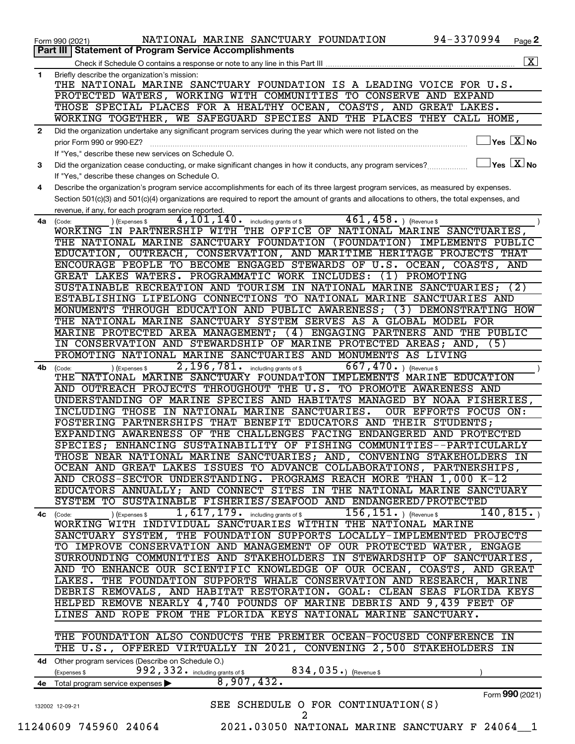Form 990 (2021) NATIONAL MARINE SANCTUARY FOUNDATION 94-3370994 Page **2**

**Part III | Statement of Program Service Accomplishments**

Check if Schedule O contains a response or note to any line in this Part III .......... [X]

**1** Briefly describe the organization's mission:

THE NATIONAL MARINE SANCTUARY FOUNDATION IS A LEADING VOICE FOR U.S. PROTECTED WATERS, WORKING WITH COMMUNITIES TO CONSERVE AND EXPAND THOSE SPECIAL PLACES FOR A HEALTHY OCEAN, COASTS, AND GREAT LAKES. WORKING TOGETHER, WE SAFEGUARD SPECIES AND THE PLACES THEY CALL HOME,

**2** Did the organization undertake any significant program services during the year which were not listed on the prior Form 990 or 990-EZ? ..... [ ] Yes [X] No

If "Yes," describe these new services on Schedule O.

**3** Did the organization cease conducting, or make significant changes in how it conducts, any program services? ..... [ ] Yes [X] No

If "Yes," describe these changes on Schedule O.

**4** Describe the organization's program service accomplishments for each of its three largest program services, as measured by expenses. Section 501(c)(3) and 501(c)(4) organizations are required to report the amount of grants and allocations to others, the total expenses, and revenue, if any, for each program service reported.

**4a** (Code: ) (Expenses $ 4,101,140. including grants of $ 461,458. ) (Revenue $ )

WORKING IN PARTNERSHIP WITH THE OFFICE OF NATIONAL MARINE SANCTUARIES, THE NATIONAL MARINE SANCTUARY FOUNDATION (FOUNDATION) IMPLEMENTS PUBLIC EDUCATION, OUTREACH, CONSERVATION, AND MARITIME HERITAGE PROJECTS THAT ENCOURAGE PEOPLE TO BECOME ENGAGED STEWARDS OF U.S. OCEAN, COASTS, AND GREAT LAKES WATERS. PROGRAMMATIC WORK INCLUDES: (1) PROMOTING SUSTAINABLE RECREATION AND TOURISM IN NATIONAL MARINE SANCTUARIES; (2) ESTABLISHING LIFELONG CONNECTIONS TO NATIONAL MARINE SANCTUARIES AND MONUMENTS THROUGH EDUCATION AND PUBLIC AWARENESS; (3) DEMONSTRATING HOW THE NATIONAL MARINE SANCTUARY SYSTEM SERVES AS A GLOBAL MODEL FOR MARINE PROTECTED AREA MANAGEMENT; (4) ENGAGING PARTNERS AND THE PUBLIC IN CONSERVATION AND STEWARDSHIP OF MARINE PROTECTED AREAS; AND, (5) PROMOTING NATIONAL MARINE SANCTUARIES AND MONUMENTS AS LIVING

**4b** (Code: ) (Expenses $ 2,196,781. including grants of $ 667,470. ) (Revenue $ )

THE NATIONAL MARINE SANCTUARY FOUNDATION IMPLEMENTS MARINE EDUCATION AND OUTREACH PROJECTS THROUGHOUT THE U.S. TO PROMOTE AWARENESS AND UNDERSTANDING OF MARINE SPECIES AND HABITATS MANAGED BY NOAA FISHERIES, INCLUDING THOSE IN NATIONAL MARINE SANCTUARIES. OUR EFFORTS FOCUS ON: FOSTERING PARTNERSHIPS THAT BENEFIT EDUCATORS AND THEIR STUDENTS; EXPANDING AWARENESS OF THE CHALLENGES FACING ENDANGERED AND PROTECTED SPECIES; ENHANCING SUSTAINABILITY OF FISHING COMMUNITIES--PARTICULARLY THOSE NEAR NATIONAL MARINE SANCTUARIES; AND, CONVENING STAKEHOLDERS IN OCEAN AND GREAT LAKES ISSUES TO ADVANCE COLLABORATIONS, PARTNERSHIPS, AND CROSS-SECTOR UNDERSTANDING. PROGRAMS REACH MORE THAN 1,000 K-12 EDUCATORS ANNUALLY; AND CONNECT SITES IN THE NATIONAL MARINE SANCTUARY SYSTEM TO SUSTAINABLE FISHERIES/SEAFOOD AND ENDANGERED/PROTECTED

**4c** (Code: ) (Expenses $ 1,617,179. including grants of $ 156,151. ) (Revenue $ 140,815. )

WORKING WITH INDIVIDUAL SANCTUARIES WITHIN THE NATIONAL MARINE SANCTUARY SYSTEM, THE FOUNDATION SUPPORTS LOCALLY-IMPLEMENTED PROJECTS TO IMPROVE CONSERVATION AND MANAGEMENT OF OUR PROTECTED WATER, ENGAGE SURROUNDING COMMUNITIES AND STAKEHOLDERS IN STEWARDSHIP OF SANCTUARIES, AND TO ENHANCE OUR SCIENTIFIC KNOWLEDGE OF OUR OCEAN, COASTS, AND GREAT LAKES. THE FOUNDATION SUPPORTS WHALE CONSERVATION AND RESEARCH, MARINE DEBRIS REMOVALS, AND HABITAT RESTORATION. GOAL: CLEAN SEAS FLORIDA KEYS HELPED REMOVE NEARLY 4,740 POUNDS OF MARINE DEBRIS AND 9,439 FEET OF LINES AND ROPE FROM THE FLORIDA KEYS NATIONAL MARINE SANCTUARY.

THE FOUNDATION ALSO CONDUCTS THE PREMIER OCEAN-FOCUSED CONFERENCE IN THE U.S., OFFERED VIRTUALLY IN 2021, CONVENING 2,500 STAKEHOLDERS IN

**4d** Other program services (Describe on Schedule O.)

(Expenses $ 992,332. including grants of $ 834,035. ) (Revenue $ )

**4e** Total program service expenses ▶ 8,907,432.

Form **990** (2021)

SEE SCHEDULE O FOR CONTINUATION(S)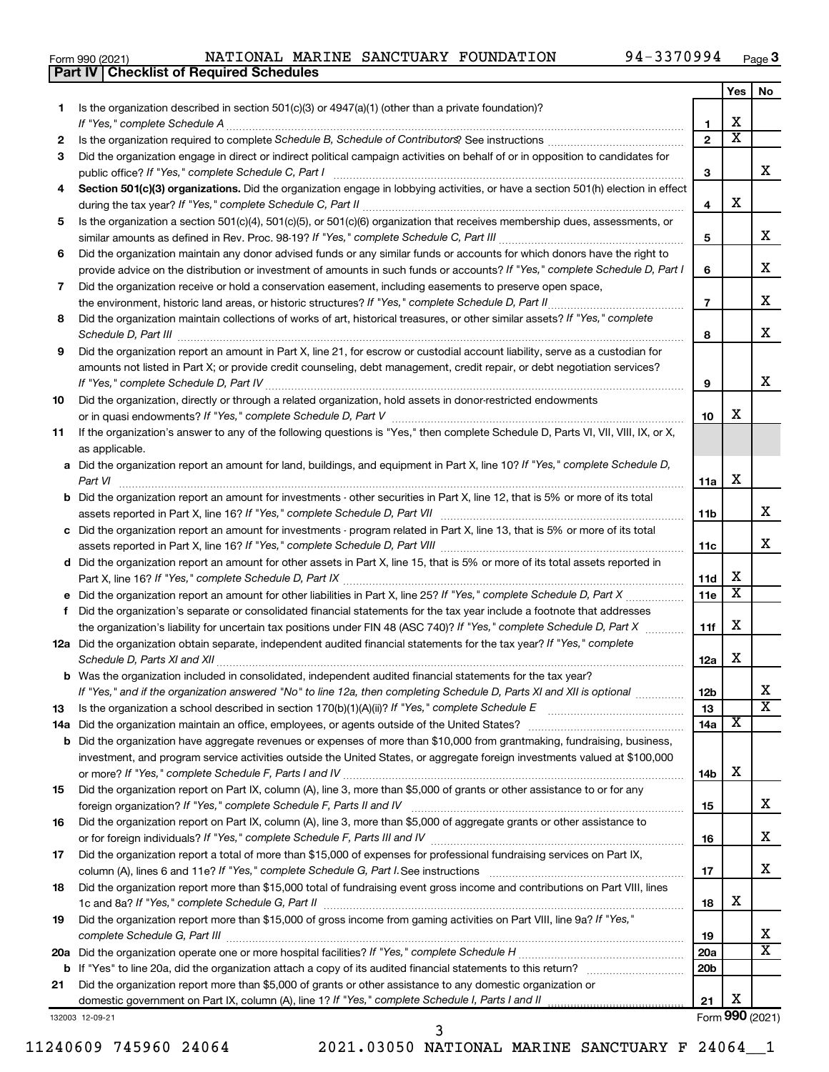Form 990 (2021) NATIONAL MARINE SANCTUARY FOUNDATION 94-3370994

## Part IV | Checklist of Required Schedules

| | | | Yes | No |
|---|---|---|---|---|
| 1 | Is the organization described in section 501(c)(3) or 4947(a)(1) (other than a private foundation)? *If "Yes," complete Schedule A* | 1 | X | |
| 2 | Is the organization required to complete *Schedule B, Schedule of Contributors*? See instructions | 2 | X | |
| 3 | Did the organization engage in direct or indirect political campaign activities on behalf of or in opposition to candidates for public office? *If "Yes," complete Schedule C, Part I* | 3 | | X |
| 4 | **Section 501(c)(3) organizations.** Did the organization engage in lobbying activities, or have a section 501(h) election in effect during the tax year? *If "Yes," complete Schedule C, Part II* | 4 | X | |
| 5 | Is the organization a section 501(c)(4), 501(c)(5), or 501(c)(6) organization that receives membership dues, assessments, or similar amounts as defined in Rev. Proc. 98-19? *If "Yes," complete Schedule C, Part III* | 5 | | X |
| 6 | Did the organization maintain any donor advised funds or any similar funds or accounts for which donors have the right to provide advice on the distribution or investment of amounts in such funds or accounts? *If "Yes," complete Schedule D, Part I* | 6 | | X |
| 7 | Did the organization receive or hold a conservation easement, including easements to preserve open space, the environment, historic land areas, or historic structures? *If "Yes," complete Schedule D, Part II* | 7 | | X |
| 8 | Did the organization maintain collections of works of art, historical treasures, or other similar assets? *If "Yes," complete Schedule D, Part III* | 8 | | X |
| 9 | Did the organization report an amount in Part X, line 21, for escrow or custodial account liability, serve as a custodian for amounts not listed in Part X; or provide credit counseling, debt management, credit repair, or debt negotiation services? *If "Yes," complete Schedule D, Part IV* | 9 | | X |
| 10 | Did the organization, directly or through a related organization, hold assets in donor-restricted endowments or in quasi endowments? *If "Yes," complete Schedule D, Part V* | 10 | X | |
| 11 | If the organization's answer to any of the following questions is "Yes," then complete Schedule D, Parts VI, VII, VIII, IX, or X, as applicable. | | | |
| a | Did the organization report an amount for land, buildings, and equipment in Part X, line 10? *If "Yes," complete Schedule D, Part VI* | 11a | X | |
| b | Did the organization report an amount for investments - other securities in Part X, line 12, that is 5% or more of its total assets reported in Part X, line 16? *If "Yes," complete Schedule D, Part VII* | 11b | | X |
| c | Did the organization report an amount for investments - program related in Part X, line 13, that is 5% or more of its total assets reported in Part X, line 16? *If "Yes," complete Schedule D, Part VIII* | 11c | | X |
| d | Did the organization report an amount for other assets in Part X, line 15, that is 5% or more of its total assets reported in Part X, line 16? *If "Yes," complete Schedule D, Part IX* | 11d | X | |
| e | Did the organization report an amount for other liabilities in Part X, line 25? *If "Yes," complete Schedule D, Part X* | 11e | X | |
| f | Did the organization's separate or consolidated financial statements for the tax year include a footnote that addresses the organization's liability for uncertain tax positions under FIN 48 (ASC 740)? *If "Yes," complete Schedule D, Part X* | 11f | X | |
| 12a | Did the organization obtain separate, independent audited financial statements for the tax year? *If "Yes," complete Schedule D, Parts XI and XII* | 12a | X | |
| b | Was the organization included in consolidated, independent audited financial statements for the tax year? *If "Yes," and if the organization answered "No" to line 12a, then completing Schedule D, Parts XI and XII is optional* | 12b | | X |
| 13 | Is the organization a school described in section 170(b)(1)(A)(ii)? *If "Yes," complete Schedule E* | 13 | | X |
| 14a | Did the organization maintain an office, employees, or agents outside of the United States? | 14a | X | |
| b | Did the organization have aggregate revenues or expenses of more than $10,000 from grantmaking, fundraising, business, investment, and program service activities outside the United States, or aggregate foreign investments valued at $100,000 or more? *If "Yes," complete Schedule F, Parts I and IV* | 14b | X | |
| 15 | Did the organization report on Part IX, column (A), line 3, more than $5,000 of grants or other assistance to or for any foreign organization? *If "Yes," complete Schedule F, Parts II and IV* | 15 | | X |
| 16 | Did the organization report on Part IX, column (A), line 3, more than $5,000 of aggregate grants or other assistance to or for foreign individuals? *If "Yes," complete Schedule F, Parts III and IV* | 16 | | X |
| 17 | Did the organization report a total of more than $15,000 of expenses for professional fundraising services on Part IX, column (A), lines 6 and 11e? *If "Yes," complete Schedule G, Part I.* See instructions | 17 | | X |
| 18 | Did the organization report more than $15,000 total of fundraising event gross income and contributions on Part VIII, lines 1c and 8a? *If "Yes," complete Schedule G, Part II* | 18 | X | |
| 19 | Did the organization report more than $15,000 of gross income from gaming activities on Part VIII, line 9a? *If "Yes," complete Schedule G, Part III* | 19 | | X |
| 20a | Did the organization operate one or more hospital facilities? *If "Yes," complete Schedule H* | 20a | | X |
| b | If "Yes" to line 20a, did the organization attach a copy of its audited financial statements to this return? | 20b | | |
| 21 | Did the organization report more than $5,000 of grants or other assistance to any domestic organization or domestic government on Part IX, column (A), line 1? *If "Yes," complete Schedule I, Parts I and II* | 21 | X | |

132003 12-09-21 Form **990** (2021)

11240609 745960 24064 2021.03050 NATIONAL MARINE SANCTUARY F 24064__1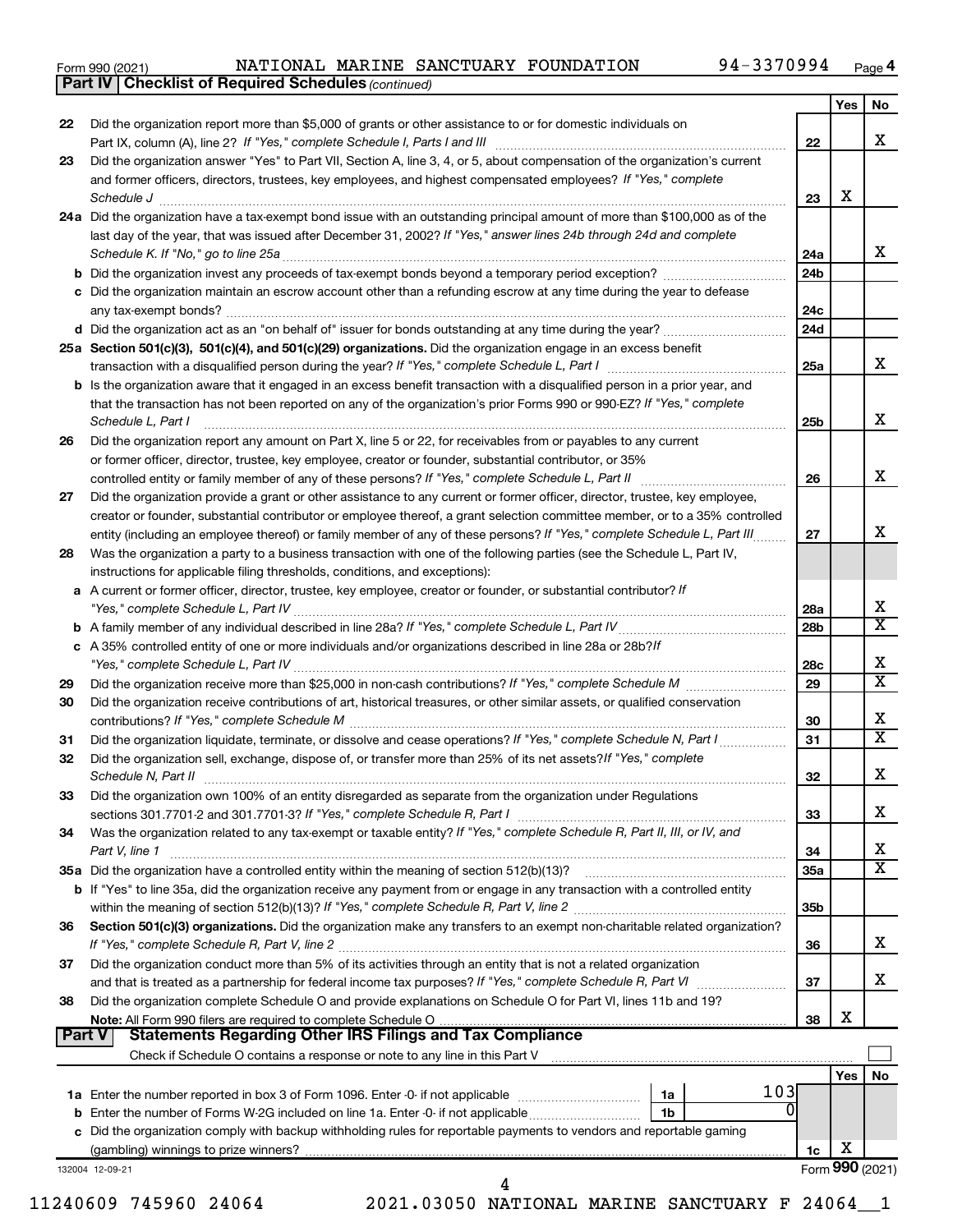Form 990 (2021) NATIONAL MARINE SANCTUARY FOUNDATION 94-3370994 Page 4

**Part IV Checklist of Required Schedules** *(continued)*

| | | | Yes | No |
|---|---|---|---|---|
| 22 | Did the organization report more than $5,000 of grants or other assistance to or for domestic individuals on Part IX, column (A), line 2? *If "Yes," complete Schedule I, Parts I and III* | 22 | | X |
| 23 | Did the organization answer "Yes" to Part VII, Section A, line 3, 4, or 5, about compensation of the organization's current and former officers, directors, trustees, key employees, and highest compensated employees? *If "Yes," complete Schedule J* | 23 | X | |
| 24a | Did the organization have a tax-exempt bond issue with an outstanding principal amount of more than $100,000 as of the last day of the year, that was issued after December 31, 2002? *If "Yes," answer lines 24b through 24d and complete Schedule K. If "No," go to line 25a* | 24a | | X |
| b | Did the organization invest any proceeds of tax-exempt bonds beyond a temporary period exception? | 24b | | |
| c | Did the organization maintain an escrow account other than a refunding escrow at any time during the year to defease any tax-exempt bonds? | 24c | | |
| d | Did the organization act as an "on behalf of" issuer for bonds outstanding at any time during the year? | 24d | | |
| 25a | **Section 501(c)(3), 501(c)(4), and 501(c)(29) organizations.** Did the organization engage in an excess benefit transaction with a disqualified person during the year? *If "Yes," complete Schedule L, Part I* | 25a | | X |
| b | Is the organization aware that it engaged in an excess benefit transaction with a disqualified person in a prior year, and that the transaction has not been reported on any of the organization's prior Forms 990 or 990-EZ? *If "Yes," complete Schedule L, Part I* | 25b | | X |
| 26 | Did the organization report any amount on Part X, line 5 or 22, for receivables from or payables to any current or former officer, director, trustee, key employee, creator or founder, substantial contributor, or 35% controlled entity or family member of any of these persons? *If "Yes," complete Schedule L, Part II* | 26 | | X |
| 27 | Did the organization provide a grant or other assistance to any current or former officer, director, trustee, key employee, creator or founder, substantial contributor or employee thereof, a grant selection committee member, or to a 35% controlled entity (including an employee thereof) or family member of any of these persons? *If "Yes," complete Schedule L, Part III* | 27 | | X |
| 28 | Was the organization a party to a business transaction with one of the following parties (see the Schedule L, Part IV, instructions for applicable filing thresholds, conditions, and exceptions): | | | |
| a | A current or former officer, director, trustee, key employee, creator or founder, or substantial contributor? *If "Yes," complete Schedule L, Part IV* | 28a | | X |
| b | A family member of any individual described in line 28a? *If "Yes," complete Schedule L, Part IV* | 28b | | X |
| c | A 35% controlled entity of one or more individuals and/or organizations described in line 28a or 28b? *If "Yes," complete Schedule L, Part IV* | 28c | | X |
| 29 | Did the organization receive more than $25,000 in non-cash contributions? *If "Yes," complete Schedule M* | 29 | | X |
| 30 | Did the organization receive contributions of art, historical treasures, or other similar assets, or qualified conservation contributions? *If "Yes," complete Schedule M* | 30 | | X |
| 31 | Did the organization liquidate, terminate, or dissolve and cease operations? *If "Yes," complete Schedule N, Part I* | 31 | | X |
| 32 | Did the organization sell, exchange, dispose of, or transfer more than 25% of its net assets? *If "Yes," complete Schedule N, Part II* | 32 | | X |
| 33 | Did the organization own 100% of an entity disregarded as separate from the organization under Regulations sections 301.7701-2 and 301.7701-3? *If "Yes," complete Schedule R, Part I* | 33 | | X |
| 34 | Was the organization related to any tax-exempt or taxable entity? *If "Yes," complete Schedule R, Part II, III, or IV, and Part V, line 1* | 34 | | X |
| 35a | Did the organization have a controlled entity within the meaning of section 512(b)(13)? | 35a | | X |
| b | If "Yes" to line 35a, did the organization receive any payment from or engage in any transaction with a controlled entity within the meaning of section 512(b)(13)? *If "Yes," complete Schedule R, Part V, line 2* | 35b | | |
| 36 | **Section 501(c)(3) organizations.** Did the organization make any transfers to an exempt non-charitable related organization? *If "Yes," complete Schedule R, Part V, line 2* | 36 | | X |
| 37 | Did the organization conduct more than 5% of its activities through an entity that is not a related organization and that is treated as a partnership for federal income tax purposes? *If "Yes," complete Schedule R, Part VI* | 37 | | X |
| 38 | Did the organization complete Schedule O and provide explanations on Schedule O for Part VI, lines 11b and 19? **Note:** All Form 990 filers are required to complete Schedule O | 38 | X | |

**Part V Statements Regarding Other IRS Filings and Tax Compliance**

Check if Schedule O contains a response or note to any line in this Part V ☐

| | | | | | Yes | No |
|---|---|---|---|---|---|---|
| 1a | Enter the number reported in box 3 of Form 1096. Enter -0- if not applicable | 1a | 103 | | | |
| b | Enter the number of Forms W-2G included on line 1a. Enter -0- if not applicable | 1b | 0 | | | |
| c | Did the organization comply with backup withholding rules for reportable payments to vendors and reportable gaming (gambling) winnings to prize winners? | | | 1c | X | |

132004 12-09-21 Form **990** (2021)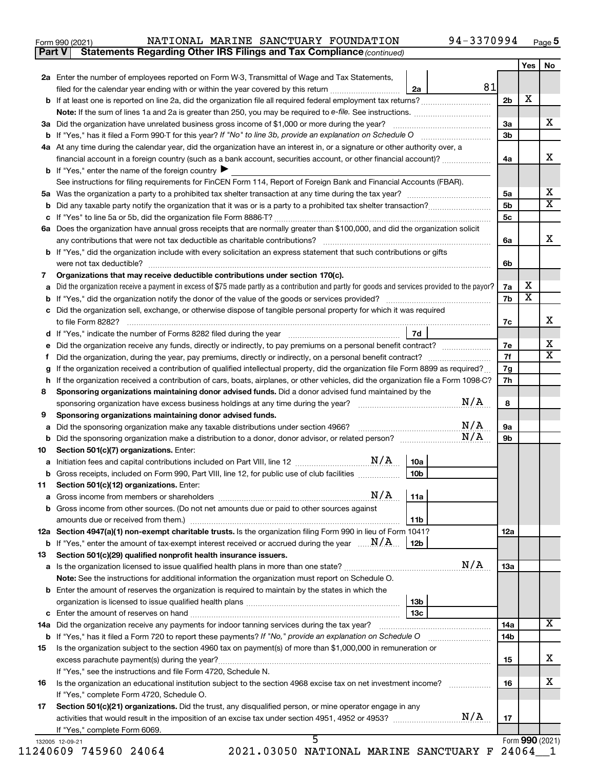Form 990 (2021) NATIONAL MARINE SANCTUARY FOUNDATION 94-3370994 Page 5

**Part V Statements Regarding Other IRS Filings and Tax Compliance** *(continued)*

| | | | | Yes | No |
|---|---|---|---|---|---|
| **2a** | Enter the number of employees reported on Form W-3, Transmittal of Wage and Tax Statements, filed for the calendar year ending with or within the year covered by this return | 2a | 81 | | |
| **b** | If at least one is reported on line 2a, did the organization file all required federal employment tax returns? | | 2b | X | |
| | **Note:** If the sum of lines 1a and 2a is greater than 250, you may be required to *e-file*. See instructions. | | | | |
| **3a** | Did the organization have unrelated business gross income of $1,000 or more during the year? | | 3a | | X |
| **b** | If "Yes," has it filed a Form 990-T for this year? *If "No" to line 3b, provide an explanation on Schedule O* | | 3b | | |
| **4a** | At any time during the calendar year, did the organization have an interest in, or a signature or other authority over, a financial account in a foreign country (such as a bank account, securities account, or other financial account)? | | 4a | | X |
| **b** | If "Yes," enter the name of the foreign country ▶ | | | | |
| | See instructions for filing requirements for FinCEN Form 114, Report of Foreign Bank and Financial Accounts (FBAR). | | | | |
| **5a** | Was the organization a party to a prohibited tax shelter transaction at any time during the tax year? | | 5a | | X |
| **b** | Did any taxable party notify the organization that it was or is a party to a prohibited tax shelter transaction? | | 5b | | X |
| **c** | If "Yes" to line 5a or 5b, did the organization file Form 8886-T? | | 5c | | |
| **6a** | Does the organization have annual gross receipts that are normally greater than $100,000, and did the organization solicit any contributions that were not tax deductible as charitable contributions? | | 6a | | X |
| **b** | If "Yes," did the organization include with every solicitation an express statement that such contributions or gifts were not tax deductible? | | 6b | | |
| **7** | **Organizations that may receive deductible contributions under section 170(c).** | | | | |
| **a** | Did the organization receive a payment in excess of $75 made partly as a contribution and partly for goods and services provided to the payor? | | 7a | X | |
| **b** | If "Yes," did the organization notify the donor of the value of the goods or services provided? | | 7b | X | |
| **c** | Did the organization sell, exchange, or otherwise dispose of tangible personal property for which it was required to file Form 8282? | | 7c | | X |
| **d** | If "Yes," indicate the number of Forms 8282 filed during the year | 7d | | | |
| **e** | Did the organization receive any funds, directly or indirectly, to pay premiums on a personal benefit contract? | | 7e | | X |
| **f** | Did the organization, during the year, pay premiums, directly or indirectly, on a personal benefit contract? | | 7f | | X |
| **g** | If the organization received a contribution of qualified intellectual property, did the organization file Form 8899 as required? | | 7g | | |
| **h** | If the organization received a contribution of cars, boats, airplanes, or other vehicles, did the organization file a Form 1098-C? | | 7h | | |
| **8** | **Sponsoring organizations maintaining donor advised funds.** Did a donor advised fund maintained by the sponsoring organization have excess business holdings at any time during the year? N/A | | 8 | | |
| **9** | **Sponsoring organizations maintaining donor advised funds.** | | | | |
| **a** | Did the sponsoring organization make any taxable distributions under section 4966? N/A | | 9a | | |
| **b** | Did the sponsoring organization make a distribution to a donor, donor advisor, or related person? N/A | | 9b | | |
| **10** | **Section 501(c)(7) organizations.** Enter: | | | | |
| **a** | Initiation fees and capital contributions included on Part VIII, line 12 N/A | 10a | | | |
| **b** | Gross receipts, included on Form 990, Part VIII, line 12, for public use of club facilities | 10b | | | |
| **11** | **Section 501(c)(12) organizations.** Enter: | | | | |
| **a** | Gross income from members or shareholders N/A | 11a | | | |
| **b** | Gross income from other sources. (Do not net amounts due or paid to other sources against amounts due or received from them.) | 11b | | | |
| **12a** | **Section 4947(a)(1) non-exempt charitable trusts.** Is the organization filing Form 990 in lieu of Form 1041? | | 12a | | |
| **b** | If "Yes," enter the amount of tax-exempt interest received or accrued during the year N/A | 12b | | | |
| **13** | **Section 501(c)(29) qualified nonprofit health insurance issuers.** | | | | |
| **a** | Is the organization licensed to issue qualified health plans in more than one state? N/A | | 13a | | |
| | **Note:** See the instructions for additional information the organization must report on Schedule O. | | | | |
| **b** | Enter the amount of reserves the organization is required to maintain by the states in which the organization is licensed to issue qualified health plans | 13b | | | |
| **c** | Enter the amount of reserves on hand | 13c | | | |
| **14a** | Did the organization receive any payments for indoor tanning services during the tax year? | | 14a | | X |
| **b** | If "Yes," has it filed a Form 720 to report these payments? *If "No," provide an explanation on Schedule O* | | 14b | | |
| **15** | Is the organization subject to the section 4960 tax on payment(s) of more than $1,000,000 in remuneration or excess parachute payment(s) during the year? | | 15 | | X |
| | If "Yes," see the instructions and file Form 4720, Schedule N. | | | | |
| **16** | Is the organization an educational institution subject to the section 4968 excise tax on net investment income? | | 16 | | X |
| | If "Yes," complete Form 4720, Schedule O. | | | | |
| **17** | **Section 501(c)(21) organizations.** Did the trust, any disqualified person, or mine operator engage in any activities that would result in the imposition of an excise tax under section 4951, 4952 or 4953? N/A | | 17 | | |
| | If "Yes," complete Form 6069. | | | | |

Form **990** (2021)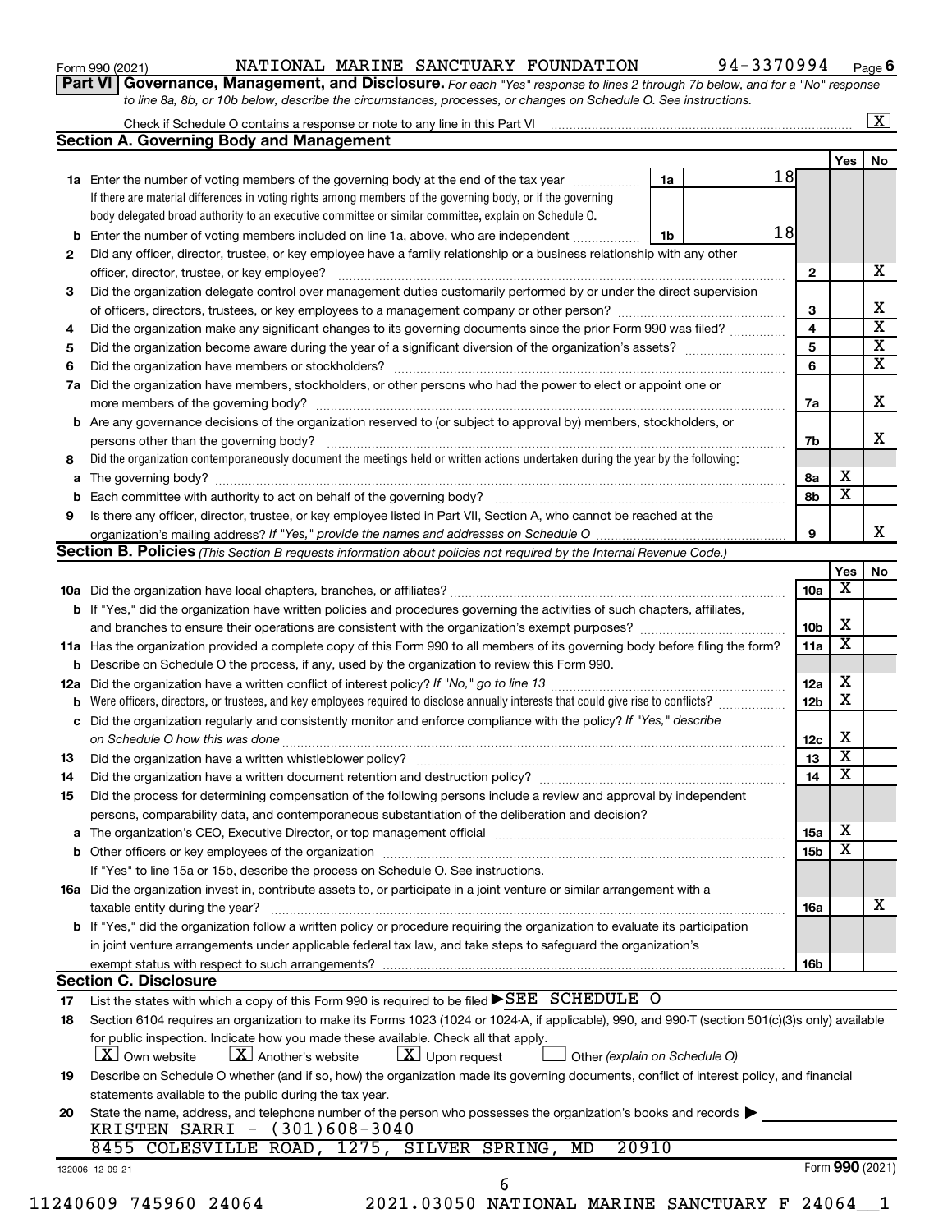Form 990 (2021) NATIONAL MARINE SANCTUARY FOUNDATION 94-3370994 Page 6

**Part VI Governance, Management, and Disclosure.** *For each "Yes" response to lines 2 through 7b below, and for a "No" response to line 8a, 8b, or 10b below, describe the circumstances, processes, or changes on Schedule O. See instructions.*

Check if Schedule O contains a response or note to any line in this Part VI [X]

## Section A. Governing Body and Management

| | | | | Yes | No |
|---|---|---|---|---|---|
| **1a** | Enter the number of voting members of the governing body at the end of the tax year | 1a | 18 | | |
| | If there are material differences in voting rights among members of the governing body, or if the governing body delegated broad authority to an executive committee or similar committee, explain on Schedule O. | | | | |
| **b** | Enter the number of voting members included on line 1a, above, who are independent | 1b | 18 | | |
| **2** | Did any officer, director, trustee, or key employee have a family relationship or a business relationship with any other officer, director, trustee, or key employee? | 2 | | | X |
| **3** | Did the organization delegate control over management duties customarily performed by or under the direct supervision of officers, directors, trustees, or key employees to a management company or other person? | 3 | | | X |
| **4** | Did the organization make any significant changes to its governing documents since the prior Form 990 was filed? | 4 | | | X |
| **5** | Did the organization become aware during the year of a significant diversion of the organization's assets? | 5 | | | X |
| **6** | Did the organization have members or stockholders? | 6 | | | X |
| **7a** | Did the organization have members, stockholders, or other persons who had the power to elect or appoint one or more members of the governing body? | 7a | | | X |
| **b** | Are any governance decisions of the organization reserved to (or subject to approval by) members, stockholders, or persons other than the governing body? | 7b | | | X |
| **8** | Did the organization contemporaneously document the meetings held or written actions undertaken during the year by the following: | | | | |
| **a** | The governing body? | 8a | | X | |
| **b** | Each committee with authority to act on behalf of the governing body? | 8b | | X | |
| **9** | Is there any officer, director, trustee, or key employee listed in Part VII, Section A, who cannot be reached at the organization's mailing address? *If "Yes," provide the names and addresses on Schedule O* | 9 | | | X |

## Section B. Policies *(This Section B requests information about policies not required by the Internal Revenue Code.)*

| | | | Yes | No |
|---|---|---|---|---|
| **10a** | Did the organization have local chapters, branches, or affiliates? | 10a | X | |
| **b** | If "Yes," did the organization have written policies and procedures governing the activities of such chapters, affiliates, and branches to ensure their operations are consistent with the organization's exempt purposes? | 10b | X | |
| **11a** | Has the organization provided a complete copy of this Form 990 to all members of its governing body before filing the form? | 11a | X | |
| **b** | Describe on Schedule O the process, if any, used by the organization to review this Form 990. | | | |
| **12a** | Did the organization have a written conflict of interest policy? *If "No," go to line 13* | 12a | X | |
| **b** | Were officers, directors, or trustees, and key employees required to disclose annually interests that could give rise to conflicts? | 12b | X | |
| **c** | Did the organization regularly and consistently monitor and enforce compliance with the policy? *If "Yes," describe on Schedule O how this was done* | 12c | X | |
| **13** | Did the organization have a written whistleblower policy? | 13 | X | |
| **14** | Did the organization have a written document retention and destruction policy? | 14 | X | |
| **15** | Did the process for determining compensation of the following persons include a review and approval by independent persons, comparability data, and contemporaneous substantiation of the deliberation and decision? | | | |
| **a** | The organization's CEO, Executive Director, or top management official | 15a | X | |
| **b** | Other officers or key employees of the organization | 15b | X | |
| | If "Yes" to line 15a or 15b, describe the process on Schedule O. See instructions. | | | |
| **16a** | Did the organization invest in, contribute assets to, or participate in a joint venture or similar arrangement with a taxable entity during the year? | 16a | | X |
| **b** | If "Yes," did the organization follow a written policy or procedure requiring the organization to evaluate its participation in joint venture arrangements under applicable federal tax law, and take steps to safeguard the organization's exempt status with respect to such arrangements? | 16b | | |

## Section C. Disclosure

**17** List the states with which a copy of this Form 990 is required to be filed ▶SEE SCHEDULE O

**18** Section 6104 requires an organization to make its Forms 1023 (1024 or 1024-A, if applicable), 990, and 990-T (section 501(c)(3)s only) available for public inspection. Indicate how you made these available. Check all that apply.

[X] Own website [X] Another's website [X] Upon request [ ] Other *(explain on Schedule O)*

**19** Describe on Schedule O whether (and if so, how) the organization made its governing documents, conflict of interest policy, and financial statements available to the public during the tax year.

**20** State the name, address, and telephone number of the person who possesses the organization's books and records ▶

KRISTEN SARRI - (301)608-3040
8455 COLESVILLE ROAD, 1275, SILVER SPRING, MD 20910

132006 12-09-21 Form **990** (2021)

11240609 745960 24064 2021.03050 NATIONAL MARINE SANCTUARY F 24064__1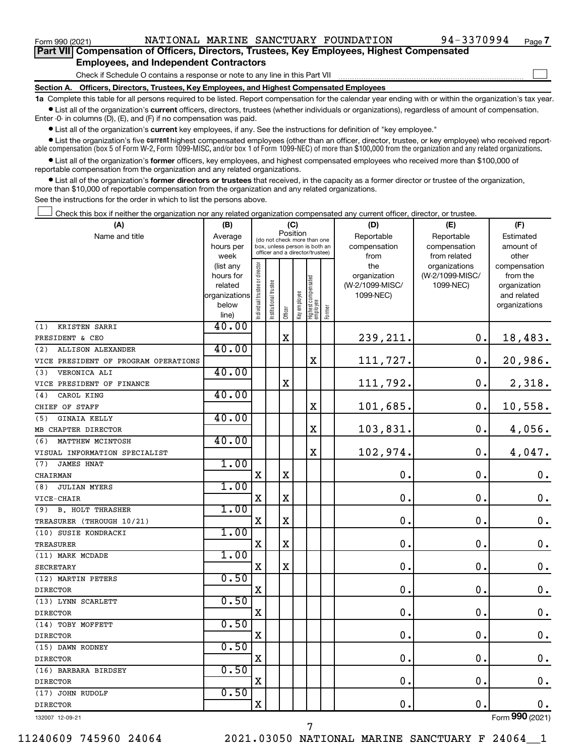Form 990 (2021) NATIONAL MARINE SANCTUARY FOUNDATION 94-3370994 Page 7

**Part VII Compensation of Officers, Directors, Trustees, Key Employees, Highest Compensated Employees, and Independent Contractors**

Check if Schedule O contains a response or note to any line in this Part VII ☐

**Section A. Officers, Directors, Trustees, Key Employees, and Highest Compensated Employees**

**1a** Complete this table for all persons required to be listed. Report compensation for the calendar year ending with or within the organization's tax year.

- List all of the organization's **current** officers, directors, trustees (whether individuals or organizations), regardless of amount of compensation. Enter -0- in columns (D), (E), and (F) if no compensation was paid.
- List all of the organization's **current** key employees, if any. See the instructions for definition of "key employee."
- List the organization's five **current** highest compensated employees (other than an officer, director, trustee, or key employee) who received reportable compensation (box 5 of Form W-2, Form 1099-MISC, and/or box 1 of Form 1099-NEC) of more than $100,000 from the organization and any related organizations.
- List all of the organization's **former** officers, key employees, and highest compensated employees who received more than $100,000 of reportable compensation from the organization and any related organizations.
- List all of the organization's **former directors or trustees** that received, in the capacity as a former director or trustee of the organization, more than $10,000 of reportable compensation from the organization and any related organizations.

See the instructions for the order in which to list the persons above.

☐ Check this box if neither the organization nor any related organization compensated any current officer, director, or trustee.

| (A) Name and title | (B) Average hours per week (list any hours for related organizations below line) | (C) Position: Individual trustee or director | Institutional trustee | Officer | Key employee | Highest compensated employee | Former | (D) Reportable compensation from the organization (W-2/1099-MISC/1099-NEC) | (E) Reportable compensation from related organizations (W-2/1099-MISC/1099-NEC) | (F) Estimated amount of other compensation from the organization and related organizations |
|---|---|---|---|---|---|---|---|---|---|---|
| (1) KRISTEN SARRI<br>PRESIDENT & CEO | 40.00 | | | X | | | | 239,211. | 0. | 18,483. |
| (2) ALLISON ALEXANDER<br>VICE PRESIDENT OF PROGRAM OPERATIONS | 40.00 | | | | | X | | 111,727. | 0. | 20,986. |
| (3) VERONICA ALI<br>VICE PRESIDENT OF FINANCE | 40.00 | | | X | | | | 111,792. | 0. | 2,318. |
| (4) CAROL KING<br>CHIEF OF STAFF | 40.00 | | | | | X | | 101,685. | 0. | 10,558. |
| (5) GINAIA KELLY<br>MB CHAPTER DIRECTOR | 40.00 | | | | | X | | 103,831. | 0. | 4,056. |
| (6) MATTHEW MCINTOSH<br>VISUAL INFORMATION SPECIALIST | 40.00 | | | | | X | | 102,974. | 0. | 4,047. |
| (7) JAMES HNAT<br>CHAIRMAN | 1.00 | X | | X | | | | 0. | 0. | 0. |
| (8) JULIAN MYERS<br>VICE-CHAIR | 1.00 | X | | X | | | | 0. | 0. | 0. |
| (9) B. HOLT THRASHER<br>TREASURER (THROUGH 10/21) | 1.00 | X | | X | | | | 0. | 0. | 0. |
| (10) SUSIE KONDRACKI<br>TREASURER | 1.00 | X | | X | | | | 0. | 0. | 0. |
| (11) MARK MCDADE<br>SECRETARY | 1.00 | X | | X | | | | 0. | 0. | 0. |
| (12) MARTIN PETERS<br>DIRECTOR | 0.50 | X | | | | | | 0. | 0. | 0. |
| (13) LYNN SCARLETT<br>DIRECTOR | 0.50 | X | | | | | | 0. | 0. | 0. |
| (14) TOBY MOFFETT<br>DIRECTOR | 0.50 | X | | | | | | 0. | 0. | 0. |
| (15) DAWN RODNEY<br>DIRECTOR | 0.50 | X | | | | | | 0. | 0. | 0. |
| (16) BARBARA BIRDSEY<br>DIRECTOR | 0.50 | X | | | | | | 0. | 0. | 0. |
| (17) JOHN RUDOLF<br>DIRECTOR | 0.50 | X | | | | | | 0. | 0. | 0. |

Form **990** (2021)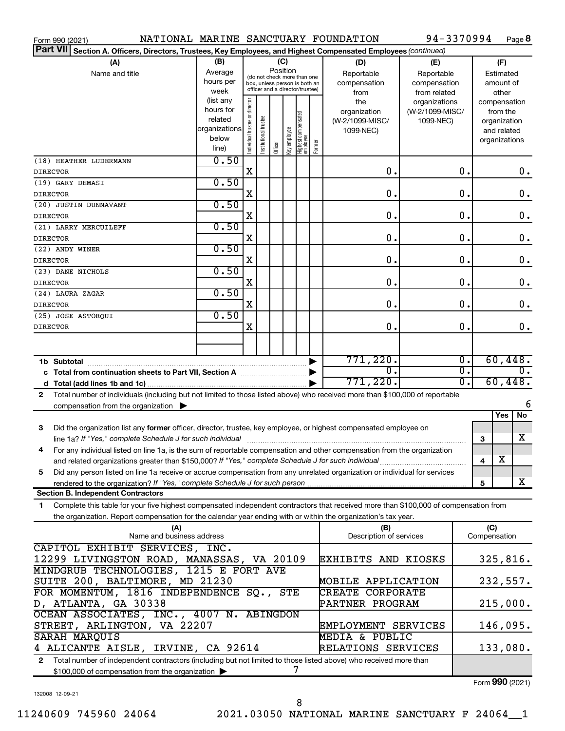Form 990 (2021) NATIONAL MARINE SANCTUARY FOUNDATION 94-3370994 Page **8**

**Part VII** **Section A. Officers, Directors, Trustees, Key Employees, and Highest Compensated Employees** *(continued)*

| (A) Name and title | (B) Average hours per week (list any hours for related organizations below line) | (C) Position: Individual trustee or director | Institutional trustee | Officer | Key employee | Highest compensated employee | Former | (D) Reportable compensation from the organization (W-2/1099-MISC/1099-NEC) | (E) Reportable compensation from related organizations (W-2/1099-MISC/1099-NEC) | (F) Estimated amount of other compensation from the organization and related organizations |
|---|---|---|---|---|---|---|---|---|---|---|
| (18) HEATHER LUDERMANN<br>DIRECTOR | 0.50 | X | | | | | | 0. | 0. | 0. |
| (19) GARY DEMASI<br>DIRECTOR | 0.50 | X | | | | | | 0. | 0. | 0. |
| (20) JUSTIN DUNNAVANT<br>DIRECTOR | 0.50 | X | | | | | | 0. | 0. | 0. |
| (21) LARRY MERCUILEFF<br>DIRECTOR | 0.50 | X | | | | | | 0. | 0. | 0. |
| (22) ANDY WINER<br>DIRECTOR | 0.50 | X | | | | | | 0. | 0. | 0. |
| (23) DANE NICHOLS<br>DIRECTOR | 0.50 | X | | | | | | 0. | 0. | 0. |
| (24) LAURA ZAGAR<br>DIRECTOR | 0.50 | X | | | | | | 0. | 0. | 0. |
| (25) JOSE ASTORQUI<br>DIRECTOR | 0.50 | X | | | | | | 0. | 0. | 0. |
| **1b Subtotal** | | | | | | | | 771,220. | 0. | 60,448. |
| **c Total from continuation sheets to Part VII, Section A** | | | | | | | | 0. | 0. | 0. |
| **d Total (add lines 1b and 1c)** | | | | | | | | 771,220. | 0. | 60,448. |

**2** Total number of individuals (including but not limited to those listed above) who received more than $100,000 of reportable compensation from the organization ▶ 6

| | | Yes | No |
|---|---|---|---|
| **3** Did the organization list any **former** officer, director, trustee, key employee, or highest compensated employee on line 1a? *If "Yes," complete Schedule J for such individual* | 3 | | X |
| **4** For any individual listed on line 1a, is the sum of reportable compensation and other compensation from the organization and related organizations greater than $150,000? *If "Yes," complete Schedule J for such individual* | 4 | X | |
| **5** Did any person listed on line 1a receive or accrue compensation from any unrelated organization or individual for services rendered to the organization? *If "Yes," complete Schedule J for such person* | 5 | | X |

**Section B. Independent Contractors**

**1** Complete this table for your five highest compensated independent contractors that received more than $100,000 of compensation from the organization. Report compensation for the calendar year ending with or within the organization's tax year.

| (A) Name and business address | (B) Description of services | (C) Compensation |
|---|---|---|
| CAPITOL EXHIBIT SERVICES, INC.<br>12299 LIVINGSTON ROAD, MANASSAS, VA 20109 | EXHIBITS AND KIOSKS | 325,816. |
| MINDGRUB TECHNOLOGIES, 1215 E FORT AVE<br>SUITE 200, BALTIMORE, MD 21230 | MOBILE APPLICATION | 232,557. |
| FOR MOMENTUM, 1816 INDEPENDENCE SQ., STE<br>D, ATLANTA, GA 30338 | CREATE CORPORATE PARTNER PROGRAM | 215,000. |
| OCEAN ASSOCIATES, INC., 4007 N. ABINGDON<br>STREET, ARLINGTON, VA 22207 | EMPLOYMENT SERVICES | 146,095. |
| SARAH MARQUIS<br>4 ALICANTE AISLE, IRVINE, CA 92614 | MEDIA & PUBLIC RELATIONS SERVICES | 133,080. |

**2** Total number of independent contractors (including but not limited to those listed above) who received more than $100,000 of compensation from the organization ▶ 7

Form **990** (2021)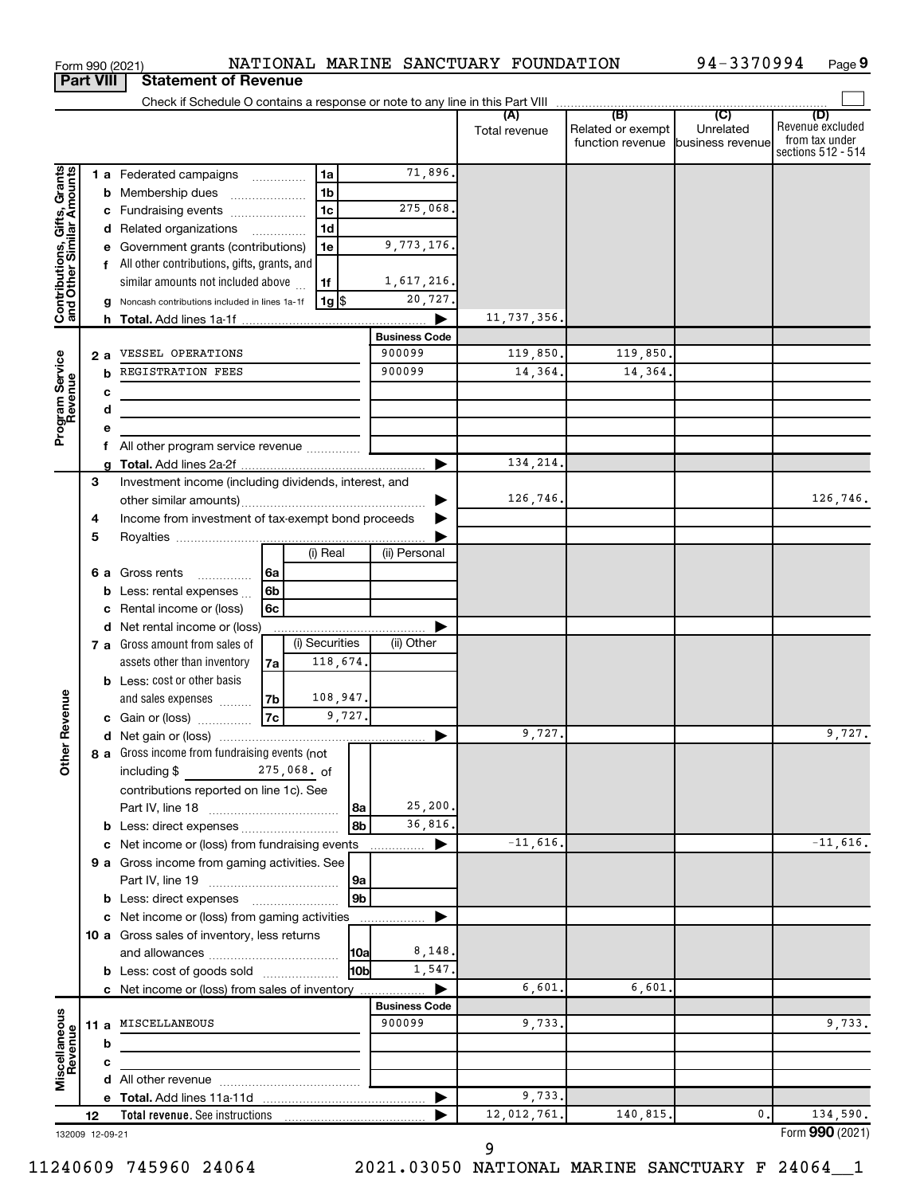Form 990 (2021) NATIONAL MARINE SANCTUARY FOUNDATION 94-3370994 Page 9

**Part VIII Statement of Revenue**

Check if Schedule O contains a response or note to any line in this Part VIII

| | | | (A) Total revenue | (B) Related or exempt function revenue | (C) Unrelated business revenue | (D) Revenue excluded from tax under sections 512 - 514 |
|---|---|---|---|---|---|---|
| **Contributions, Gifts, Grants and Other Similar Amounts** | 1a Federated campaigns | 1a 71,896. | | | | |
| | b Membership dues | 1b | | | | |
| | c Fundraising events | 1c 275,068. | | | | |
| | d Related organizations | 1d | | | | |
| | e Government grants (contributions) | 1e 9,773,176. | | | | |
| | f All other contributions, gifts, grants, and similar amounts not included above | 1f 1,617,216. | | | | |
| | g Noncash contributions included in lines 1a-1f | 1g $ 20,727. | | | | |
| | h **Total.** Add lines 1a-1f | ▶ | 11,737,356. | | | |
| **Program Service Revenue** | | **Business Code** | | | | |
| | 2a VESSEL OPERATIONS | 900099 | 119,850. | 119,850. | | |
| | b REGISTRATION FEES | 900099 | 14,364. | 14,364. | | |
| | c | | | | | |
| | d | | | | | |
| | e | | | | | |
| | f All other program service revenue | | | | | |
| | g **Total.** Add lines 2a-2f | ▶ | 134,214. | | | |
| **Other Revenue** | 3 Investment income (including dividends, interest, and other similar amounts) | ▶ | 126,746. | | | 126,746. |
| | 4 Income from investment of tax-exempt bond proceeds | ▶ | | | | |
| | 5 Royalties | ▶ | | | | |
| | | (i) Real / (ii) Personal | | | | |
| | 6a Gross rents | 6a | | | | |
| | b Less: rental expenses | 6b | | | | |
| | c Rental income or (loss) | 6c | | | | |
| | d Net rental income or (loss) | ▶ | | | | |
| | | (i) Securities / (ii) Other | | | | |
| | 7a Gross amount from sales of assets other than inventory | 7a 118,674. | | | | |
| | b Less: cost or other basis and sales expenses | 7b 108,947. | | | | |
| | c Gain or (loss) | 7c 9,727. | | | | |
| | d Net gain or (loss) | ▶ | 9,727. | | | 9,727. |
| | 8a Gross income from fundraising events (not including $ 275,068. of contributions reported on line 1c). See Part IV, line 18 | 8a 25,200. | | | | |
| | b Less: direct expenses | 8b 36,816. | | | | |
| | c Net income or (loss) from fundraising events | ▶ | -11,616. | | | -11,616. |
| | 9a Gross income from gaming activities. See Part IV, line 19 | 9a | | | | |
| | b Less: direct expenses | 9b | | | | |
| | c Net income or (loss) from gaming activities | ▶ | | | | |
| | 10a Gross sales of inventory, less returns and allowances | 10a 8,148. | | | | |
| | b Less: cost of goods sold | 10b 1,547. | | | | |
| | c Net income or (loss) from sales of inventory | ▶ | 6,601. | 6,601. | | |
| **Miscellaneous Revenue** | | **Business Code** | | | | |
| | 11a MISCELLANEOUS | 900099 | 9,733. | | | 9,733. |
| | b | | | | | |
| | c | | | | | |
| | d All other revenue | | | | | |
| | e **Total.** Add lines 11a-11d | ▶ | 9,733. | | | |
| | 12 **Total revenue.** See instructions | ▶ | 12,012,761. | 140,815. | 0. | 134,590. |

132009 12-09-21 Form **990** (2021)

11240609 745960 24064 2021.03050 NATIONAL MARINE SANCTUARY F 24064__1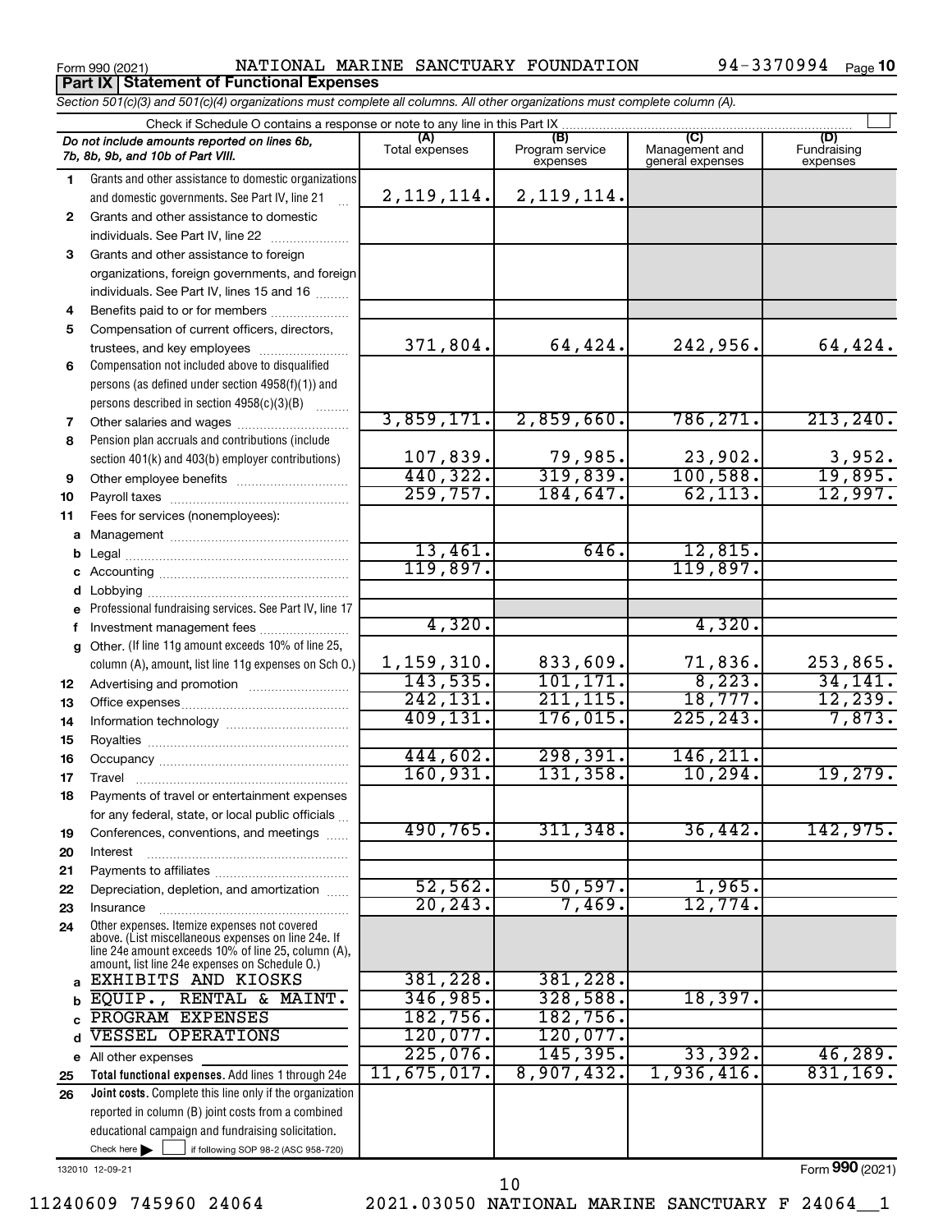Form 990 (2021) NATIONAL MARINE SANCTUARY FOUNDATION 94-3370994 Page 10

**Part IX | Statement of Functional Expenses**

*Section 501(c)(3) and 501(c)(4) organizations must complete all columns. All other organizations must complete column (A).*

Check if Schedule O contains a response or note to any line in this Part IX

| | *Do not include amounts reported on lines 6b, 7b, 8b, 9b, and 10b of Part VIII.* | (A) Total expenses | (B) Program service expenses | (C) Management and general expenses | (D) Fundraising expenses |
|---|---|---|---|---|---|
| 1 | Grants and other assistance to domestic organizations and domestic governments. See Part IV, line 21 | 2,119,114. | 2,119,114. | | |
| 2 | Grants and other assistance to domestic individuals. See Part IV, line 22 | | | | |
| 3 | Grants and other assistance to foreign organizations, foreign governments, and foreign individuals. See Part IV, lines 15 and 16 | | | | |
| 4 | Benefits paid to or for members | | | | |
| 5 | Compensation of current officers, directors, trustees, and key employees | 371,804. | 64,424. | 242,956. | 64,424. |
| 6 | Compensation not included above to disqualified persons (as defined under section 4958(f)(1)) and persons described in section 4958(c)(3)(B) | | | | |
| 7 | Other salaries and wages | 3,859,171. | 2,859,660. | 786,271. | 213,240. |
| 8 | Pension plan accruals and contributions (include section 401(k) and 403(b) employer contributions) | 107,839. | 79,985. | 23,902. | 3,952. |
| 9 | Other employee benefits | 440,322. | 319,839. | 100,588. | 19,895. |
| 10 | Payroll taxes | 259,757. | 184,647. | 62,113. | 12,997. |
| 11 | Fees for services (nonemployees): | | | | |
| a | Management | | | | |
| b | Legal | 13,461. | 646. | 12,815. | |
| c | Accounting | 119,897. | | 119,897. | |
| d | Lobbying | | | | |
| e | Professional fundraising services. See Part IV, line 17 | | | | |
| f | Investment management fees | 4,320. | | 4,320. | |
| g | Other. (If line 11g amount exceeds 10% of line 25, column (A), amount, list line 11g expenses on Sch O.) | 1,159,310. | 833,609. | 71,836. | 253,865. |
| 12 | Advertising and promotion | 143,535. | 101,171. | 8,223. | 34,141. |
| 13 | Office expenses | 242,131. | 211,115. | 18,777. | 12,239. |
| 14 | Information technology | 409,131. | 176,015. | 225,243. | 7,873. |
| 15 | Royalties | | | | |
| 16 | Occupancy | 444,602. | 298,391. | 146,211. | |
| 17 | Travel | 160,931. | 131,358. | 10,294. | 19,279. |
| 18 | Payments of travel or entertainment expenses for any federal, state, or local public officials | | | | |
| 19 | Conferences, conventions, and meetings | 490,765. | 311,348. | 36,442. | 142,975. |
| 20 | Interest | | | | |
| 21 | Payments to affiliates | | | | |
| 22 | Depreciation, depletion, and amortization | 52,562. | 50,597. | 1,965. | |
| 23 | Insurance | 20,243. | 7,469. | 12,774. | |
| 24 | Other expenses. Itemize expenses not covered above. (List miscellaneous expenses on line 24e. If line 24e amount exceeds 10% of line 25, column (A), amount, list line 24e expenses on Schedule O.) | | | | |
| a | EXHIBITS AND KIOSKS | 381,228. | 381,228. | | |
| b | EQUIP., RENTAL & MAINT. | 346,985. | 328,588. | 18,397. | |
| c | PROGRAM EXPENSES | 182,756. | 182,756. | | |
| d | VESSEL OPERATIONS | 120,077. | 120,077. | | |
| e | All other expenses | 225,076. | 145,395. | 33,392. | 46,289. |
| 25 | **Total functional expenses.** Add lines 1 through 24e | 11,675,017. | 8,907,432. | 1,936,416. | 831,169. |
| 26 | **Joint costs.** Complete this line only if the organization reported in column (B) joint costs from a combined educational campaign and fundraising solicitation. Check here ☐ if following SOP 98-2 (ASC 958-720) | | | | |

132010 12-09-21

Form **990** (2021)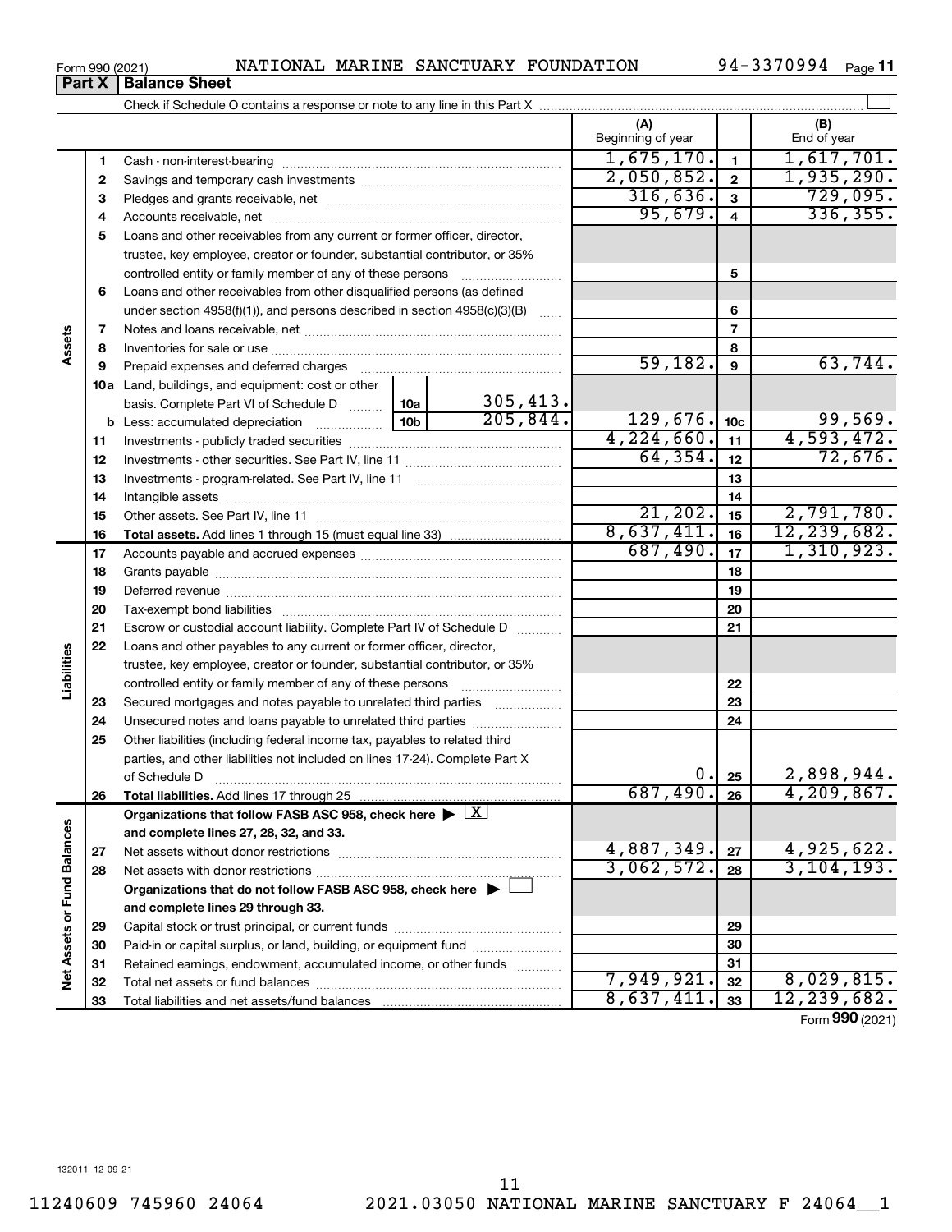Form 990 (2021) NATIONAL MARINE SANCTUARY FOUNDATION 94-3370994

## Part X Balance Sheet

Check if Schedule O contains a response or note to any line in this Part X

| | | | (A) Beginning of year | | (B) End of year |
|---|---|---|---|---|---|
| Assets | 1 | Cash - non-interest-bearing | 1,675,170. | 1 | 1,617,701. |
| | 2 | Savings and temporary cash investments | 2,050,852. | 2 | 1,935,290. |
| | 3 | Pledges and grants receivable, net | 316,636. | 3 | 729,095. |
| | 4 | Accounts receivable, net | 95,679. | 4 | 336,355. |
| | 5 | Loans and other receivables from any current or former officer, director, trustee, key employee, creator or founder, substantial contributor, or 35% controlled entity or family member of any of these persons | | 5 | |
| | 6 | Loans and other receivables from other disqualified persons (as defined under section 4958(f)(1)), and persons described in section 4958(c)(3)(B) | | 6 | |
| | 7 | Notes and loans receivable, net | | 7 | |
| | 8 | Inventories for sale or use | | 8 | |
| | 9 | Prepaid expenses and deferred charges | 59,182. | 9 | 63,744. |
| | 10a | Land, buildings, and equipment: cost or other basis. Complete Part VI of Schedule D — 10a: 305,413. | | | |
| | b | Less: accumulated depreciation — 10b: 205,844. | 129,676. | 10c | 99,569. |
| | 11 | Investments - publicly traded securities | 4,224,660. | 11 | 4,593,472. |
| | 12 | Investments - other securities. See Part IV, line 11 | 64,354. | 12 | 72,676. |
| | 13 | Investments - program-related. See Part IV, line 11 | | 13 | |
| | 14 | Intangible assets | | 14 | |
| | 15 | Other assets. See Part IV, line 11 | 21,202. | 15 | 2,791,780. |
| | 16 | **Total assets.** Add lines 1 through 15 (must equal line 33) | 8,637,411. | 16 | 12,239,682. |
| Liabilities | 17 | Accounts payable and accrued expenses | 687,490. | 17 | 1,310,923. |
| | 18 | Grants payable | | 18 | |
| | 19 | Deferred revenue | | 19 | |
| | 20 | Tax-exempt bond liabilities | | 20 | |
| | 21 | Escrow or custodial account liability. Complete Part IV of Schedule D | | 21 | |
| | 22 | Loans and other payables to any current or former officer, director, trustee, key employee, creator or founder, substantial contributor, or 35% controlled entity or family member of any of these persons | | 22 | |
| | 23 | Secured mortgages and notes payable to unrelated third parties | | 23 | |
| | 24 | Unsecured notes and loans payable to unrelated third parties | | 24 | |
| | 25 | Other liabilities (including federal income tax, payables to related third parties, and other liabilities not included on lines 17-24). Complete Part X of Schedule D | 0. | 25 | 2,898,944. |
| | 26 | **Total liabilities.** Add lines 17 through 25 | 687,490. | 26 | 4,209,867. |
| Net Assets or Fund Balances | | **Organizations that follow FASB ASC 958, check here** [X] **and complete lines 27, 28, 32, and 33.** | | | |
| | 27 | Net assets without donor restrictions | 4,887,349. | 27 | 4,925,622. |
| | 28 | Net assets with donor restrictions | 3,062,572. | 28 | 3,104,193. |
| | | **Organizations that do not follow FASB ASC 958, check here** [ ] **and complete lines 29 through 33.** | | | |
| | 29 | Capital stock or trust principal, or current funds | | 29 | |
| | 30 | Paid-in or capital surplus, or land, building, or equipment fund | | 30 | |
| | 31 | Retained earnings, endowment, accumulated income, or other funds | | 31 | |
| | 32 | Total net assets or fund balances | 7,949,921. | 32 | 8,029,815. |
| | 33 | Total liabilities and net assets/fund balances | 8,637,411. | 33 | 12,239,682. |

Form **990** (2021)

132011 12-09-21

11240609 745960 24064 2021.03050 NATIONAL MARINE SANCTUARY F 24064__1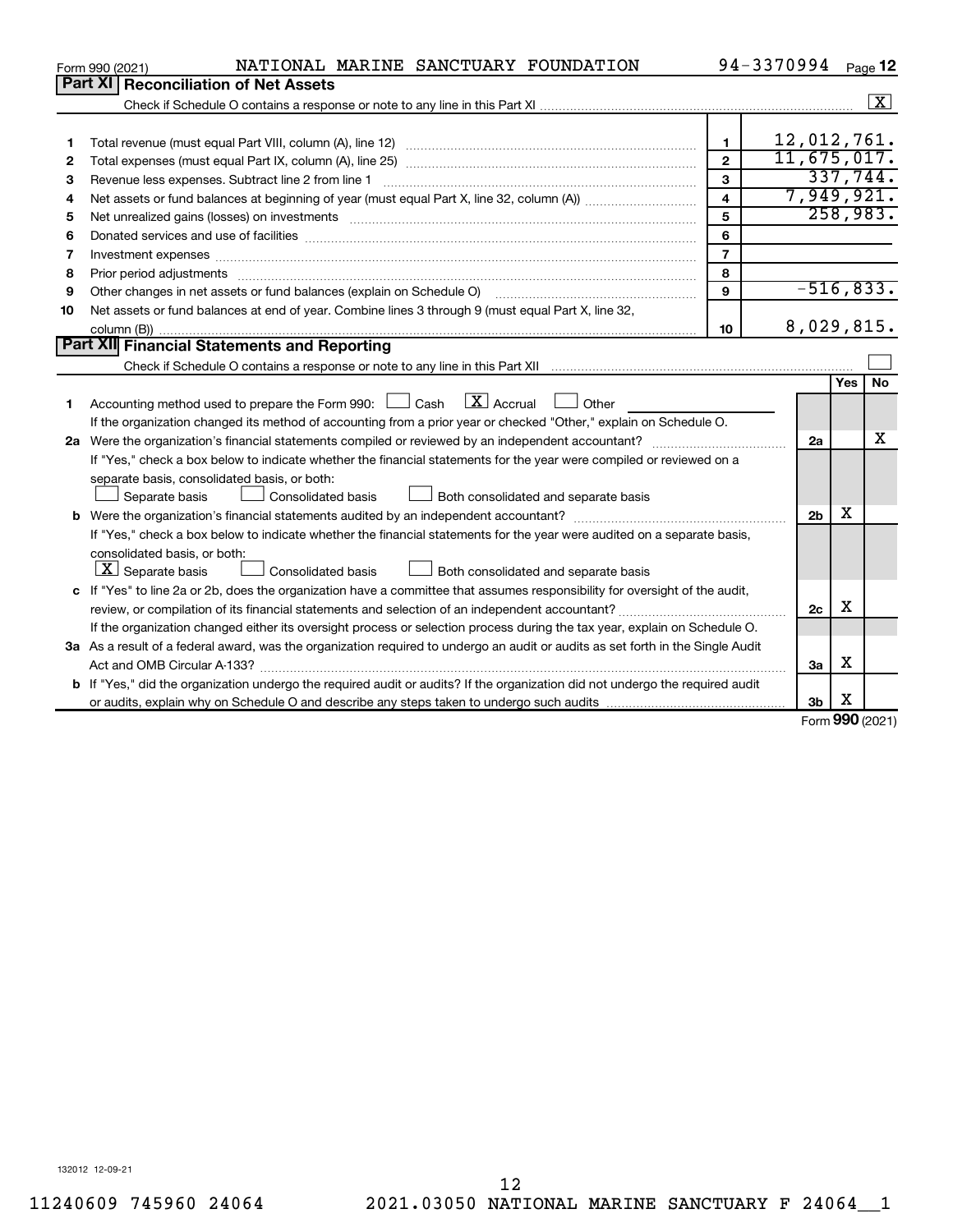Form 990 (2021) NATIONAL MARINE SANCTUARY FOUNDATION 94-3370994 Page 12

## Part XI Reconciliation of Net Assets

Check if Schedule O contains a response or note to any line in this Part XI ☒

| | | | |
|---|---|---|---|
| 1 | Total revenue (must equal Part VIII, column (A), line 12) | 1 | 12,012,761. |
| 2 | Total expenses (must equal Part IX, column (A), line 25) | 2 | 11,675,017. |
| 3 | Revenue less expenses. Subtract line 2 from line 1 | 3 | 337,744. |
| 4 | Net assets or fund balances at beginning of year (must equal Part X, line 32, column (A)) | 4 | 7,949,921. |
| 5 | Net unrealized gains (losses) on investments | 5 | 258,983. |
| 6 | Donated services and use of facilities | 6 | |
| 7 | Investment expenses | 7 | |
| 8 | Prior period adjustments | 8 | |
| 9 | Other changes in net assets or fund balances (explain on Schedule O) | 9 | -516,833. |
| 10 | Net assets or fund balances at end of year. Combine lines 3 through 9 (must equal Part X, line 32, column (B)) | 10 | 8,029,815. |

## Part XII Financial Statements and Reporting

Check if Schedule O contains a response or note to any line in this Part XII ☐

| | | | Yes | No |
|---|---|---|---|---|
| 1 | Accounting method used to prepare the Form 990: ☐ Cash ☒ Accrual ☐ Other<br>If the organization changed its method of accounting from a prior year or checked "Other," explain on Schedule O. | | | |
| 2a | Were the organization's financial statements compiled or reviewed by an independent accountant?<br>If "Yes," check a box below to indicate whether the financial statements for the year were compiled or reviewed on a separate basis, consolidated basis, or both:<br>☐ Separate basis ☐ Consolidated basis ☐ Both consolidated and separate basis | 2a | | X |
| b | Were the organization's financial statements audited by an independent accountant?<br>If "Yes," check a box below to indicate whether the financial statements for the year were audited on a separate basis, consolidated basis, or both:<br>☒ Separate basis ☐ Consolidated basis ☐ Both consolidated and separate basis | 2b | X | |
| c | If "Yes" to line 2a or 2b, does the organization have a committee that assumes responsibility for oversight of the audit, review, or compilation of its financial statements and selection of an independent accountant?<br>If the organization changed either its oversight process or selection process during the tax year, explain on Schedule O. | 2c | X | |
| 3a | As a result of a federal award, was the organization required to undergo an audit or audits as set forth in the Single Audit Act and OMB Circular A-133? | 3a | X | |
| b | If "Yes," did the organization undergo the required audit or audits? If the organization did not undergo the required audit or audits, explain why on Schedule O and describe any steps taken to undergo such audits | 3b | X | |

Form 990 (2021)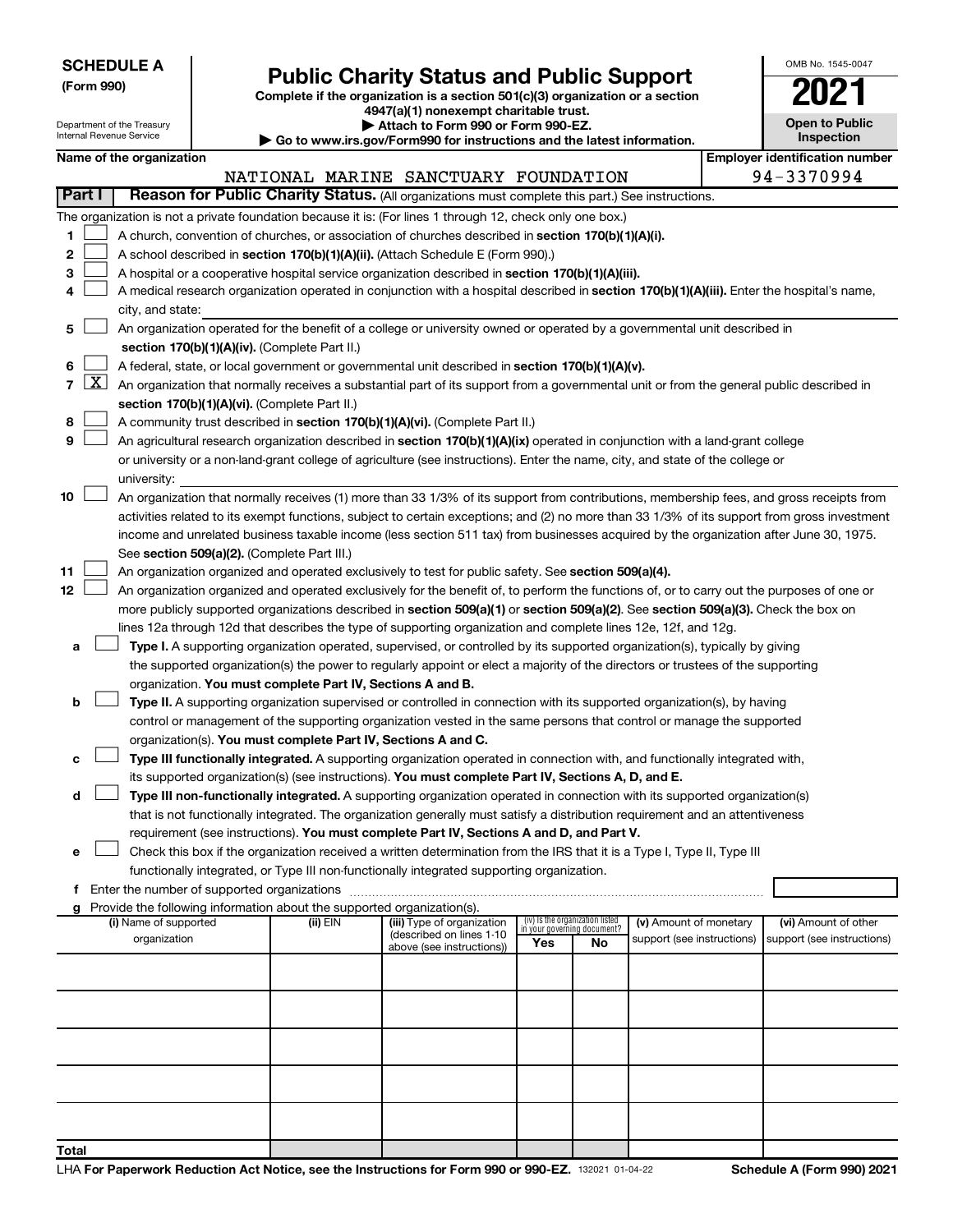**SCHEDULE A**
**(Form 990)**

Department of the Treasury
Internal Revenue Service

# Public Charity Status and Public Support

**Complete if the organization is a section 501(c)(3) organization or a section 4947(a)(1) nonexempt charitable trust.**
**▶ Attach to Form 990 or Form 990-EZ.**
**▶ Go to www.irs.gov/Form990 for instructions and the latest information.**

OMB No. 1545-0047
**2021**
**Open to Public Inspection**

**Name of the organization:** NATIONAL MARINE SANCTUARY FOUNDATION
**Employer identification number:** 94-3370994

**Part I — Reason for Public Charity Status.** (All organizations must complete this part.) See instructions.

The organization is not a private foundation because it is: (For lines 1 through 12, check only one box.)

1. ☐ A church, convention of churches, or association of churches described in **section 170(b)(1)(A)(i).**
2. ☐ A school described in **section 170(b)(1)(A)(ii).** (Attach Schedule E (Form 990).)
3. ☐ A hospital or a cooperative hospital service organization described in **section 170(b)(1)(A)(iii).**
4. ☐ A medical research organization operated in conjunction with a hospital described in **section 170(b)(1)(A)(iii).** Enter the hospital's name, city, and state:
5. ☐ An organization operated for the benefit of a college or university owned or operated by a governmental unit described in **section 170(b)(1)(A)(iv).** (Complete Part II.)
6. ☐ A federal, state, or local government or governmental unit described in **section 170(b)(1)(A)(v).**
7. ☒ An organization that normally receives a substantial part of its support from a governmental unit or from the general public described in **section 170(b)(1)(A)(vi).** (Complete Part II.)
8. ☐ A community trust described in **section 170(b)(1)(A)(vi).** (Complete Part II.)
9. ☐ An agricultural research organization described in **section 170(b)(1)(A)(ix)** operated in conjunction with a land-grant college or university or a non-land-grant college of agriculture (see instructions). Enter the name, city, and state of the college or university:
10. ☐ An organization that normally receives (1) more than 33 1/3% of its support from contributions, membership fees, and gross receipts from activities related to its exempt functions, subject to certain exceptions; and (2) no more than 33 1/3% of its support from gross investment income and unrelated business taxable income (less section 511 tax) from businesses acquired by the organization after June 30, 1975. See **section 509(a)(2).** (Complete Part III.)
11. ☐ An organization organized and operated exclusively to test for public safety. See **section 509(a)(4).**
12. ☐ An organization organized and operated exclusively for the benefit of, to perform the functions of, or to carry out the purposes of one or more publicly supported organizations described in **section 509(a)(1)** or **section 509(a)(2).** See **section 509(a)(3).** Check the box on lines 12a through 12d that describes the type of supporting organization and complete lines 12e, 12f, and 12g.
   - **a** ☐ **Type I.** A supporting organization operated, supervised, or controlled by its supported organization(s), typically by giving the supported organization(s) the power to regularly appoint or elect a majority of the directors or trustees of the supporting organization. **You must complete Part IV, Sections A and B.**
   - **b** ☐ **Type II.** A supporting organization supervised or controlled in connection with its supported organization(s), by having control or management of the supporting organization vested in the same persons that control or manage the supported organization(s). **You must complete Part IV, Sections A and C.**
   - **c** ☐ **Type III functionally integrated.** A supporting organization operated in connection with, and functionally integrated with, its supported organization(s) (see instructions). **You must complete Part IV, Sections A, D, and E.**
   - **d** ☐ **Type III non-functionally integrated.** A supporting organization operated in connection with its supported organization(s) that is not functionally integrated. The organization generally must satisfy a distribution requirement and an attentiveness requirement (see instructions). **You must complete Part IV, Sections A and D, and Part V.**
   - **e** ☐ Check this box if the organization received a written determination from the IRS that it is a Type I, Type II, Type III functionally integrated, or Type III non-functionally integrated supporting organization.
   - **f** Enter the number of supported organizations
   - **g** Provide the following information about the supported organization(s).

| (i) Name of supported organization | (ii) EIN | (iii) Type of organization (described on lines 1-10 above (see instructions)) | (iv) Is the organization listed in your governing document? Yes | No | (v) Amount of monetary support (see instructions) | (vi) Amount of other support (see instructions) |
|---|---|---|---|---|---|---|
| | | | | | | |
| | | | | | | |
| | | | | | | |
| | | | | | | |
| | | | | | | |
| **Total** | | | | | | |

LHA **For Paperwork Reduction Act Notice, see the Instructions for Form 990 or 990-EZ.** 132021 01-04-22 **Schedule A (Form 990) 2021**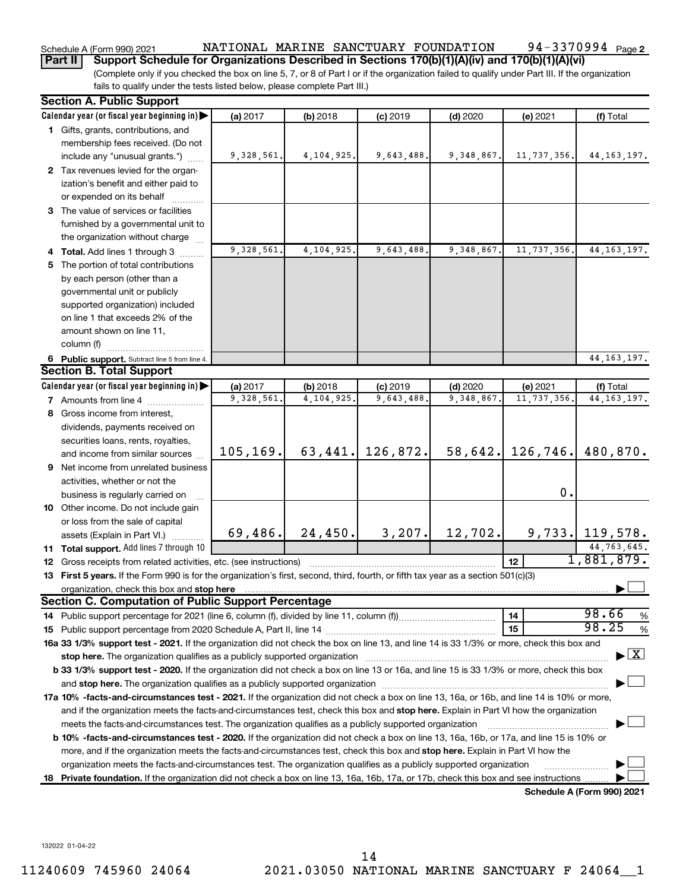Schedule A (Form 990) 2021 NATIONAL MARINE SANCTUARY FOUNDATION 94-3370994 Page 2

**Part II | Support Schedule for Organizations Described in Sections 170(b)(1)(A)(iv) and 170(b)(1)(A)(vi)**

(Complete only if you checked the box on line 5, 7, or 8 of Part I or if the organization failed to qualify under Part III. If the organization fails to qualify under the tests listed below, please complete Part III.)

### Section A. Public Support

| Calendar year (or fiscal year beginning in) ▶ | (a) 2017 | (b) 2018 | (c) 2019 | (d) 2020 | (e) 2021 | (f) Total |
|---|---|---|---|---|---|---|
| 1 Gifts, grants, contributions, and membership fees received. (Do not include any "unusual grants.") | 9,328,561. | 4,104,925. | 9,643,488. | 9,348,867. | 11,737,356. | 44,163,197. |
| 2 Tax revenues levied for the organization's benefit and either paid to or expended on its behalf | | | | | | |
| 3 The value of services or facilities furnished by a governmental unit to the organization without charge | | | | | | |
| 4 **Total.** Add lines 1 through 3 | 9,328,561. | 4,104,925. | 9,643,488. | 9,348,867. | 11,737,356. | 44,163,197. |
| 5 The portion of total contributions by each person (other than a governmental unit or publicly supported organization) included on line 1 that exceeds 2% of the amount shown on line 11, column (f) | | | | | | |
| 6 **Public support.** Subtract line 5 from line 4. | | | | | | 44,163,197. |

### Section B. Total Support

| Calendar year (or fiscal year beginning in) ▶ | (a) 2017 | (b) 2018 | (c) 2019 | (d) 2020 | (e) 2021 | (f) Total |
|---|---|---|---|---|---|---|
| 7 Amounts from line 4 | 9,328,561. | 4,104,925. | 9,643,488. | 9,348,867. | 11,737,356. | 44,163,197. |
| 8 Gross income from interest, dividends, payments received on securities loans, rents, royalties, and income from similar sources | 105,169. | 63,441. | 126,872. | 58,642. | 126,746. | 480,870. |
| 9 Net income from unrelated business activities, whether or not the business is regularly carried on | | | | | 0. | |
| 10 Other income. Do not include gain or loss from the sale of capital assets (Explain in Part VI.) | 69,486. | 24,450. | 3,207. | 12,702. | 9,733. | 119,578. |
| 11 **Total support.** Add lines 7 through 10 | | | | | | 44,763,645. |

12 Gross receipts from related activities, etc. (see instructions) | 12 | 1,881,879.

13 **First 5 years.** If the Form 990 is for the organization's first, second, third, fourth, or fifth tax year as a section 501(c)(3) organization, check this box and **stop here** ☐

### Section C. Computation of Public Support Percentage

14 Public support percentage for 2021 (line 6, column (f), divided by line 11, column (f)) | 14 | 98.66 %

15 Public support percentage from 2020 Schedule A, Part II, line 14 | 15 | 98.25 %

**16a 33 1/3% support test - 2021.** If the organization did not check the box on line 13, and line 14 is 33 1/3% or more, check this box and **stop here.** The organization qualifies as a publicly supported organization ☒

**b 33 1/3% support test - 2020.** If the organization did not check a box on line 13 or 16a, and line 15 is 33 1/3% or more, check this box and **stop here.** The organization qualifies as a publicly supported organization ☐

**17a 10% -facts-and-circumstances test - 2021.** If the organization did not check a box on line 13, 16a, or 16b, and line 14 is 10% or more, and if the organization meets the facts-and-circumstances test, check this box and **stop here.** Explain in Part VI how the organization meets the facts-and-circumstances test. The organization qualifies as a publicly supported organization ☐

**b 10% -facts-and-circumstances test - 2020.** If the organization did not check a box on line 13, 16a, 16b, or 17a, and line 15 is 10% or more, and if the organization meets the facts-and-circumstances test, check this box and **stop here.** Explain in Part VI how the organization meets the facts-and-circumstances test. The organization qualifies as a publicly supported organization ☐

**18 Private foundation.** If the organization did not check a box on line 13, 16a, 16b, 17a, or 17b, check this box and see instructions ☐

**Schedule A (Form 990) 2021**

132022 01-04-22

11240609 745960 24064 2021.03050 NATIONAL MARINE SANCTUARY F 24064__1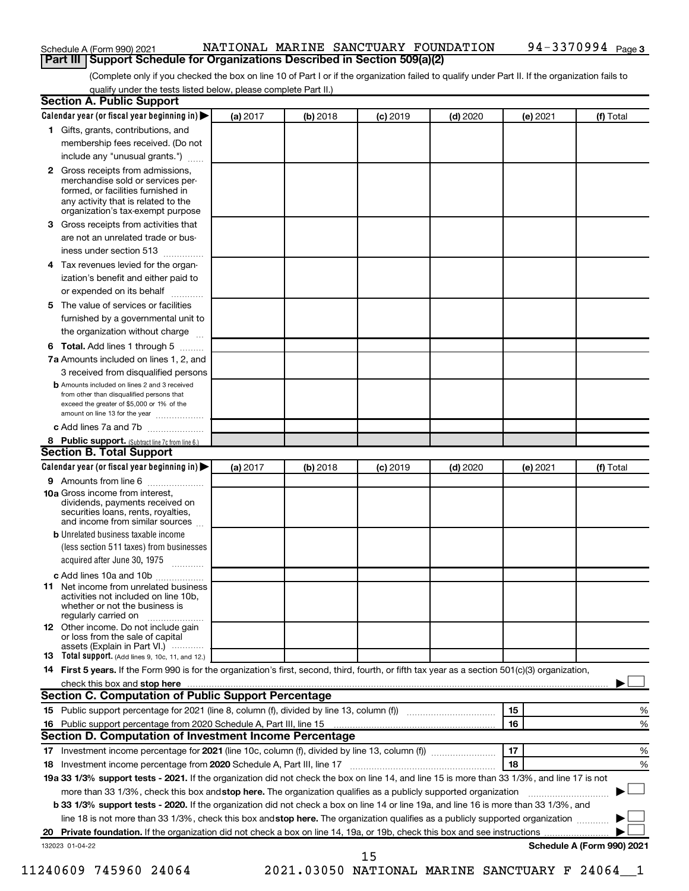Schedule A (Form 990) 2021 NATIONAL MARINE SANCTUARY FOUNDATION 94-3370994 Page 3

## Part III Support Schedule for Organizations Described in Section 509(a)(2)

(Complete only if you checked the box on line 10 of Part I or if the organization failed to qualify under Part II. If the organization fails to qualify under the tests listed below, please complete Part II.)

### Section A. Public Support

| Calendar year (or fiscal year beginning in) ▶ | (a) 2017 | (b) 2018 | (c) 2019 | (d) 2020 | (e) 2021 | (f) Total |
|---|---|---|---|---|---|---|
| 1 Gifts, grants, contributions, and membership fees received. (Do not include any "unusual grants.") | | | | | | |
| 2 Gross receipts from admissions, merchandise sold or services performed, or facilities furnished in any activity that is related to the organization's tax-exempt purpose | | | | | | |
| 3 Gross receipts from activities that are not an unrelated trade or business under section 513 | | | | | | |
| 4 Tax revenues levied for the organization's benefit and either paid to or expended on its behalf | | | | | | |
| 5 The value of services or facilities furnished by a governmental unit to the organization without charge | | | | | | |
| 6 **Total.** Add lines 1 through 5 | | | | | | |
| 7a Amounts included on lines 1, 2, and 3 received from disqualified persons | | | | | | |
| b Amounts included on lines 2 and 3 received from other than disqualified persons that exceed the greater of $5,000 or 1% of the amount on line 13 for the year | | | | | | |
| c Add lines 7a and 7b | | | | | | |
| 8 **Public support.** (Subtract line 7c from line 6.) | | | | | | |

### Section B. Total Support

| Calendar year (or fiscal year beginning in) ▶ | (a) 2017 | (b) 2018 | (c) 2019 | (d) 2020 | (e) 2021 | (f) Total |
|---|---|---|---|---|---|---|
| 9 Amounts from line 6 | | | | | | |
| 10a Gross income from interest, dividends, payments received on securities loans, rents, royalties, and income from similar sources | | | | | | |
| b Unrelated business taxable income (less section 511 taxes) from businesses acquired after June 30, 1975 | | | | | | |
| c Add lines 10a and 10b | | | | | | |
| 11 Net income from unrelated business activities not included on line 10b, whether or not the business is regularly carried on | | | | | | |
| 12 Other income. Do not include gain or loss from the sale of capital assets (Explain in Part VI.) | | | | | | |
| 13 **Total support.** (Add lines 9, 10c, 11, and 12.) | | | | | | |

14 **First 5 years.** If the Form 990 is for the organization's first, second, third, fourth, or fifth tax year as a section 501(c)(3) organization, check this box and **stop here** ▶ ☐

### Section C. Computation of Public Support Percentage

| | | | |
|---|---|---|---|
| 15 | Public support percentage for 2021 (line 8, column (f), divided by line 13, column (f)) | 15 | % |
| 16 | Public support percentage from 2020 Schedule A, Part III, line 15 | 16 | % |

### Section D. Computation of Investment Income Percentage

| | | | |
|---|---|---|---|
| 17 | Investment income percentage for **2021** (line 10c, column (f), divided by line 13, column (f)) | 17 | % |
| 18 | Investment income percentage from **2020** Schedule A, Part III, line 17 | 18 | % |

**19a 33 1/3% support tests - 2021.** If the organization did not check the box on line 14, and line 15 is more than 33 1/3%, and line 17 is not more than 33 1/3%, check this box and **stop here.** The organization qualifies as a publicly supported organization ▶ ☐

**b 33 1/3% support tests - 2020.** If the organization did not check a box on line 14 or line 19a, and line 16 is more than 33 1/3%, and line 18 is not more than 33 1/3%, check this box and **stop here.** The organization qualifies as a publicly supported organization ▶ ☐

**20 Private foundation.** If the organization did not check a box on line 14, 19a, or 19b, check this box and see instructions ▶ ☐

132023 01-04-22 **Schedule A (Form 990) 2021**

11240609 745960 24064 2021.03050 NATIONAL MARINE SANCTUARY F 24064__1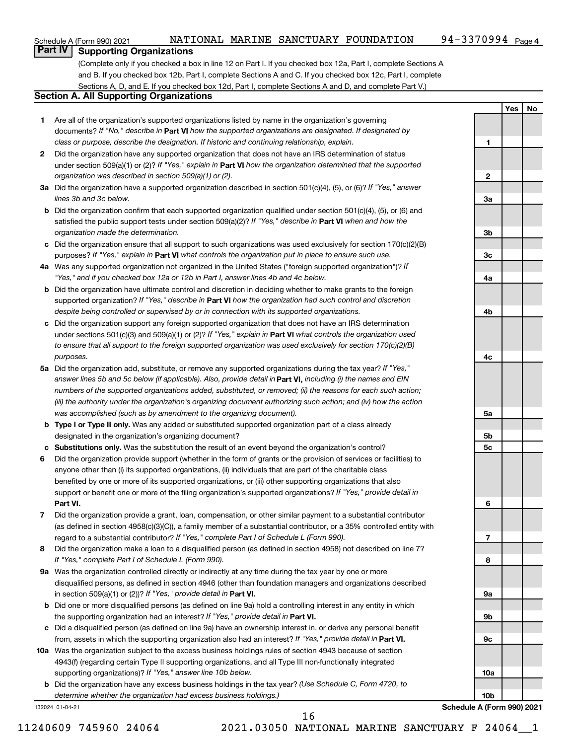## Part IV Supporting Organizations

(Complete only if you checked a box in line 12 on Part I. If you checked box 12a, Part I, complete Sections A and B. If you checked box 12b, Part I, complete Sections A and C. If you checked box 12c, Part I, complete Sections A, D, and E. If you checked box 12d, Part I, complete Sections A and D, and complete Part V.)

### Section A. All Supporting Organizations

| | | Line | Yes | No |
|---|---|---|---|---|
| **1** | Are all of the organization's supported organizations listed by name in the organization's governing documents? *If "No," describe in* **Part VI** *how the supported organizations are designated. If designated by class or purpose, describe the designation. If historic and continuing relationship, explain.* | **1** | | |
| **2** | Did the organization have any supported organization that does not have an IRS determination of status under section 509(a)(1) or (2)? *If "Yes," explain in* **Part VI** *how the organization determined that the supported organization was described in section 509(a)(1) or (2).* | **2** | | |
| **3a** | Did the organization have a supported organization described in section 501(c)(4), (5), or (6)? *If "Yes," answer lines 3b and 3c below.* | **3a** | | |
| **b** | Did the organization confirm that each supported organization qualified under section 501(c)(4), (5), or (6) and satisfied the public support tests under section 509(a)(2)? *If "Yes," describe in* **Part VI** *when and how the organization made the determination.* | **3b** | | |
| **c** | Did the organization ensure that all support to such organizations was used exclusively for section 170(c)(2)(B) purposes? *If "Yes," explain in* **Part VI** *what controls the organization put in place to ensure such use.* | **3c** | | |
| **4a** | Was any supported organization not organized in the United States ("foreign supported organization")? *If "Yes," and if you checked box 12a or 12b in Part I, answer lines 4b and 4c below.* | **4a** | | |
| **b** | Did the organization have ultimate control and discretion in deciding whether to make grants to the foreign supported organization? *If "Yes," describe in* **Part VI** *how the organization had such control and discretion despite being controlled or supervised by or in connection with its supported organizations.* | **4b** | | |
| **c** | Did the organization support any foreign supported organization that does not have an IRS determination under sections 501(c)(3) and 509(a)(1) or (2)? *If "Yes," explain in* **Part VI** *what controls the organization used to ensure that all support to the foreign supported organization was used exclusively for section 170(c)(2)(B) purposes.* | **4c** | | |
| **5a** | Did the organization add, substitute, or remove any supported organizations during the tax year? *If "Yes," answer lines 5b and 5c below (if applicable). Also, provide detail in* **Part VI,** *including (i) the names and EIN numbers of the supported organizations added, substituted, or removed; (ii) the reasons for each such action; (iii) the authority under the organization's organizing document authorizing such action; and (iv) how the action was accomplished (such as by amendment to the organizing document).* | **5a** | | |
| **b** | **Type I or Type II only.** Was any added or substituted supported organization part of a class already designated in the organization's organizing document? | **5b** | | |
| **c** | **Substitutions only.** Was the substitution the result of an event beyond the organization's control? | **5c** | | |
| **6** | Did the organization provide support (whether in the form of grants or the provision of services or facilities) to anyone other than (i) its supported organizations, (ii) individuals that are part of the charitable class benefited by one or more of its supported organizations, or (iii) other supporting organizations that also support or benefit one or more of the filing organization's supported organizations? *If "Yes," provide detail in* **Part VI.** | **6** | | |
| **7** | Did the organization provide a grant, loan, compensation, or other similar payment to a substantial contributor (as defined in section 4958(c)(3)(C)), a family member of a substantial contributor, or a 35% controlled entity with regard to a substantial contributor? *If "Yes," complete Part I of Schedule L (Form 990).* | **7** | | |
| **8** | Did the organization make a loan to a disqualified person (as defined in section 4958) not described on line 7? *If "Yes," complete Part I of Schedule L (Form 990).* | **8** | | |
| **9a** | Was the organization controlled directly or indirectly at any time during the tax year by one or more disqualified persons, as defined in section 4946 (other than foundation managers and organizations described in section 509(a)(1) or (2))? *If "Yes," provide detail in* **Part VI.** | **9a** | | |
| **b** | Did one or more disqualified persons (as defined on line 9a) hold a controlling interest in any entity in which the supporting organization had an interest? *If "Yes," provide detail in* **Part VI.** | **9b** | | |
| **c** | Did a disqualified person (as defined on line 9a) have an ownership interest in, or derive any personal benefit from, assets in which the supporting organization also had an interest? *If "Yes," provide detail in* **Part VI.** | **9c** | | |
| **10a** | Was the organization subject to the excess business holdings rules of section 4943 because of section 4943(f) (regarding certain Type II supporting organizations, and all Type III non-functionally integrated supporting organizations)? *If "Yes," answer line 10b below.* | **10a** | | |
| **b** | Did the organization have any excess business holdings in the tax year? *(Use Schedule C, Form 4720, to determine whether the organization had excess business holdings.)* | **10b** | | |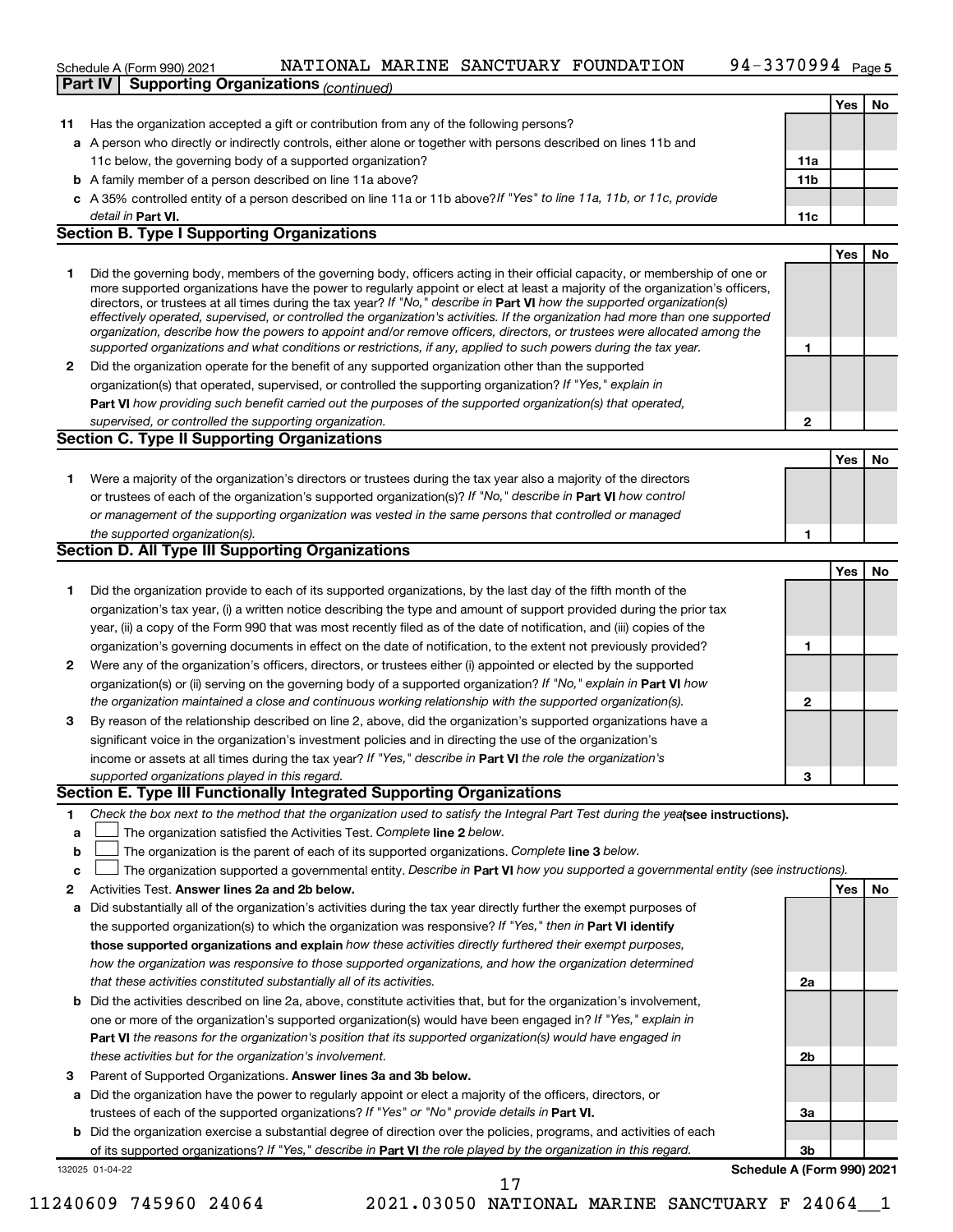Schedule A (Form 990) 2021 NATIONAL MARINE SANCTUARY FOUNDATION 94-3370994 Page 5

**Part IV | Supporting Organizations** *(continued)*

| | | | Yes | No |
|---|---|---|---|---|
| **11** | Has the organization accepted a gift or contribution from any of the following persons? | | | |
| **a** | A person who directly or indirectly controls, either alone or together with persons described on lines 11b and 11c below, the governing body of a supported organization? | **11a** | | |
| **b** | A family member of a person described on line 11a above? | **11b** | | |
| **c** | A 35% controlled entity of a person described on line 11a or 11b above? *If "Yes" to line 11a, 11b, or 11c, provide detail in* **Part VI.** | **11c** | | |

## Section B. Type I Supporting Organizations

| | | | Yes | No |
|---|---|---|---|---|
| **1** | Did the governing body, members of the governing body, officers acting in their official capacity, or membership of one or more supported organizations have the power to regularly appoint or elect at least a majority of the organization's officers, directors, or trustees at all times during the tax year? *If "No," describe in* **Part VI** *how the supported organization(s) effectively operated, supervised, or controlled the organization's activities. If the organization had more than one supported organization, describe how the powers to appoint and/or remove officers, directors, or trustees were allocated among the supported organizations and what conditions or restrictions, if any, applied to such powers during the tax year.* | **1** | | |
| **2** | Did the organization operate for the benefit of any supported organization other than the supported organization(s) that operated, supervised, or controlled the supporting organization? *If "Yes," explain in* **Part VI** *how providing such benefit carried out the purposes of the supported organization(s) that operated, supervised, or controlled the supporting organization.* | **2** | | |

## Section C. Type II Supporting Organizations

| | | | Yes | No |
|---|---|---|---|---|
| **1** | Were a majority of the organization's directors or trustees during the tax year also a majority of the directors or trustees of each of the organization's supported organization(s)? *If "No," describe in* **Part VI** *how control or management of the supporting organization was vested in the same persons that controlled or managed the supported organization(s).* | **1** | | |

## Section D. All Type III Supporting Organizations

| | | | Yes | No |
|---|---|---|---|---|
| **1** | Did the organization provide to each of its supported organizations, by the last day of the fifth month of the organization's tax year, (i) a written notice describing the type and amount of support provided during the prior tax year, (ii) a copy of the Form 990 that was most recently filed as of the date of notification, and (iii) copies of the organization's governing documents in effect on the date of notification, to the extent not previously provided? | **1** | | |
| **2** | Were any of the organization's officers, directors, or trustees either (i) appointed or elected by the supported organization(s) or (ii) serving on the governing body of a supported organization? *If "No," explain in* **Part VI** *how the organization maintained a close and continuous working relationship with the supported organization(s).* | **2** | | |
| **3** | By reason of the relationship described on line 2, above, did the organization's supported organizations have a significant voice in the organization's investment policies and in directing the use of the organization's income or assets at all times during the tax year? *If "Yes," describe in* **Part VI** *the role the organization's supported organizations played in this regard.* | **3** | | |

## Section E. Type III Functionally Integrated Supporting Organizations

**1** *Check the box next to the method that the organization used to satisfy the Integral Part Test during the year* **(see instructions).**

**a** ☐ The organization satisfied the Activities Test. *Complete* **line 2** *below.*

**b** ☐ The organization is the parent of each of its supported organizations. *Complete* **line 3** *below.*

**c** ☐ The organization supported a governmental entity. *Describe in* **Part VI** *how you supported a governmental entity (see instructions).*

| | | | Yes | No |
|---|---|---|---|---|
| **2** | Activities Test. **Answer lines 2a and 2b below.** | | | |
| **a** | Did substantially all of the organization's activities during the tax year directly further the exempt purposes of the supported organization(s) to which the organization was responsive? *If "Yes," then in* **Part VI identify those supported organizations and explain** *how these activities directly furthered their exempt purposes, how the organization was responsive to those supported organizations, and how the organization determined that these activities constituted substantially all of its activities.* | **2a** | | |
| **b** | Did the activities described on line 2a, above, constitute activities that, but for the organization's involvement, one or more of the organization's supported organization(s) would have been engaged in? *If "Yes," explain in* **Part VI** *the reasons for the organization's position that its supported organization(s) would have engaged in these activities but for the organization's involvement.* | **2b** | | |
| **3** | Parent of Supported Organizations. **Answer lines 3a and 3b below.** | | | |
| **a** | Did the organization have the power to regularly appoint or elect a majority of the officers, directors, or trustees of each of the supported organizations? *If "Yes" or "No" provide details in* **Part VI.** | **3a** | | |
| **b** | Did the organization exercise a substantial degree of direction over the policies, programs, and activities of each of its supported organizations? *If "Yes," describe in* **Part VI** *the role played by the organization in this regard.* | **3b** | | |

132025 01-04-22 **Schedule A (Form 990) 2021**

11240609 745960 24064 2021.03050 NATIONAL MARINE SANCTUARY F 24064__1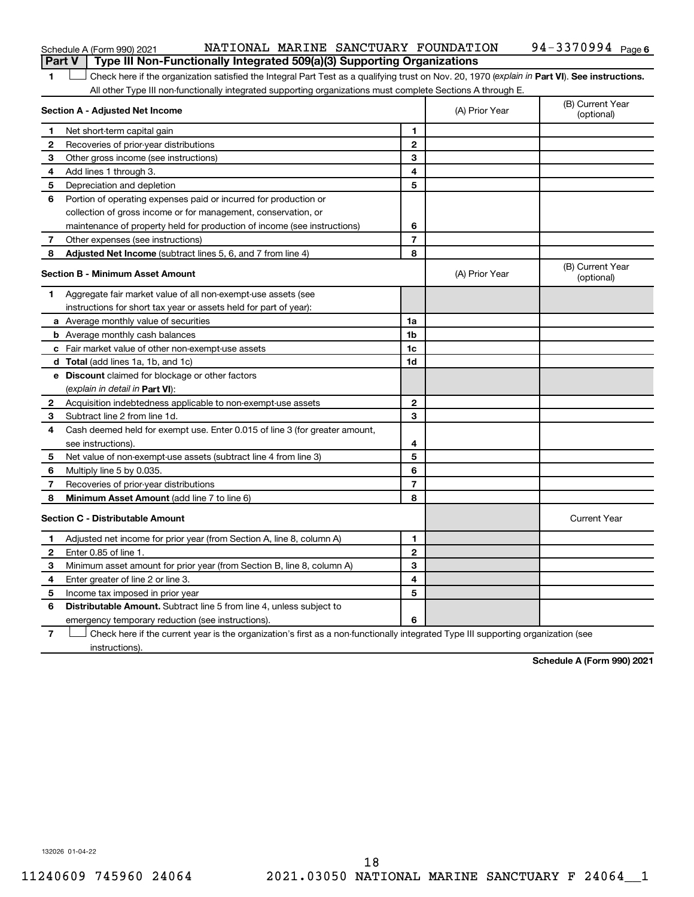Schedule A (Form 990) 2021 NATIONAL MARINE SANCTUARY FOUNDATION 94-3370994 Page 6

**Part V** | **Type III Non-Functionally Integrated 509(a)(3) Supporting Organizations**

1 ☐ Check here if the organization satisfied the Integral Part Test as a qualifying trust on Nov. 20, 1970 (*explain in* **Part VI**). **See instructions.** All other Type III non-functionally integrated supporting organizations must complete Sections A through E.

| **Section A - Adjusted Net Income** | | | (A) Prior Year | (B) Current Year (optional) |
|---|---|---|---|---|
| 1 | Net short-term capital gain | 1 | | |
| 2 | Recoveries of prior-year distributions | 2 | | |
| 3 | Other gross income (see instructions) | 3 | | |
| 4 | Add lines 1 through 3. | 4 | | |
| 5 | Depreciation and depletion | 5 | | |
| 6 | Portion of operating expenses paid or incurred for production or collection of gross income or for management, conservation, or maintenance of property held for production of income (see instructions) | 6 | | |
| 7 | Other expenses (see instructions) | 7 | | |
| 8 | **Adjusted Net Income** (subtract lines 5, 6, and 7 from line 4) | 8 | | |

| **Section B - Minimum Asset Amount** | | | (A) Prior Year | (B) Current Year (optional) |
|---|---|---|---|---|
| 1 | Aggregate fair market value of all non-exempt-use assets (see instructions for short tax year or assets held for part of year): | | | |
| a | Average monthly value of securities | 1a | | |
| b | Average monthly cash balances | 1b | | |
| c | Fair market value of other non-exempt-use assets | 1c | | |
| d | **Total** (add lines 1a, 1b, and 1c) | 1d | | |
| e | **Discount** claimed for blockage or other factors (*explain in detail in* **Part VI**): | | | |
| 2 | Acquisition indebtedness applicable to non-exempt-use assets | 2 | | |
| 3 | Subtract line 2 from line 1d. | 3 | | |
| 4 | Cash deemed held for exempt use. Enter 0.015 of line 3 (for greater amount, see instructions). | 4 | | |
| 5 | Net value of non-exempt-use assets (subtract line 4 from line 3) | 5 | | |
| 6 | Multiply line 5 by 0.035. | 6 | | |
| 7 | Recoveries of prior-year distributions | 7 | | |
| 8 | **Minimum Asset Amount** (add line 7 to line 6) | 8 | | |

| **Section C - Distributable Amount** | | | | Current Year |
|---|---|---|---|---|
| 1 | Adjusted net income for prior year (from Section A, line 8, column A) | 1 | | |
| 2 | Enter 0.85 of line 1. | 2 | | |
| 3 | Minimum asset amount for prior year (from Section B, line 8, column A) | 3 | | |
| 4 | Enter greater of line 2 or line 3. | 4 | | |
| 5 | Income tax imposed in prior year | 5 | | |
| 6 | **Distributable Amount.** Subtract line 5 from line 4, unless subject to emergency temporary reduction (see instructions). | 6 | | |

7 ☐ Check here if the current year is the organization's first as a non-functionally integrated Type III supporting organization (see instructions).

**Schedule A (Form 990) 2021**

132026 01-04-22

11240609 745960 24064 2021.03050 NATIONAL MARINE SANCTUARY F 24064__1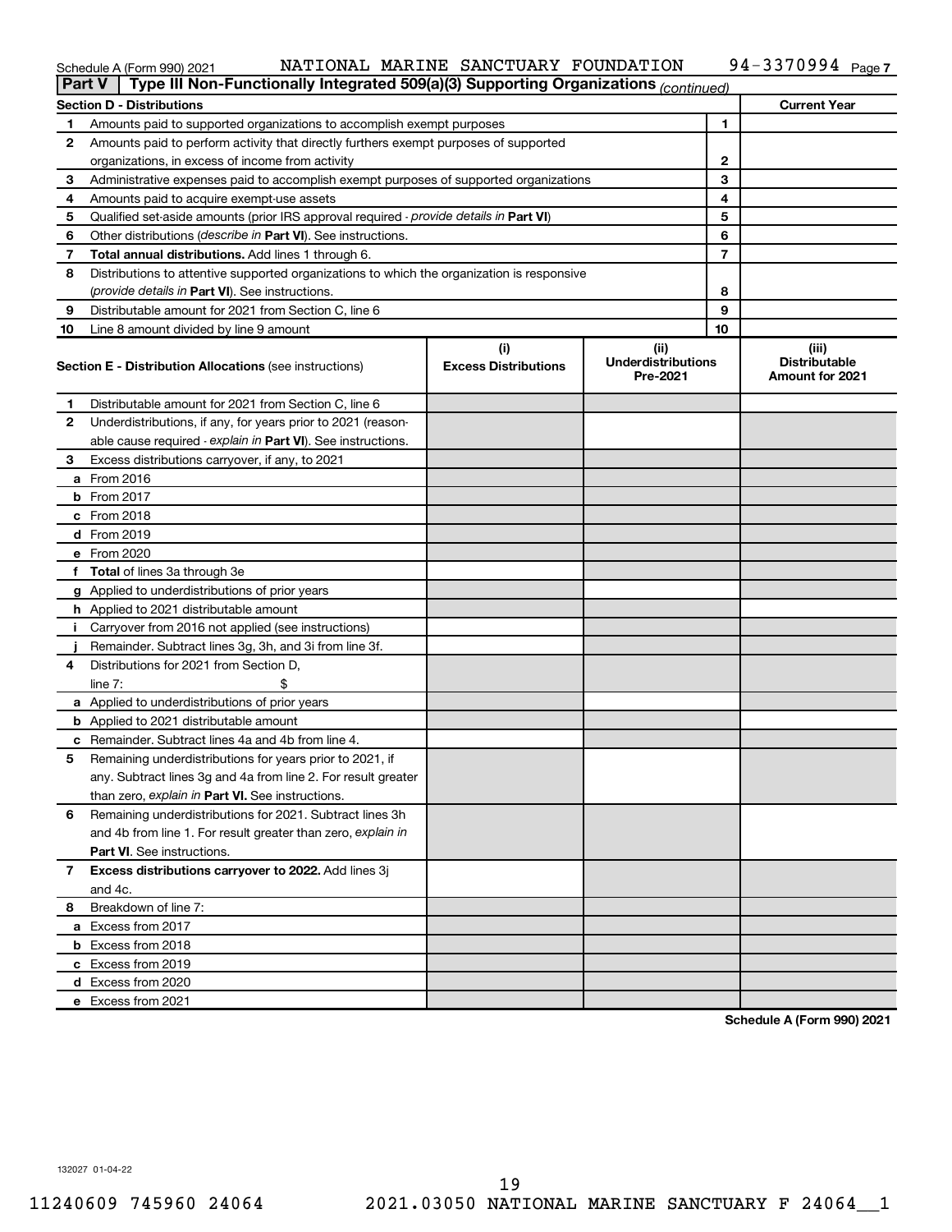Schedule A (Form 990) 2021 NATIONAL MARINE SANCTUARY FOUNDATION 94-3370994 Page 7

**Part V** | **Type III Non-Functionally Integrated 509(a)(3) Supporting Organizations** *(continued)*

| **Section D - Distributions** | | | **Current Year** |
|---|---|---|---|
| **1** | Amounts paid to supported organizations to accomplish exempt purposes | 1 | |
| **2** | Amounts paid to perform activity that directly furthers exempt purposes of supported organizations, in excess of income from activity | 2 | |
| **3** | Administrative expenses paid to accomplish exempt purposes of supported organizations | 3 | |
| **4** | Amounts paid to acquire exempt-use assets | 4 | |
| **5** | Qualified set-aside amounts (prior IRS approval required - *provide details in* **Part VI**) | 5 | |
| **6** | Other distributions (*describe in* **Part VI**). See instructions. | 6 | |
| **7** | **Total annual distributions.** Add lines 1 through 6. | 7 | |
| **8** | Distributions to attentive supported organizations to which the organization is responsive (*provide details in* **Part VI**). See instructions. | 8 | |
| **9** | Distributable amount for 2021 from Section C, line 6 | 9 | |
| **10** | Line 8 amount divided by line 9 amount | 10 | |

| **Section E - Distribution Allocations** (see instructions) | (i) **Excess Distributions** | (ii) **Underdistributions Pre-2021** | (iii) **Distributable Amount for 2021** |
|---|---|---|---|
| **1** Distributable amount for 2021 from Section C, line 6 | | | |
| **2** Underdistributions, if any, for years prior to 2021 (reasonable cause required - *explain in* **Part VI**). See instructions. | | | |
| **3** Excess distributions carryover, if any, to 2021 | | | |
| **a** From 2016 | | | |
| **b** From 2017 | | | |
| **c** From 2018 | | | |
| **d** From 2019 | | | |
| **e** From 2020 | | | |
| **f** **Total** of lines 3a through 3e | | | |
| **g** Applied to underdistributions of prior years | | | |
| **h** Applied to 2021 distributable amount | | | |
| **i** Carryover from 2016 not applied (see instructions) | | | |
| **j** Remainder. Subtract lines 3g, 3h, and 3i from line 3f. | | | |
| **4** Distributions for 2021 from Section D, line 7: $ | | | |
| **a** Applied to underdistributions of prior years | | | |
| **b** Applied to 2021 distributable amount | | | |
| **c** Remainder. Subtract lines 4a and 4b from line 4. | | | |
| **5** Remaining underdistributions for years prior to 2021, if any. Subtract lines 3g and 4a from line 2. For result greater than zero, *explain in* **Part VI.** See instructions. | | | |
| **6** Remaining underdistributions for 2021. Subtract lines 3h and 4b from line 1. For result greater than zero, *explain in* **Part VI**. See instructions. | | | |
| **7** **Excess distributions carryover to 2022.** Add lines 3j and 4c. | | | |
| **8** Breakdown of line 7: | | | |
| **a** Excess from 2017 | | | |
| **b** Excess from 2018 | | | |
| **c** Excess from 2019 | | | |
| **d** Excess from 2020 | | | |
| **e** Excess from 2021 | | | |

**Schedule A (Form 990) 2021**

132027 01-04-22

11240609 745960 24064 2021.03050 NATIONAL MARINE SANCTUARY F 24064__1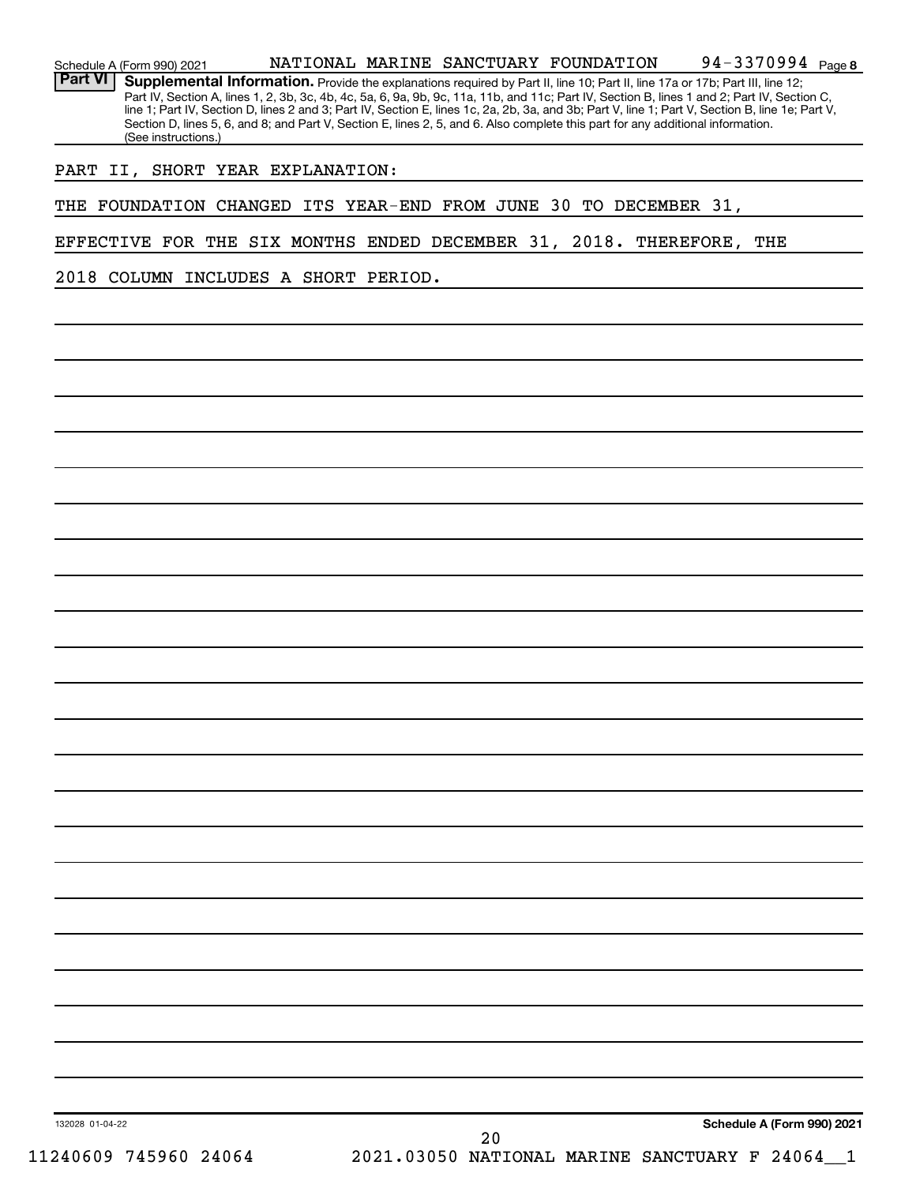Schedule A (Form 990) 2021 NATIONAL MARINE SANCTUARY FOUNDATION 94-3370994 Page 8

**Part VI** **Supplemental Information.** Provide the explanations required by Part II, line 10; Part II, line 17a or 17b; Part III, line 12; Part IV, Section A, lines 1, 2, 3b, 3c, 4b, 4c, 5a, 6, 9a, 9b, 9c, 11a, 11b, and 11c; Part IV, Section B, lines 1 and 2; Part IV, Section C, line 1; Part IV, Section D, lines 2 and 3; Part IV, Section E, lines 1c, 2a, 2b, 3a, and 3b; Part V, line 1; Part V, Section B, line 1e; Part V, Section D, lines 5, 6, and 8; and Part V, Section E, lines 2, 5, and 6. Also complete this part for any additional information. (See instructions.)

PART II, SHORT YEAR EXPLANATION:

THE FOUNDATION CHANGED ITS YEAR-END FROM JUNE 30 TO DECEMBER 31, EFFECTIVE FOR THE SIX MONTHS ENDED DECEMBER 31, 2018. THEREFORE, THE 2018 COLUMN INCLUDES A SHORT PERIOD.

132028 01-04-22 **Schedule A (Form 990) 2021**

11240609 745960 24064 2021.03050 NATIONAL MARINE SANCTUARY F 24064__1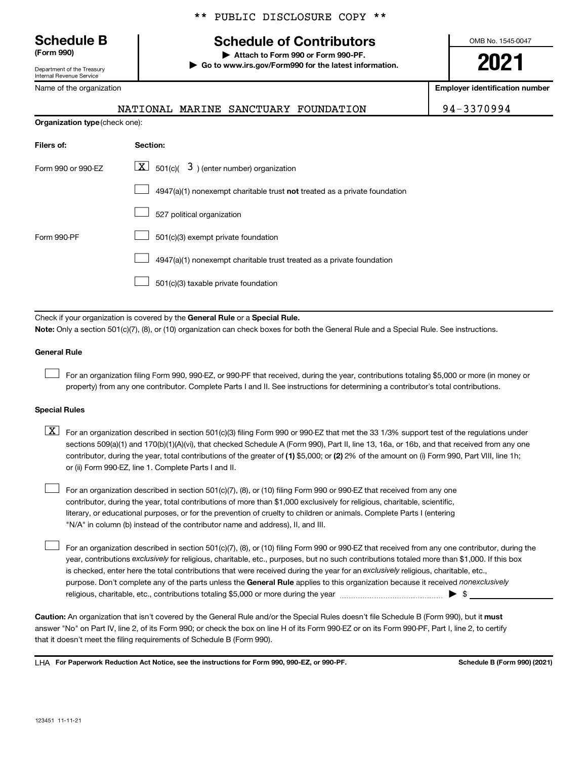** PUBLIC DISCLOSURE COPY **

**Schedule B**
**(Form 990)**

Department of the Treasury
Internal Revenue Service

# Schedule of Contributors

▶ Attach to Form 990 or Form 990-PF.
▶ Go to www.irs.gov/Form990 for the latest information.

OMB No. 1545-0047

**2021**

| Name of the organization | Employer identification number |
| --- | --- |
| NATIONAL MARINE SANCTUARY FOUNDATION | 94-3370994 |

**Organization type** (check one):

| Filers of: | Section: |
| --- | --- |
| Form 990 or 990-EZ | [X] 501(c)( 3 ) (enter number) organization |
| | [ ] 4947(a)(1) nonexempt charitable trust **not** treated as a private foundation |
| | [ ] 527 political organization |
| Form 990-PF | [ ] 501(c)(3) exempt private foundation |
| | [ ] 4947(a)(1) nonexempt charitable trust treated as a private foundation |
| | [ ] 501(c)(3) taxable private foundation |

Check if your organization is covered by the **General Rule** or a **Special Rule.**

**Note:** Only a section 501(c)(7), (8), or (10) organization can check boxes for both the General Rule and a Special Rule. See instructions.

**General Rule**

[ ] For an organization filing Form 990, 990-EZ, or 990-PF that received, during the year, contributions totaling $5,000 or more (in money or property) from any one contributor. Complete Parts I and II. See instructions for determining a contributor's total contributions.

**Special Rules**

[X] For an organization described in section 501(c)(3) filing Form 990 or 990-EZ that met the 33 1/3% support test of the regulations under sections 509(a)(1) and 170(b)(1)(A)(vi), that checked Schedule A (Form 990), Part II, line 13, 16a, or 16b, and that received from any one contributor, during the year, total contributions of the greater of **(1)** $5,000; or **(2)** 2% of the amount on (i) Form 990, Part VIII, line 1h; or (ii) Form 990-EZ, line 1. Complete Parts I and II.

[ ] For an organization described in section 501(c)(7), (8), or (10) filing Form 990 or 990-EZ that received from any one contributor, during the year, total contributions of more than $1,000 exclusively for religious, charitable, scientific, literary, or educational purposes, or for the prevention of cruelty to children or animals. Complete Parts I (entering "N/A" in column (b) instead of the contributor name and address), II, and III.

[ ] For an organization described in section 501(c)(7), (8), or (10) filing Form 990 or 990-EZ that received from any one contributor, during the year, contributions *exclusively* for religious, charitable, etc., purposes, but no such contributions totaled more than $1,000. If this box is checked, enter here the total contributions that were received during the year for an *exclusively* religious, charitable, etc., purpose. Don't complete any of the parts unless the **General Rule** applies to this organization because it received *nonexclusively* religious, charitable, etc., contributions totaling $5,000 or more during the year ▶ $

**Caution:** An organization that isn't covered by the General Rule and/or the Special Rules doesn't file Schedule B (Form 990), but it **must** answer "No" on Part IV, line 2, of its Form 990; or check the box on line H of its Form 990-EZ or on its Form 990-PF, Part I, line 2, to certify that it doesn't meet the filing requirements of Schedule B (Form 990).

LHA **For Paperwork Reduction Act Notice, see the instructions for Form 990, 990-EZ, or 990-PF.** **Schedule B (Form 990) (2021)**

123451 11-11-21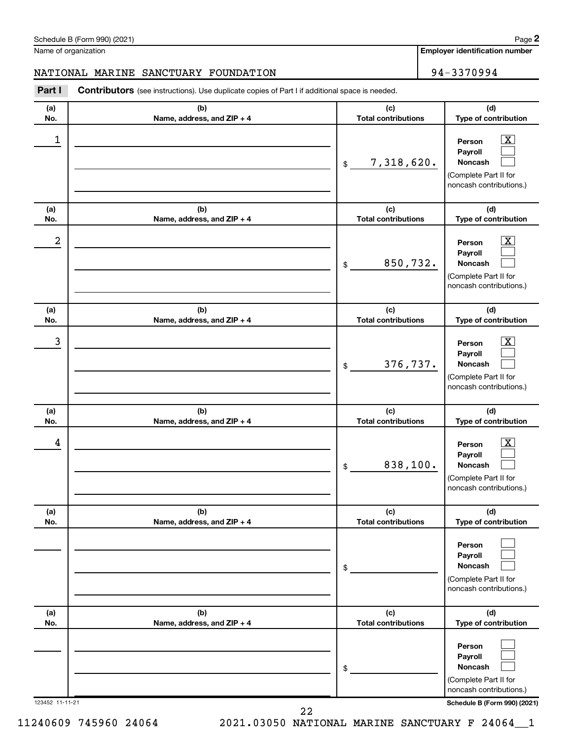Schedule B (Form 990) (2021)

Name of organization: NATIONAL MARINE SANCTUARY FOUNDATION

Employer identification number: 94-3370994

**Part I** **Contributors** (see instructions). Use duplicate copies of Part I if additional space is needed.

| (a) No. | (b) Name, address, and ZIP + 4 | (c) Total contributions | (d) Type of contribution |
|---|---|---|---|
| 1 | | $ 7,318,620. | Person [X] Payroll [ ] Noncash [ ] (Complete Part II for noncash contributions.) |
| 2 | | $ 850,732. | Person [X] Payroll [ ] Noncash [ ] (Complete Part II for noncash contributions.) |
| 3 | | $ 376,737. | Person [X] Payroll [ ] Noncash [ ] (Complete Part II for noncash contributions.) |
| 4 | | $ 838,100. | Person [X] Payroll [ ] Noncash [ ] (Complete Part II for noncash contributions.) |
| | | $ | Person [ ] Payroll [ ] Noncash [ ] (Complete Part II for noncash contributions.) |
| | | $ | Person [ ] Payroll [ ] Noncash [ ] (Complete Part II for noncash contributions.) |

123452 11-11-21

Schedule B (Form 990) (2021)

11240609 745960 24064 2021.03050 NATIONAL MARINE SANCTUARY F 24064__1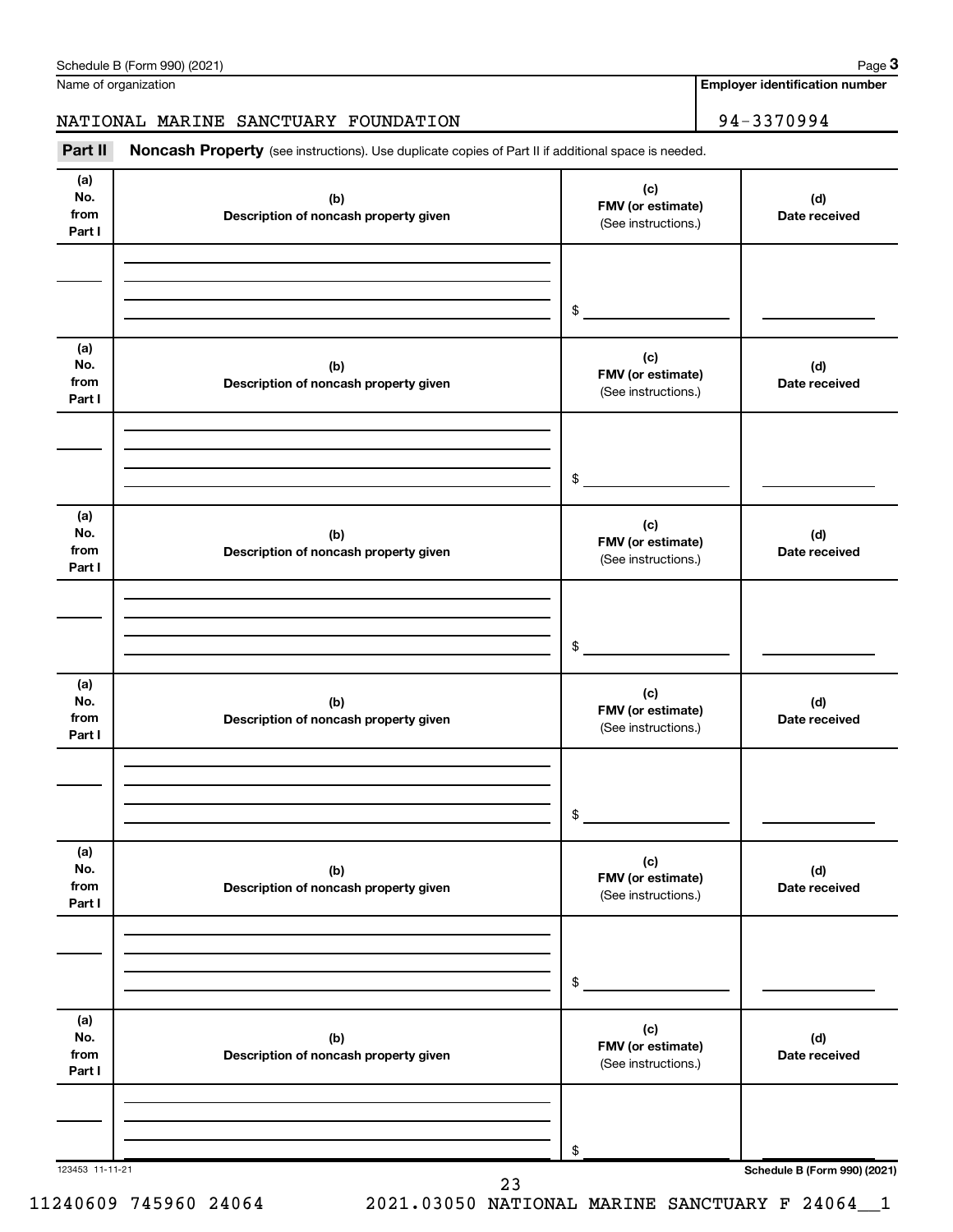Schedule B (Form 990) (2021)

Name of organization: NATIONAL MARINE SANCTUARY FOUNDATION

Employer identification number: 94-3370994

**Part II** **Noncash Property** (see instructions). Use duplicate copies of Part II if additional space is needed.

| (a) No. from Part I | (b) Description of noncash property given | (c) FMV (or estimate) (See instructions.) | (d) Date received |
|---|---|---|---|
| | | $ | |
| | | $ | |
| | | $ | |
| | | $ | |
| | | $ | |
| | | $ | |

123453 11-11-21

Schedule B (Form 990) (2021)

11240609 745960 24064 2021.03050 NATIONAL MARINE SANCTUARY F 24064__1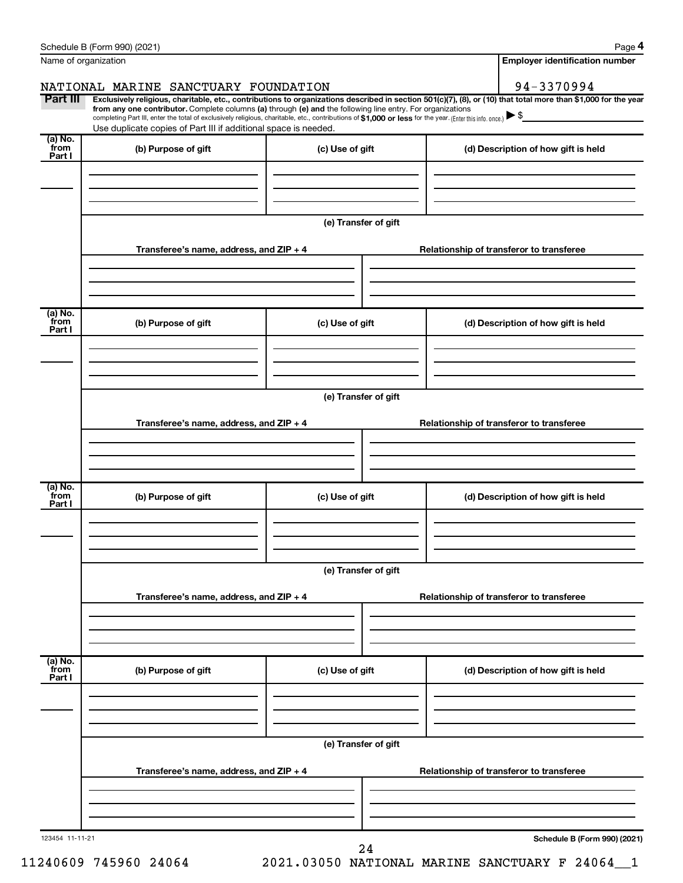Schedule B (Form 990) (2021) Page **4**

Name of organization

NATIONAL MARINE SANCTUARY FOUNDATION

**Employer identification number**

94-3370994

**Part III** **Exclusively religious, charitable, etc., contributions to organizations described in section 501(c)(7), (8), or (10) that total more than $1,000 for the year from any one contributor.** Complete columns **(a)** through **(e)** and the following line entry. For organizations completing Part III, enter the total of exclusively religious, charitable, etc., contributions of **$1,000 or less** for the year. (Enter this info. once.) ▶ $

Use duplicate copies of Part III if additional space is needed.

| (a) No. from Part I | (b) Purpose of gift | (c) Use of gift | (d) Description of how gift is held |
|---|---|---|---|
| | | | |

**(e) Transfer of gift**

| Transferee's name, address, and ZIP + 4 | Relationship of transferor to transferee |
|---|---|
| | |

| (a) No. from Part I | (b) Purpose of gift | (c) Use of gift | (d) Description of how gift is held |
|---|---|---|---|
| | | | |

**(e) Transfer of gift**

| Transferee's name, address, and ZIP + 4 | Relationship of transferor to transferee |
|---|---|
| | |

| (a) No. from Part I | (b) Purpose of gift | (c) Use of gift | (d) Description of how gift is held |
|---|---|---|---|
| | | | |

**(e) Transfer of gift**

| Transferee's name, address, and ZIP + 4 | Relationship of transferor to transferee |
|---|---|
| | |

| (a) No. from Part I | (b) Purpose of gift | (c) Use of gift | (d) Description of how gift is held |
|---|---|---|---|
| | | | |

**(e) Transfer of gift**

| Transferee's name, address, and ZIP + 4 | Relationship of transferor to transferee |
|---|---|
| | |

123454 11-11-21 **Schedule B (Form 990) (2021)**

11240609 745960 24064 2021.03050 NATIONAL MARINE SANCTUARY F 24064__1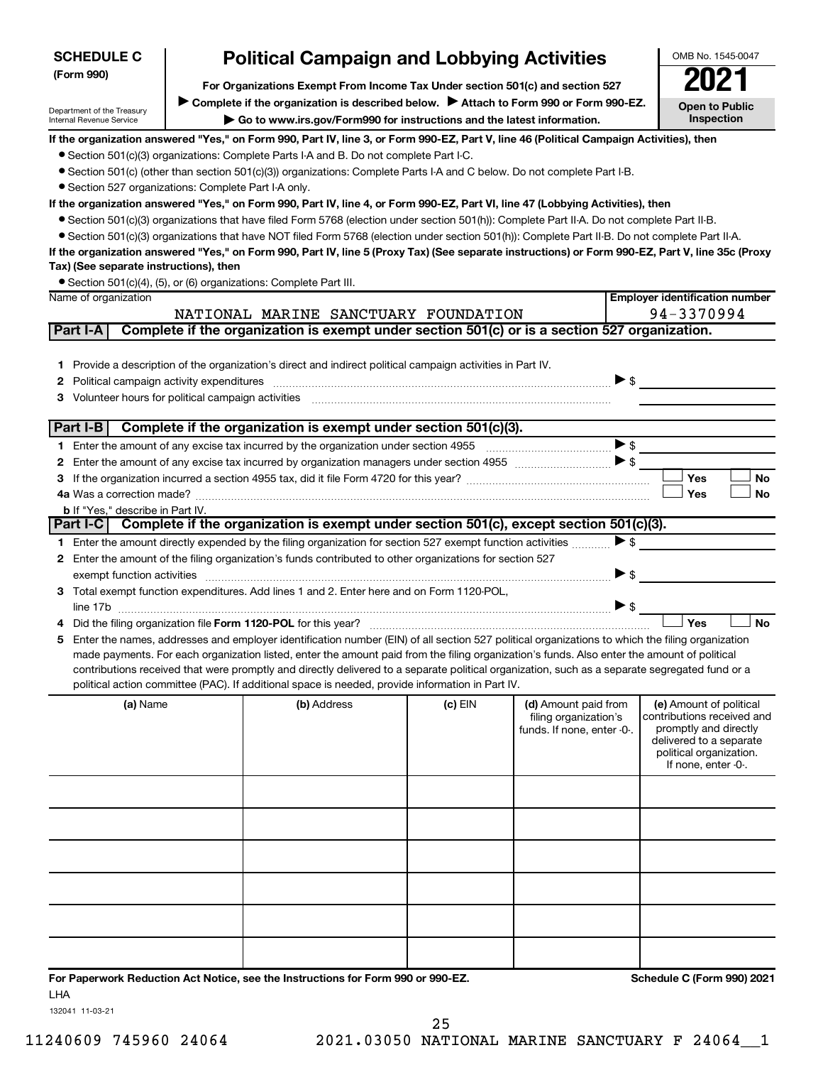**SCHEDULE C (Form 990)**

Department of the Treasury
Internal Revenue Service

# Political Campaign and Lobbying Activities

**For Organizations Exempt From Income Tax Under section 501(c) and section 527**

▶ **Complete if the organization is described below.** ▶ **Attach to Form 990 or Form 990-EZ.**

▶ **Go to www.irs.gov/Form990 for instructions and the latest information.**

OMB No. 1545-0047

**2021**

**Open to Public Inspection**

**If the organization answered "Yes," on Form 990, Part IV, line 3, or Form 990-EZ, Part V, line 46 (Political Campaign Activities), then**

- Section 501(c)(3) organizations: Complete Parts I-A and B. Do not complete Part I-C.
- Section 501(c) (other than section 501(c)(3)) organizations: Complete Parts I-A and C below. Do not complete Part I-B.
- Section 527 organizations: Complete Part I-A only.

**If the organization answered "Yes," on Form 990, Part IV, line 4, or Form 990-EZ, Part VI, line 47 (Lobbying Activities), then**

- Section 501(c)(3) organizations that have filed Form 5768 (election under section 501(h)): Complete Part II-A. Do not complete Part II-B.
- Section 501(c)(3) organizations that have NOT filed Form 5768 (election under section 501(h)): Complete Part II-B. Do not complete Part II-A.

**If the organization answered "Yes," on Form 990, Part IV, line 5 (Proxy Tax) (See separate instructions) or Form 990-EZ, Part V, line 35c (Proxy Tax) (See separate instructions), then**

- Section 501(c)(4), (5), or (6) organizations: Complete Part III.

| Name of organization | Employer identification number |
|---|---|
| NATIONAL MARINE SANCTUARY FOUNDATION | 94-3370994 |

## Part I-A  Complete if the organization is exempt under section 501(c) or is a section 527 organization.

1 Provide a description of the organization's direct and indirect political campaign activities in Part IV.
2 Political campaign activity expenditures ▶ $
3 Volunteer hours for political campaign activities

## Part I-B  Complete if the organization is exempt under section 501(c)(3).

1 Enter the amount of any excise tax incurred by the organization under section 4955 ▶ $
2 Enter the amount of any excise tax incurred by organization managers under section 4955 ▶ $
3 If the organization incurred a section 4955 tax, did it file Form 4720 for this year? ☐ Yes ☐ No
4a Was a correction made? ☐ Yes ☐ No
b If "Yes," describe in Part IV.

## Part I-C  Complete if the organization is exempt under section 501(c), except section 501(c)(3).

1 Enter the amount directly expended by the filing organization for section 527 exempt function activities ▶ $
2 Enter the amount of the filing organization's funds contributed to other organizations for section 527 exempt function activities ▶ $
3 Total exempt function expenditures. Add lines 1 and 2. Enter here and on Form 1120-POL, line 17b ▶ $
4 Did the filing organization file **Form 1120-POL** for this year? ☐ Yes ☐ No
5 Enter the names, addresses and employer identification number (EIN) of all section 527 political organizations to which the filing organization made payments. For each organization listed, enter the amount paid from the filing organization's funds. Also enter the amount of political contributions received that were promptly and directly delivered to a separate political organization, such as a separate segregated fund or a political action committee (PAC). If additional space is needed, provide information in Part IV.

| (a) Name | (b) Address | (c) EIN | (d) Amount paid from filing organization's funds. If none, enter -0-. | (e) Amount of political contributions received and promptly and directly delivered to a separate political organization. If none, enter -0-. |
|---|---|---|---|---|
| | | | | |
| | | | | |
| | | | | |
| | | | | |
| | | | | |
| | | | | |

**For Paperwork Reduction Act Notice, see the Instructions for Form 990 or 990-EZ.** LHA

**Schedule C (Form 990) 2021**

132041 11-03-21

11240609 745960 24064    2021.03050 NATIONAL MARINE SANCTUARY F 24064__1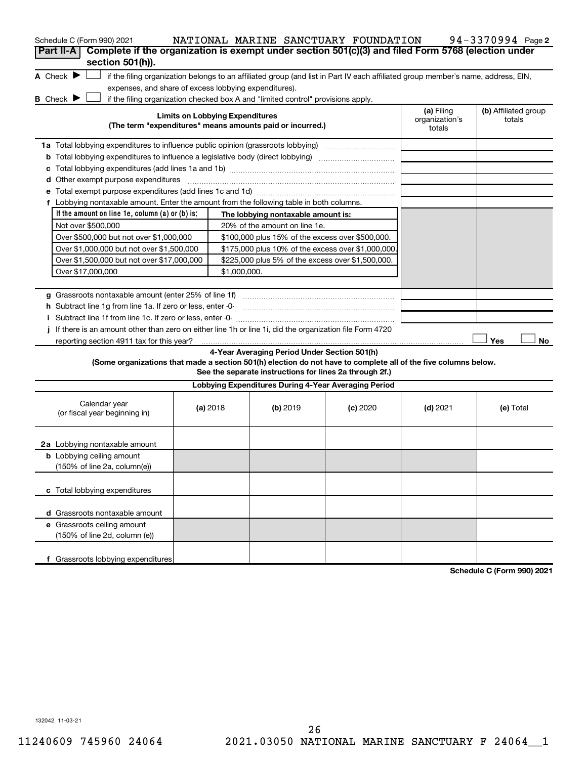Schedule C (Form 990) 2021 NATIONAL MARINE SANCTUARY FOUNDATION 94-3370994 Page 2

**Part II-A** **Complete if the organization is exempt under section 501(c)(3) and filed Form 5768 (election under section 501(h)).**

**A** Check ▶ ☐ if the filing organization belongs to an affiliated group (and list in Part IV each affiliated group member's name, address, EIN, expenses, and share of excess lobbying expenditures).

**B** Check ▶ ☐ if the filing organization checked box A and "limited control" provisions apply.

| Limits on Lobbying Expenditures (The term "expenditures" means amounts paid or incurred.) | (a) Filing organization's totals | (b) Affiliated group totals |
|---|---|---|
| **1a** Total lobbying expenditures to influence public opinion (grassroots lobbying) | | |
| **b** Total lobbying expenditures to influence a legislative body (direct lobbying) | | |
| **c** Total lobbying expenditures (add lines 1a and 1b) | | |
| **d** Other exempt purpose expenditures | | |
| **e** Total exempt purpose expenditures (add lines 1c and 1d) | | |
| **f** Lobbying nontaxable amount. Enter the amount from the following table in both columns. | | |

| If the amount on line 1e, column (a) or (b) is: | The lobbying nontaxable amount is: |
|---|---|
| Not over $500,000 | 20% of the amount on line 1e. |
| Over $500,000 but not over $1,000,000 | $100,000 plus 15% of the excess over $500,000. |
| Over $1,000,000 but not over $1,500,000 | $175,000 plus 10% of the excess over $1,000,000. |
| Over $1,500,000 but not over $17,000,000 | $225,000 plus 5% of the excess over $1,500,000. |
| Over $17,000,000 | $1,000,000. |

| | (a) Filing organization's totals | (b) Affiliated group totals |
|---|---|---|
| **g** Grassroots nontaxable amount (enter 25% of line 1f) | | |
| **h** Subtract line 1g from line 1a. If zero or less, enter -0- | | |
| **i** Subtract line 1f from line 1c. If zero or less, enter -0- | | |

**j** If there is an amount other than zero on either line 1h or line 1i, did the organization file Form 4720 reporting section 4911 tax for this year? ☐ Yes ☐ No

**4-Year Averaging Period Under Section 501(h)**

**(Some organizations that made a section 501(h) election do not have to complete all of the five columns below. See the separate instructions for lines 2a through 2f.)**

**Lobbying Expenditures During 4-Year Averaging Period**

| Calendar year (or fiscal year beginning in) | (a) 2018 | (b) 2019 | (c) 2020 | (d) 2021 | (e) Total |
|---|---|---|---|---|---|
| **2a** Lobbying nontaxable amount | | | | | |
| **b** Lobbying ceiling amount (150% of line 2a, column(e)) | | | | | |
| **c** Total lobbying expenditures | | | | | |
| **d** Grassroots nontaxable amount | | | | | |
| **e** Grassroots ceiling amount (150% of line 2d, column (e)) | | | | | |
| **f** Grassroots lobbying expenditures | | | | | |

**Schedule C (Form 990) 2021**

132042 11-03-21

11240609 745960 24064 2021.03050 NATIONAL MARINE SANCTUARY F 24064__1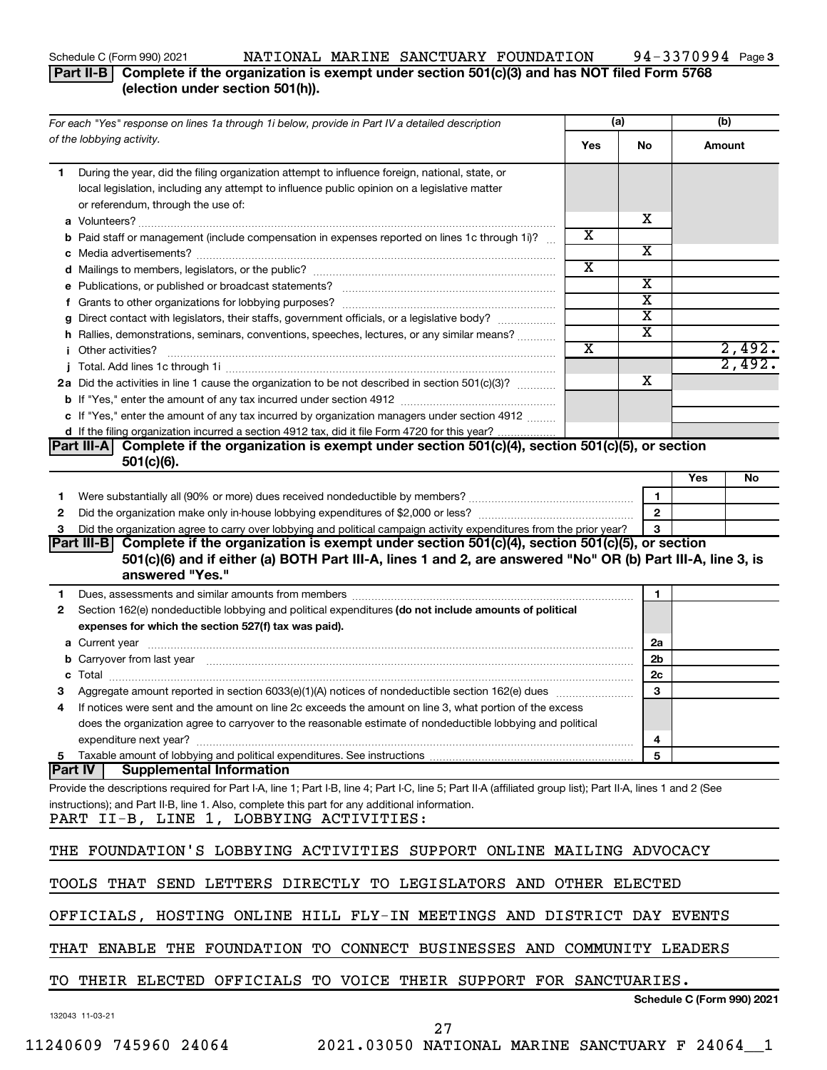Schedule C (Form 990) 2021 NATIONAL MARINE SANCTUARY FOUNDATION 94-3370994

## Part II-B Complete if the organization is exempt under section 501(c)(3) and has NOT filed Form 5768 (election under section 501(h)).

| For each "Yes" response on lines 1a through 1i below, provide in Part IV a detailed description of the lobbying activity. | (a) Yes | (a) No | (b) Amount |
|---|---|---|---|
| **1** During the year, did the filing organization attempt to influence foreign, national, state, or local legislation, including any attempt to influence public opinion on a legislative matter or referendum, through the use of: | | | |
| **a** Volunteers? | | X | |
| **b** Paid staff or management (include compensation in expenses reported on lines 1c through 1i)? | X | | |
| **c** Media advertisements? | | X | |
| **d** Mailings to members, legislators, or the public? | X | | |
| **e** Publications, or published or broadcast statements? | | X | |
| **f** Grants to other organizations for lobbying purposes? | | X | |
| **g** Direct contact with legislators, their staffs, government officials, or a legislative body? | | X | |
| **h** Rallies, demonstrations, seminars, conventions, speeches, lectures, or any similar means? | | X | |
| **i** Other activities? | X | | 2,492. |
| **j** Total. Add lines 1c through 1i | | | 2,492. |
| **2a** Did the activities in line 1 cause the organization to be not described in section 501(c)(3)? | | X | |
| **b** If "Yes," enter the amount of any tax incurred under section 4912 | | | |
| **c** If "Yes," enter the amount of any tax incurred by organization managers under section 4912 | | | |
| **d** If the filing organization incurred a section 4912 tax, did it file Form 4720 for this year? | | | |

## Part III-A Complete if the organization is exempt under section 501(c)(4), section 501(c)(5), or section 501(c)(6).

| | | | Yes | No |
|---|---|---|---|---|
| **1** | Were substantially all (90% or more) dues received nondeductible by members? | 1 | | |
| **2** | Did the organization make only in-house lobbying expenditures of $2,000 or less? | 2 | | |
| **3** | Did the organization agree to carry over lobbying and political campaign activity expenditures from the prior year? | 3 | | |

## Part III-B Complete if the organization is exempt under section 501(c)(4), section 501(c)(5), or section 501(c)(6) and if either (a) BOTH Part III-A, lines 1 and 2, are answered "No" OR (b) Part III-A, line 3, is answered "Yes."

| | | | |
|---|---|---|---|
| **1** | Dues, assessments and similar amounts from members | 1 | |
| **2** | Section 162(e) nondeductible lobbying and political expenditures **(do not include amounts of political expenses for which the section 527(f) tax was paid).** | | |
| **a** | Current year | 2a | |
| **b** | Carryover from last year | 2b | |
| **c** | Total | 2c | |
| **3** | Aggregate amount reported in section 6033(e)(1)(A) notices of nondeductible section 162(e) dues | 3 | |
| **4** | If notices were sent and the amount on line 2c exceeds the amount on line 3, what portion of the excess does the organization agree to carryover to the reasonable estimate of nondeductible lobbying and political expenditure next year? | 4 | |
| **5** | Taxable amount of lobbying and political expenditures. See instructions | 5 | |

## Part IV Supplemental Information

Provide the descriptions required for Part I-A, line 1; Part I-B, line 4; Part I-C, line 5; Part II-A (affiliated group list); Part II-A, lines 1 and 2 (See instructions); and Part II-B, line 1. Also, complete this part for any additional information.

PART II-B, LINE 1, LOBBYING ACTIVITIES:

THE FOUNDATION'S LOBBYING ACTIVITIES SUPPORT ONLINE MAILING ADVOCACY TOOLS THAT SEND LETTERS DIRECTLY TO LEGISLATORS AND OTHER ELECTED OFFICIALS, HOSTING ONLINE HILL FLY-IN MEETINGS AND DISTRICT DAY EVENTS THAT ENABLE THE FOUNDATION TO CONNECT BUSINESSES AND COMMUNITY LEADERS TO THEIR ELECTED OFFICIALS TO VOICE THEIR SUPPORT FOR SANCTUARIES.

Schedule C (Form 990) 2021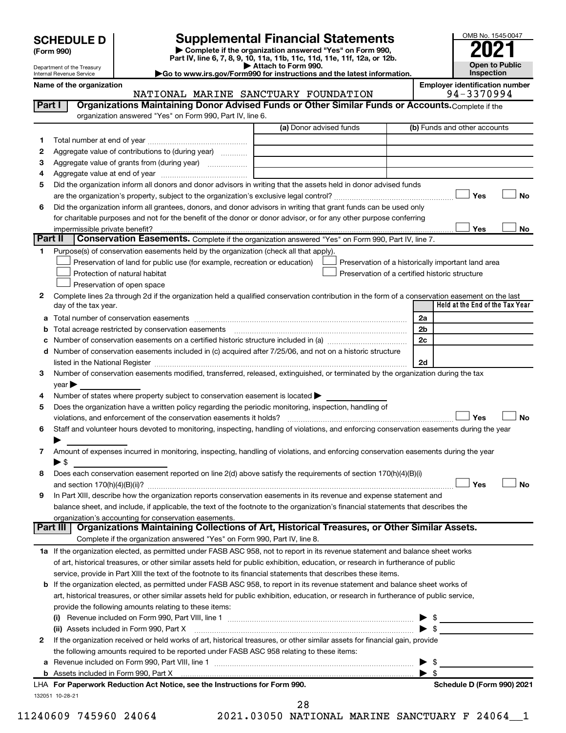# SCHEDULE D (Form 990)

Department of the Treasury
Internal Revenue Service

## Supplemental Financial Statements

▶ Complete if the organization answered "Yes" on Form 990, Part IV, line 6, 7, 8, 9, 10, 11a, 11b, 11c, 11d, 11e, 11f, 12a, or 12b.
▶ Attach to Form 990.
▶Go to www.irs.gov/Form990 for instructions and the latest information.

OMB No. 1545-0047
**2021**
**Open to Public Inspection**

**Name of the organization:** NATIONAL MARINE SANCTUARY FOUNDATION
**Employer identification number:** 94-3370994

### Part I — Organizations Maintaining Donor Advised Funds or Other Similar Funds or Accounts.
Complete if the organization answered "Yes" on Form 990, Part IV, line 6.

| | | (a) Donor advised funds | (b) Funds and other accounts |
|---|---|---|---|
| 1 | Total number at end of year | | |
| 2 | Aggregate value of contributions to (during year) | | |
| 3 | Aggregate value of grants from (during year) | | |
| 4 | Aggregate value at end of year | | |

5 Did the organization inform all donors and donor advisors in writing that the assets held in donor advised funds are the organization's property, subject to the organization's exclusive legal control? ☐ Yes ☐ No

6 Did the organization inform all grantees, donors, and donor advisors in writing that grant funds can be used only for charitable purposes and not for the benefit of the donor or donor advisor, or for any other purpose conferring impermissible private benefit? ☐ Yes ☐ No

### Part II — Conservation Easements.
Complete if the organization answered "Yes" on Form 990, Part IV, line 7.

1 Purpose(s) of conservation easements held by the organization (check all that apply).

- ☐ Preservation of land for public use (for example, recreation or education)
- ☐ Protection of natural habitat
- ☐ Preservation of open space
- ☐ Preservation of a historically important land area
- ☐ Preservation of a certified historic structure

2 Complete lines 2a through 2d if the organization held a qualified conservation contribution in the form of a conservation easement on the last day of the tax year.

| | | | Held at the End of the Tax Year |
|---|---|---|---|
| a | Total number of conservation easements | 2a | |
| b | Total acreage restricted by conservation easements | 2b | |
| c | Number of conservation easements on a certified historic structure included in (a) | 2c | |
| d | Number of conservation easements included in (c) acquired after 7/25/06, and not on a historic structure listed in the National Register | 2d | |

3 Number of conservation easements modified, transferred, released, extinguished, or terminated by the organization during the tax year ▶

4 Number of states where property subject to conservation easement is located ▶

5 Does the organization have a written policy regarding the periodic monitoring, inspection, handling of violations, and enforcement of the conservation easements it holds? ☐ Yes ☐ No

6 Staff and volunteer hours devoted to monitoring, inspecting, handling of violations, and enforcing conservation easements during the year ▶

7 Amount of expenses incurred in monitoring, inspecting, handling of violations, and enforcing conservation easements during the year ▶ $

8 Does each conservation easement reported on line 2(d) above satisfy the requirements of section 170(h)(4)(B)(i) and section 170(h)(4)(B)(ii)? ☐ Yes ☐ No

9 In Part XIII, describe how the organization reports conservation easements in its revenue and expense statement and balance sheet, and include, if applicable, the text of the footnote to the organization's financial statements that describes the organization's accounting for conservation easements.

### Part III — Organizations Maintaining Collections of Art, Historical Treasures, or Other Similar Assets.
Complete if the organization answered "Yes" on Form 990, Part IV, line 8.

1a If the organization elected, as permitted under FASB ASC 958, not to report in its revenue statement and balance sheet works of art, historical treasures, or other similar assets held for public exhibition, education, or research in furtherance of public service, provide in Part XIII the text of the footnote to its financial statements that describes these items.

b If the organization elected, as permitted under FASB ASC 958, to report in its revenue statement and balance sheet works of art, historical treasures, or other similar assets held for public exhibition, education, or research in furtherance of public service, provide the following amounts relating to these items:

(i) Revenue included on Form 990, Part VIII, line 1 ▶ $

(ii) Assets included in Form 990, Part X ▶ $

2 If the organization received or held works of art, historical treasures, or other similar assets for financial gain, provide the following amounts required to be reported under FASB ASC 958 relating to these items:

a Revenue included on Form 990, Part VIII, line 1 ▶ $

b Assets included in Form 990, Part X ▶ $

LHA For Paperwork Reduction Act Notice, see the Instructions for Form 990. — Schedule D (Form 990) 2021

132051 10-28-21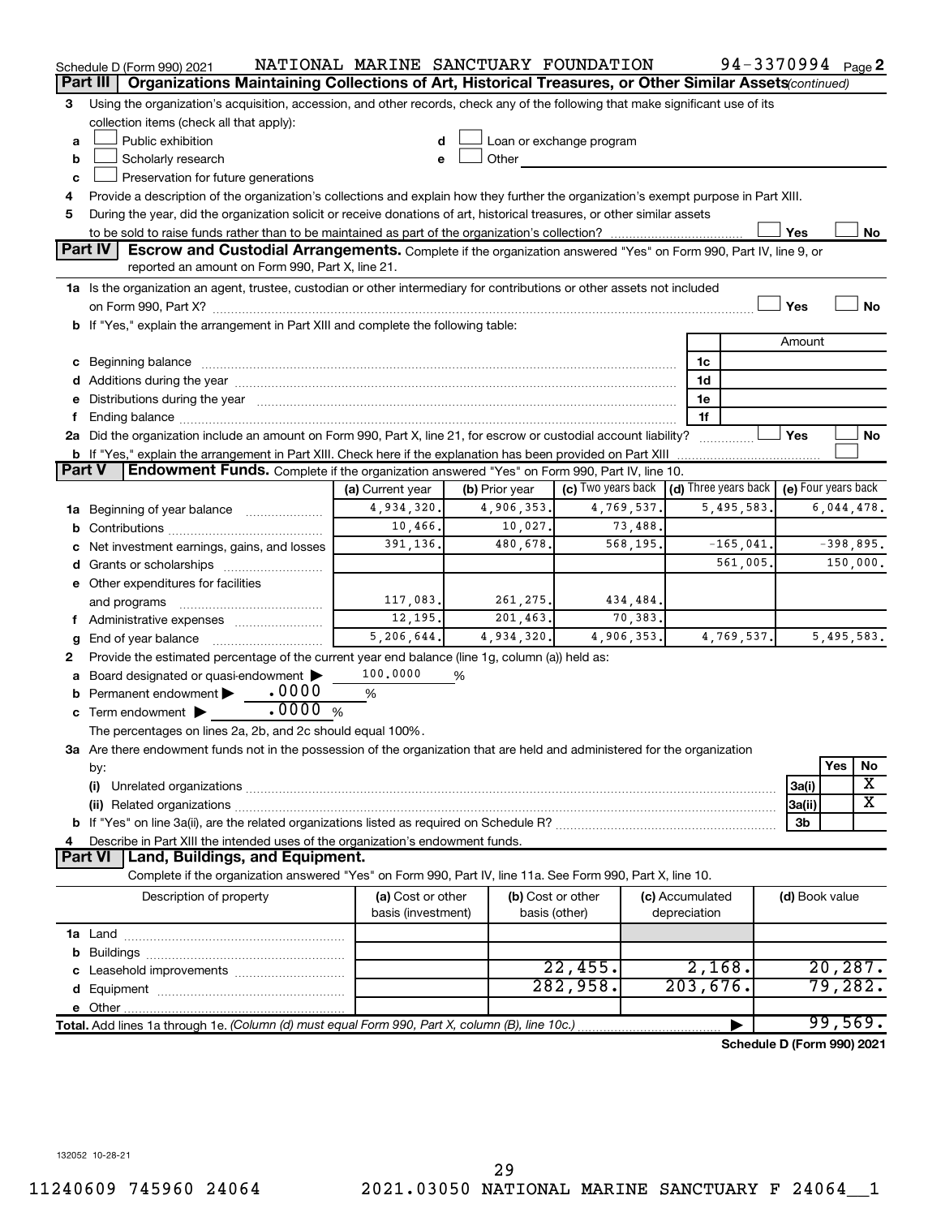Schedule D (Form 990) 2021 NATIONAL MARINE SANCTUARY FOUNDATION 94-3370994 Page 2

## Part III | Organizations Maintaining Collections of Art, Historical Treasures, or Other Similar Assets *(continued)*

3 Using the organization's acquisition, accession, and other records, check any of the following that make significant use of its collection items (check all that apply):

- a ☐ Public exhibition
- b ☐ Scholarly research
- c ☐ Preservation for future generations
- d ☐ Loan or exchange program
- e ☐ Other

4 Provide a description of the organization's collections and explain how they further the organization's exempt purpose in Part XIII.

5 During the year, did the organization solicit or receive donations of art, historical treasures, or other similar assets to be sold to raise funds rather than to be maintained as part of the organization's collection? ☐ Yes ☐ No

## Part IV | Escrow and Custodial Arrangements.

Complete if the organization answered "Yes" on Form 990, Part IV, line 9, or reported an amount on Form 990, Part X, line 21.

1a Is the organization an agent, trustee, custodian or other intermediary for contributions or other assets not included on Form 990, Part X? ☐ Yes ☐ No

b If "Yes," explain the arrangement in Part XIII and complete the following table:

| | | Amount |
|---|---|---|
| c Beginning balance | 1c | |
| d Additions during the year | 1d | |
| e Distributions during the year | 1e | |
| f Ending balance | 1f | |

2a Did the organization include an amount on Form 990, Part X, line 21, for escrow or custodial account liability? ☐ Yes ☐ No

b If "Yes," explain the arrangement in Part XIII. Check here if the explanation has been provided on Part XIII ☐

## Part V | Endowment Funds.

Complete if the organization answered "Yes" on Form 990, Part IV, line 10.

| | (a) Current year | (b) Prior year | (c) Two years back | (d) Three years back | (e) Four years back |
|---|---|---|---|---|---|
| 1a Beginning of year balance | 4,934,320. | 4,906,353. | 4,769,537. | 5,495,583. | 6,044,478. |
| b Contributions | 10,466. | 10,027. | 73,488. | | |
| c Net investment earnings, gains, and losses | 391,136. | 480,678. | 568,195. | -165,041. | -398,895. |
| d Grants or scholarships | | | | 561,005. | 150,000. |
| e Other expenditures for facilities and programs | 117,083. | 261,275. | 434,484. | | |
| f Administrative expenses | 12,195. | 201,463. | 70,383. | | |
| g End of year balance | 5,206,644. | 4,934,320. | 4,906,353. | 4,769,537. | 5,495,583. |

2 Provide the estimated percentage of the current year end balance (line 1g, column (a)) held as:

- a Board designated or quasi-endowment ▶ 100.0000 %
- b Permanent endowment ▶ .0000 %
- c Term endowment ▶ .0000 %

The percentages on lines 2a, 2b, and 2c should equal 100%.

3a Are there endowment funds not in the possession of the organization that are held and administered for the organization by:

| | | Yes | No |
|---|---|---|---|
| (i) Unrelated organizations | 3a(i) | | X |
| (ii) Related organizations | 3a(ii) | | X |
| b If "Yes" on line 3a(ii), are the related organizations listed as required on Schedule R? | 3b | | |

4 Describe in Part XIII the intended uses of the organization's endowment funds.

## Part VI | Land, Buildings, and Equipment.

Complete if the organization answered "Yes" on Form 990, Part IV, line 11a. See Form 990, Part X, line 10.

| Description of property | (a) Cost or other basis (investment) | (b) Cost or other basis (other) | (c) Accumulated depreciation | (d) Book value |
|---|---|---|---|---|
| 1a Land | | | | |
| b Buildings | | | | |
| c Leasehold improvements | | 22,455. | 2,168. | 20,287. |
| d Equipment | | 282,958. | 203,676. | 79,282. |
| e Other | | | | |
| **Total.** Add lines 1a through 1e. *(Column (d) must equal Form 990, Part X, column (B), line 10c.)* | | | ▶ | 99,569. |

**Schedule D (Form 990) 2021**

132052 10-28-21

11240609 745960 24064 2021.03050 NATIONAL MARINE SANCTUARY F 24064__1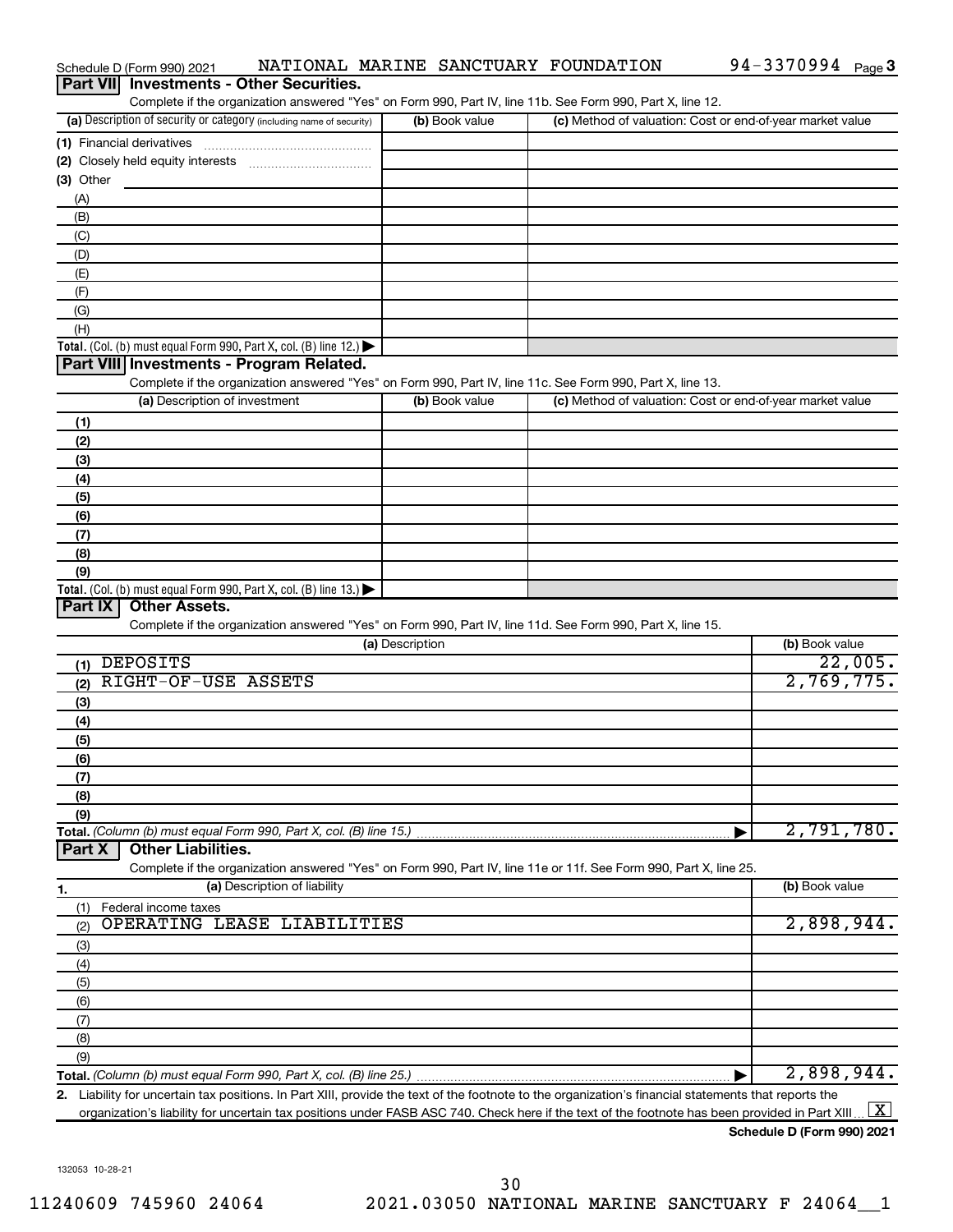Schedule D (Form 990) 2021 NATIONAL MARINE SANCTUARY FOUNDATION 94-3370994 Page 3

## Part VII Investments - Other Securities.

Complete if the organization answered "Yes" on Form 990, Part IV, line 11b. See Form 990, Part X, line 12.

| (a) Description of security or category (including name of security) | (b) Book value | (c) Method of valuation: Cost or end-of-year market value |
|---|---|---|
| (1) Financial derivatives | | |
| (2) Closely held equity interests | | |
| (3) Other | | |
| (A) | | |
| (B) | | |
| (C) | | |
| (D) | | |
| (E) | | |
| (F) | | |
| (G) | | |
| (H) | | |
| **Total.** (Col. (b) must equal Form 990, Part X, col. (B) line 12.) ▶ | | |

## Part VIII Investments - Program Related.

Complete if the organization answered "Yes" on Form 990, Part IV, line 11c. See Form 990, Part X, line 13.

| (a) Description of investment | (b) Book value | (c) Method of valuation: Cost or end-of-year market value |
|---|---|---|
| (1) | | |
| (2) | | |
| (3) | | |
| (4) | | |
| (5) | | |
| (6) | | |
| (7) | | |
| (8) | | |
| (9) | | |
| **Total.** (Col. (b) must equal Form 990, Part X, col. (B) line 13.) ▶ | | |

## Part IX Other Assets.

Complete if the organization answered "Yes" on Form 990, Part IV, line 11d. See Form 990, Part X, line 15.

| (a) Description | (b) Book value |
|---|---|
| (1) DEPOSITS | 22,005. |
| (2) RIGHT-OF-USE ASSETS | 2,769,775. |
| (3) | |
| (4) | |
| (5) | |
| (6) | |
| (7) | |
| (8) | |
| (9) | |
| **Total.** (Column (b) must equal Form 990, Part X, col. (B) line 15.) ▶ | 2,791,780. |

## Part X Other Liabilities.

Complete if the organization answered "Yes" on Form 990, Part IV, line 11e or 11f. See Form 990, Part X, line 25.

| 1. (a) Description of liability | (b) Book value |
|---|---|
| (1) Federal income taxes | |
| (2) OPERATING LEASE LIABILITIES | 2,898,944. |
| (3) | |
| (4) | |
| (5) | |
| (6) | |
| (7) | |
| (8) | |
| (9) | |
| **Total.** (Column (b) must equal Form 990, Part X, col. (B) line 25.) ▶ | 2,898,944. |

2. Liability for uncertain tax positions. In Part XIII, provide the text of the footnote to the organization's financial statements that reports the organization's liability for uncertain tax positions under FASB ASC 740. Check here if the text of the footnote has been provided in Part XIII [X]

**Schedule D (Form 990) 2021**

132053 10-28-21

11240609 745960 24064 2021.03050 NATIONAL MARINE SANCTUARY F 24064__1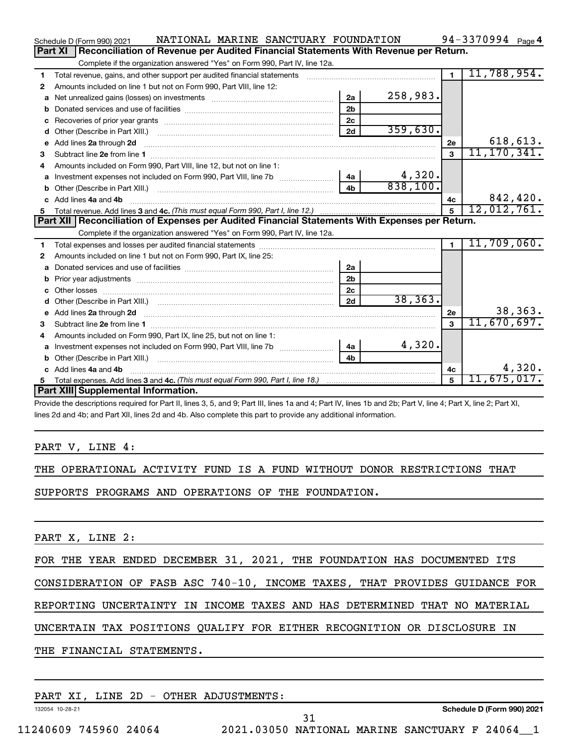Schedule D (Form 990) 2021 NATIONAL MARINE SANCTUARY FOUNDATION 94-3370994 Page 4

## Part XI Reconciliation of Revenue per Audited Financial Statements With Revenue per Return.

Complete if the organization answered "Yes" on Form 990, Part IV, line 12a.

| | | | | | |
|---|---|---|---|---|---|
| 1 | Total revenue, gains, and other support per audited financial statements | | | 1 | 11,788,954. |
| 2 | Amounts included on line 1 but not on Form 990, Part VIII, line 12: | | | | |
| a | Net unrealized gains (losses) on investments | 2a | 258,983. | | |
| b | Donated services and use of facilities | 2b | | | |
| c | Recoveries of prior year grants | 2c | | | |
| d | Other (Describe in Part XIII.) | 2d | 359,630. | | |
| e | Add lines 2a through 2d | | | 2e | 618,613. |
| 3 | Subtract line 2e from line 1 | | | 3 | 11,170,341. |
| 4 | Amounts included on Form 990, Part VIII, line 12, but not on line 1: | | | | |
| a | Investment expenses not included on Form 990, Part VIII, line 7b | 4a | 4,320. | | |
| b | Other (Describe in Part XIII.) | 4b | 838,100. | | |
| c | Add lines 4a and 4b | | | 4c | 842,420. |
| 5 | Total revenue. Add lines 3 and 4c. *(This must equal Form 990, Part I, line 12.)* | | | 5 | 12,012,761. |

## Part XII Reconciliation of Expenses per Audited Financial Statements With Expenses per Return.

Complete if the organization answered "Yes" on Form 990, Part IV, line 12a.

| | | | | | |
|---|---|---|---|---|---|
| 1 | Total expenses and losses per audited financial statements | | | 1 | 11,709,060. |
| 2 | Amounts included on line 1 but not on Form 990, Part IX, line 25: | | | | |
| a | Donated services and use of facilities | 2a | | | |
| b | Prior year adjustments | 2b | | | |
| c | Other losses | 2c | | | |
| d | Other (Describe in Part XIII.) | 2d | 38,363. | | |
| e | Add lines 2a through 2d | | | 2e | 38,363. |
| 3 | Subtract line 2e from line 1 | | | 3 | 11,670,697. |
| 4 | Amounts included on Form 990, Part IX, line 25, but not on line 1: | | | | |
| a | Investment expenses not included on Form 990, Part VIII, line 7b | 4a | 4,320. | | |
| b | Other (Describe in Part XIII.) | 4b | | | |
| c | Add lines 4a and 4b | | | 4c | 4,320. |
| 5 | Total expenses. Add lines 3 and 4c. *(This must equal Form 990, Part I, line 18.)* | | | 5 | 11,675,017. |

## Part XIII Supplemental Information.

Provide the descriptions required for Part II, lines 3, 5, and 9; Part III, lines 1a and 4; Part IV, lines 1b and 2b; Part V, line 4; Part X, line 2; Part XI, lines 2d and 4b; and Part XII, lines 2d and 4b. Also complete this part to provide any additional information.

PART V, LINE 4:

THE OPERATIONAL ACTIVITY FUND IS A FUND WITHOUT DONOR RESTRICTIONS THAT SUPPORTS PROGRAMS AND OPERATIONS OF THE FOUNDATION.

PART X, LINE 2:

FOR THE YEAR ENDED DECEMBER 31, 2021, THE FOUNDATION HAS DOCUMENTED ITS CONSIDERATION OF FASB ASC 740-10, INCOME TAXES, THAT PROVIDES GUIDANCE FOR REPORTING UNCERTAINTY IN INCOME TAXES AND HAS DETERMINED THAT NO MATERIAL UNCERTAIN TAX POSITIONS QUALIFY FOR EITHER RECOGNITION OR DISCLOSURE IN THE FINANCIAL STATEMENTS.

PART XI, LINE 2D - OTHER ADJUSTMENTS: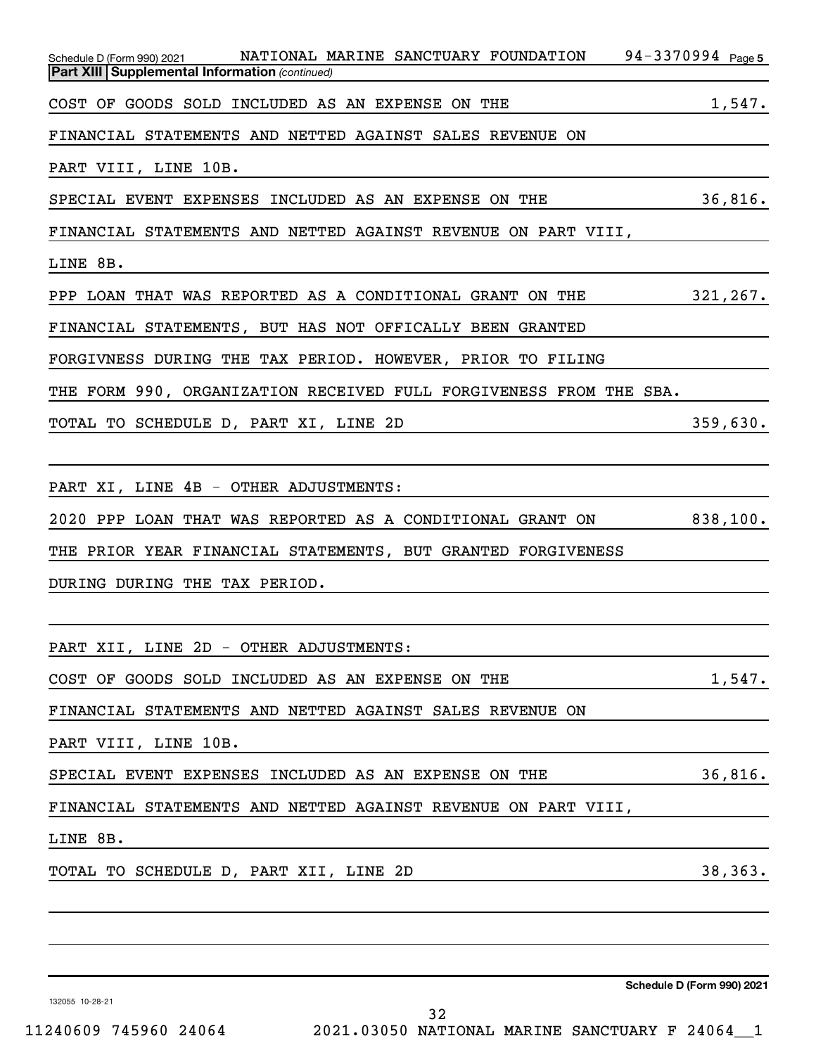Schedule D (Form 990) 2021 NATIONAL MARINE SANCTUARY FOUNDATION 94-3370994 Page 5

**Part XIII Supplemental Information** *(continued)*

| | |
|---|---|
| COST OF GOODS SOLD INCLUDED AS AN EXPENSE ON THE FINANCIAL STATEMENTS AND NETTED AGAINST SALES REVENUE ON PART VIII, LINE 10B. | 1,547. |
| SPECIAL EVENT EXPENSES INCLUDED AS AN EXPENSE ON THE FINANCIAL STATEMENTS AND NETTED AGAINST REVENUE ON PART VIII, LINE 8B. | 36,816. |
| PPP LOAN THAT WAS REPORTED AS A CONDITIONAL GRANT ON THE FINANCIAL STATEMENTS, BUT HAS NOT OFFICALLY BEEN GRANTED FORGIVNESS DURING THE TAX PERIOD. HOWEVER, PRIOR TO FILING THE FORM 990, ORGANIZATION RECEIVED FULL FORGIVENESS FROM THE SBA. | 321,267. |
| TOTAL TO SCHEDULE D, PART XI, LINE 2D | 359,630. |

PART XI, LINE 4B - OTHER ADJUSTMENTS:

| | |
|---|---|
| 2020 PPP LOAN THAT WAS REPORTED AS A CONDITIONAL GRANT ON THE PRIOR YEAR FINANCIAL STATEMENTS, BUT GRANTED FORGIVENESS DURING DURING THE TAX PERIOD. | 838,100. |

PART XII, LINE 2D - OTHER ADJUSTMENTS:

| | |
|---|---|
| COST OF GOODS SOLD INCLUDED AS AN EXPENSE ON THE FINANCIAL STATEMENTS AND NETTED AGAINST SALES REVENUE ON PART VIII, LINE 10B. | 1,547. |
| SPECIAL EVENT EXPENSES INCLUDED AS AN EXPENSE ON THE FINANCIAL STATEMENTS AND NETTED AGAINST REVENUE ON PART VIII, LINE 8B. | 36,816. |
| TOTAL TO SCHEDULE D, PART XII, LINE 2D | 38,363. |

**Schedule D (Form 990) 2021**

132055 10-28-21

11240609 745960 24064 2021.03050 NATIONAL MARINE SANCTUARY F 24064__1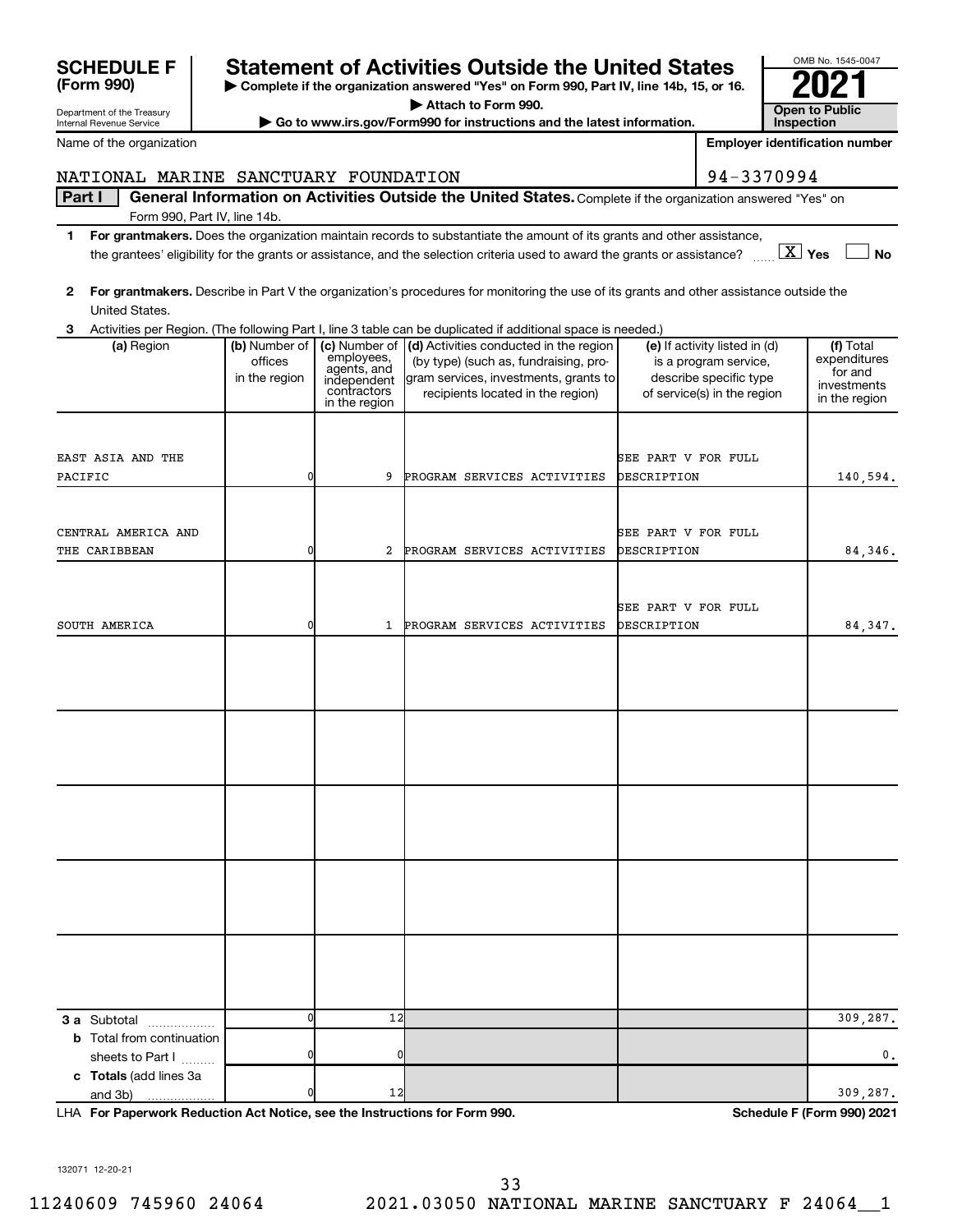# SCHEDULE F (Form 990)

Department of the Treasury
Internal Revenue Service

## Statement of Activities Outside the United States

▶ Complete if the organization answered "Yes" on Form 990, Part IV, line 14b, 15, or 16.
▶ Attach to Form 990.
▶ Go to www.irs.gov/Form990 for instructions and the latest information.

OMB No. 1545-0047

**2021**

**Open to Public Inspection**

Name of the organization: NATIONAL MARINE SANCTUARY FOUNDATION

Employer identification number: 94-3370994

**Part I** **General Information on Activities Outside the United States.** Complete if the organization answered "Yes" on Form 990, Part IV, line 14b.

1 **For grantmakers.** Does the organization maintain records to substantiate the amount of its grants and other assistance, the grantees' eligibility for the grants or assistance, and the selection criteria used to award the grants or assistance? [X] Yes [ ] No

2 **For grantmakers.** Describe in Part V the organization's procedures for monitoring the use of its grants and other assistance outside the United States.

3 Activities per Region. (The following Part I, line 3 table can be duplicated if additional space is needed.)

| (a) Region | (b) Number of offices in the region | (c) Number of employees, agents, and independent contractors in the region | (d) Activities conducted in the region (by type) (such as, fundraising, program services, investments, grants to recipients located in the region) | (e) If activity listed in (d) is a program service, describe specific type of service(s) in the region | (f) Total expenditures for and investments in the region |
|---|---|---|---|---|---|
| EAST ASIA AND THE PACIFIC | 0 | 9 | PROGRAM SERVICES ACTIVITIES | SEE PART V FOR FULL DESCRIPTION | 140,594. |
| CENTRAL AMERICA AND THE CARIBBEAN | 0 | 2 | PROGRAM SERVICES ACTIVITIES | SEE PART V FOR FULL DESCRIPTION | 84,346. |
| SOUTH AMERICA | 0 | 1 | PROGRAM SERVICES ACTIVITIES | SEE PART V FOR FULL DESCRIPTION | 84,347. |
| **3 a** Subtotal | 0 | 12 | | | 309,287. |
| **b** Total from continuation sheets to Part I | 0 | 0 | | | 0. |
| **c Totals** (add lines 3a and 3b) | 0 | 12 | | | 309,287. |

LHA **For Paperwork Reduction Act Notice, see the Instructions for Form 990.** **Schedule F (Form 990) 2021**

132071 12-20-21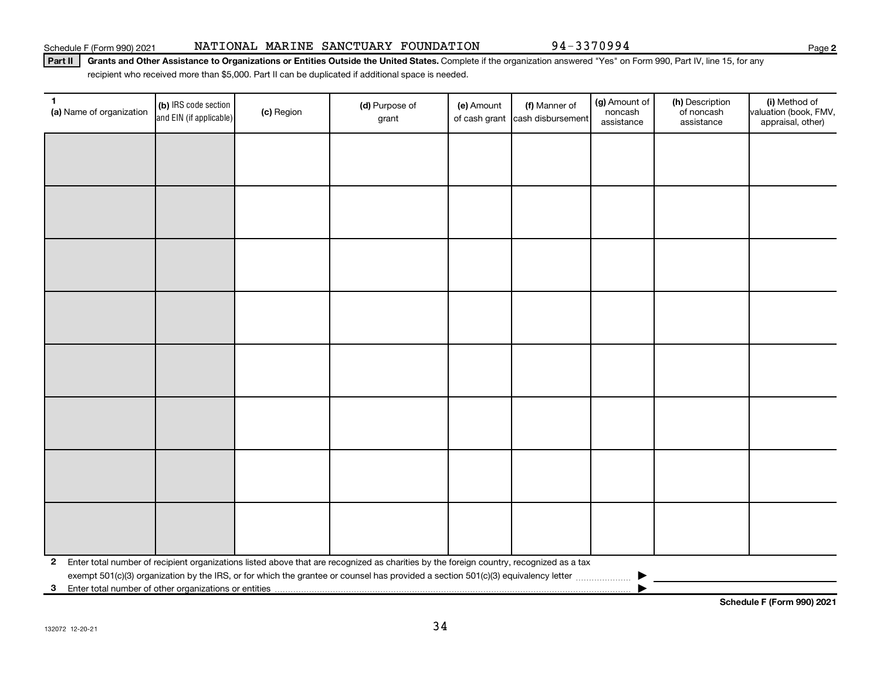Schedule F (Form 990) 2021 NATIONAL MARINE SANCTUARY FOUNDATION 94-3370994

**Part II** **Grants and Other Assistance to Organizations or Entities Outside the United States.** Complete if the organization answered "Yes" on Form 990, Part IV, line 15, for any recipient who received more than $5,000. Part II can be duplicated if additional space is needed.

| 1 (a) Name of organization | (b) IRS code section and EIN (if applicable) | (c) Region | (d) Purpose of grant | (e) Amount of cash grant | (f) Manner of cash disbursement | (g) Amount of noncash assistance | (h) Description of noncash assistance | (i) Method of valuation (book, FMV, appraisal, other) |
|---|---|---|---|---|---|---|---|---|
| | | | | | | | | |
| | | | | | | | | |
| | | | | | | | | |
| | | | | | | | | |
| | | | | | | | | |
| | | | | | | | | |
| | | | | | | | | |
| | | | | | | | | |

**2** Enter total number of recipient organizations listed above that are recognized as charities by the foreign country, recognized as a tax exempt 501(c)(3) organization by the IRS, or for which the grantee or counsel has provided a section 501(c)(3) equivalency letter ▶

**3** Enter total number of other organizations or entities ▶

**Schedule F (Form 990) 2021**

132072 12-20-21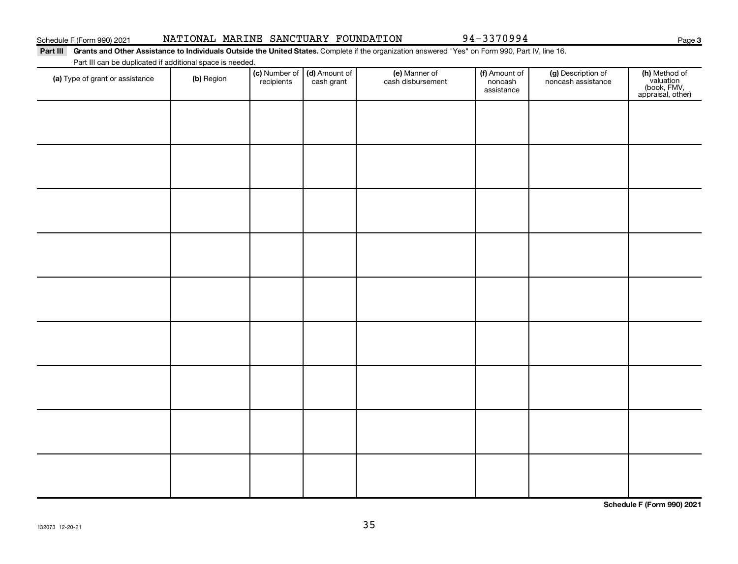Schedule F (Form 990) 2021 NATIONAL MARINE SANCTUARY FOUNDATION 94-3370994 Page 3

**Part III** **Grants and Other Assistance to Individuals Outside the United States.** Complete if the organization answered "Yes" on Form 990, Part IV, line 16.

Part III can be duplicated if additional space is needed.

| (a) Type of grant or assistance | (b) Region | (c) Number of recipients | (d) Amount of cash grant | (e) Manner of cash disbursement | (f) Amount of noncash assistance | (g) Description of noncash assistance | (h) Method of valuation (book, FMV, appraisal, other) |
|---|---|---|---|---|---|---|---|
| | | | | | | | |
| | | | | | | | |
| | | | | | | | |
| | | | | | | | |
| | | | | | | | |
| | | | | | | | |
| | | | | | | | |
| | | | | | | | |
| | | | | | | | |

**Schedule F (Form 990) 2021**

132073 12-20-21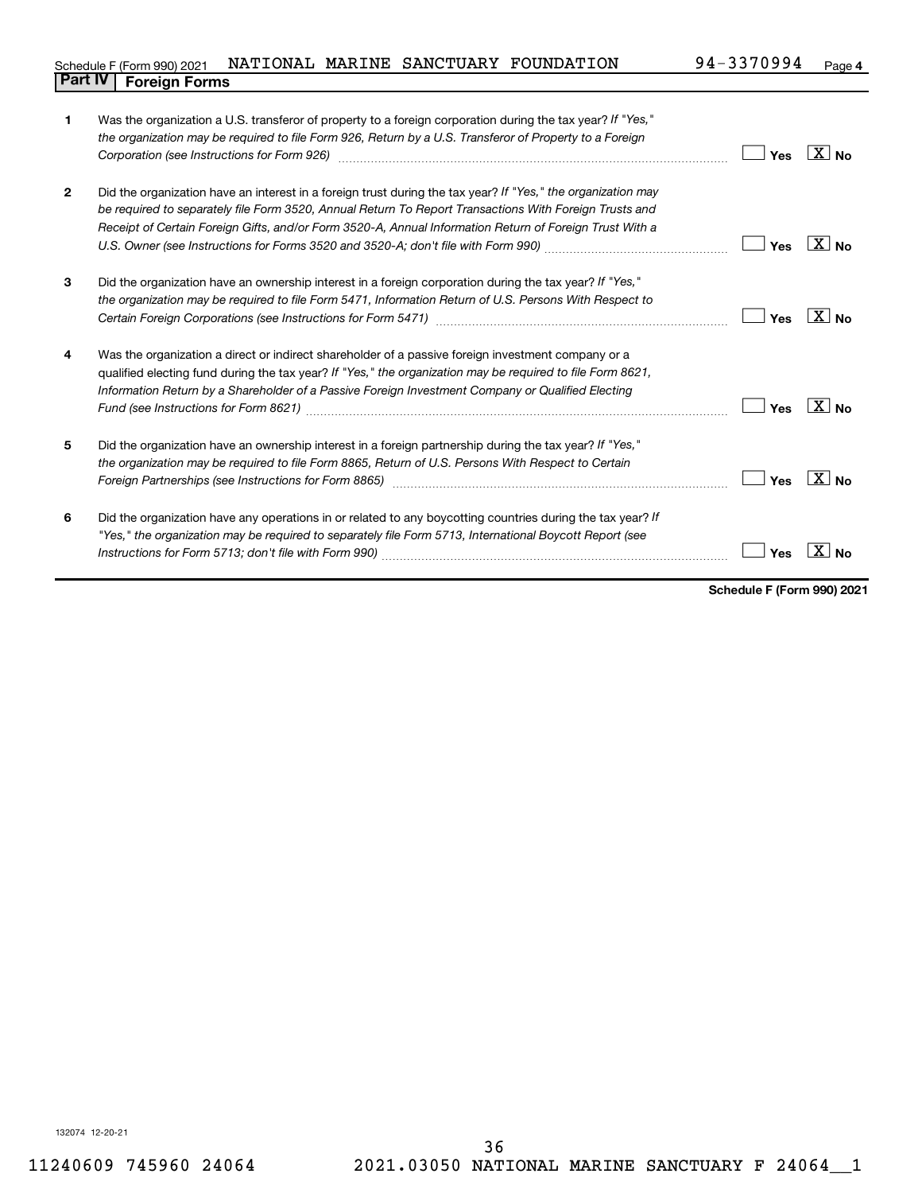Schedule F (Form 990) 2021 NATIONAL MARINE SANCTUARY FOUNDATION 94-3370994 Page 4

## Part IV Foreign Forms

| | | | |
|---|---|---|---|
| 1 | Was the organization a U.S. transferor of property to a foreign corporation during the tax year? *If "Yes," the organization may be required to file Form 926, Return by a U.S. Transferor of Property to a Foreign Corporation (see Instructions for Form 926)* | Yes | [X] No |
| 2 | Did the organization have an interest in a foreign trust during the tax year? *If "Yes," the organization may be required to separately file Form 3520, Annual Return To Report Transactions With Foreign Trusts and Receipt of Certain Foreign Gifts, and/or Form 3520-A, Annual Information Return of Foreign Trust With a U.S. Owner (see Instructions for Forms 3520 and 3520-A; don't file with Form 990)* | Yes | [X] No |
| 3 | Did the organization have an ownership interest in a foreign corporation during the tax year? *If "Yes," the organization may be required to file Form 5471, Information Return of U.S. Persons With Respect to Certain Foreign Corporations (see Instructions for Form 5471)* | Yes | [X] No |
| 4 | Was the organization a direct or indirect shareholder of a passive foreign investment company or a qualified electing fund during the tax year? *If "Yes," the organization may be required to file Form 8621, Information Return by a Shareholder of a Passive Foreign Investment Company or Qualified Electing Fund (see Instructions for Form 8621)* | Yes | [X] No |
| 5 | Did the organization have an ownership interest in a foreign partnership during the tax year? *If "Yes," the organization may be required to file Form 8865, Return of U.S. Persons With Respect to Certain Foreign Partnerships (see Instructions for Form 8865)* | Yes | [X] No |
| 6 | Did the organization have any operations in or related to any boycotting countries during the tax year? *If "Yes," the organization may be required to separately file Form 5713, International Boycott Report (see Instructions for Form 5713; don't file with Form 990)* | Yes | [X] No |

**Schedule F (Form 990) 2021**

132074 12-20-21

11240609 745960 24064 2021.03050 NATIONAL MARINE SANCTUARY F 24064__1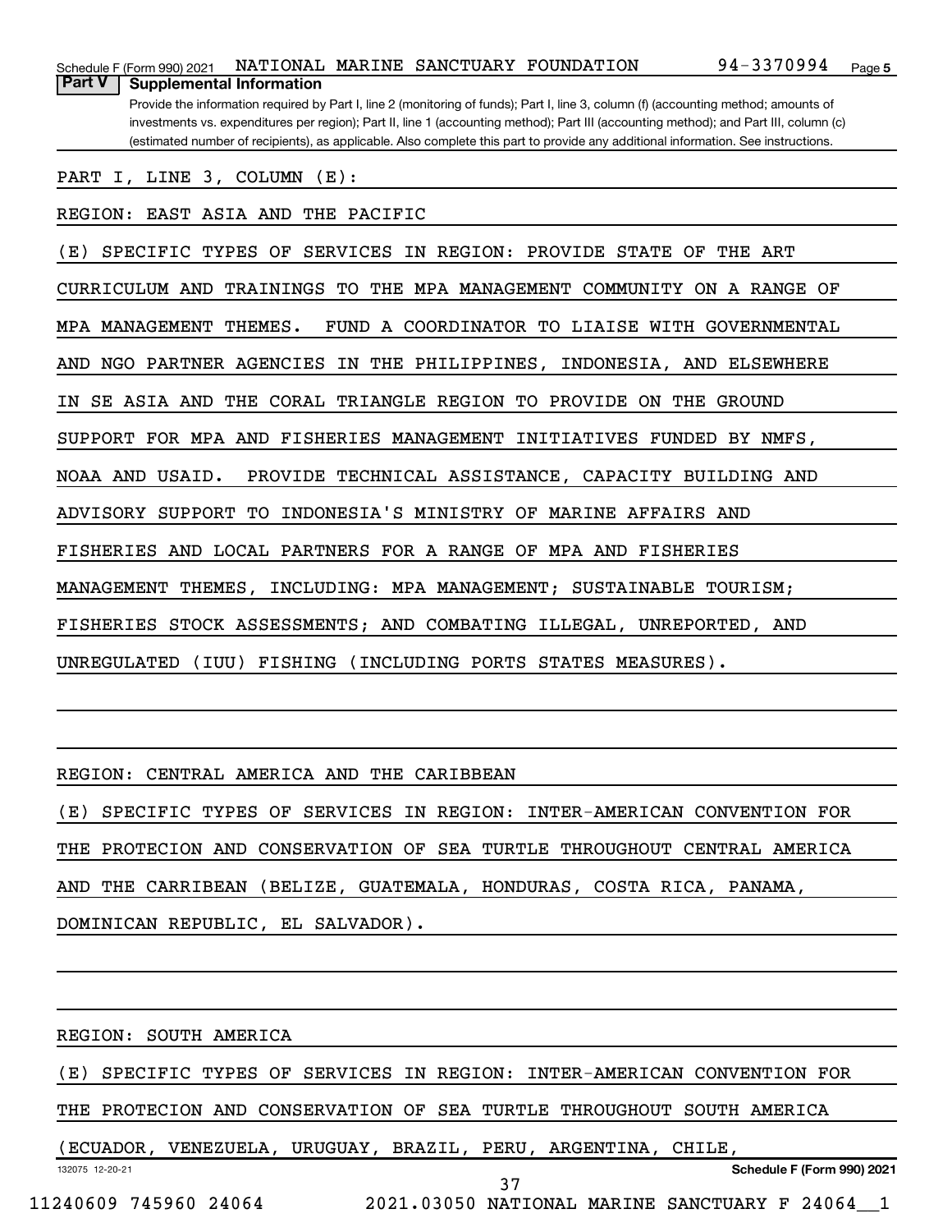## Part V Supplemental Information

Provide the information required by Part I, line 2 (monitoring of funds); Part I, line 3, column (f) (accounting method; amounts of investments vs. expenditures per region); Part II, line 1 (accounting method); Part III (accounting method); and Part III, column (c) (estimated number of recipients), as applicable. Also complete this part to provide any additional information. See instructions.

PART I, LINE 3, COLUMN (E):

REGION: EAST ASIA AND THE PACIFIC

(E) SPECIFIC TYPES OF SERVICES IN REGION: PROVIDE STATE OF THE ART CURRICULUM AND TRAININGS TO THE MPA MANAGEMENT COMMUNITY ON A RANGE OF MPA MANAGEMENT THEMES.  FUND A COORDINATOR TO LIAISE WITH GOVERNMENTAL AND NGO PARTNER AGENCIES IN THE PHILIPPINES, INDONESIA, AND ELSEWHERE IN SE ASIA AND THE CORAL TRIANGLE REGION TO PROVIDE ON THE GROUND SUPPORT FOR MPA AND FISHERIES MANAGEMENT INITIATIVES FUNDED BY NMFS, NOAA AND USAID.  PROVIDE TECHNICAL ASSISTANCE, CAPACITY BUILDING AND ADVISORY SUPPORT TO INDONESIA'S MINISTRY OF MARINE AFFAIRS AND FISHERIES AND LOCAL PARTNERS FOR A RANGE OF MPA AND FISHERIES MANAGEMENT THEMES, INCLUDING: MPA MANAGEMENT; SUSTAINABLE TOURISM; FISHERIES STOCK ASSESSMENTS; AND COMBATING ILLEGAL, UNREPORTED, AND UNREGULATED (IUU) FISHING (INCLUDING PORTS STATES MEASURES).

REGION: CENTRAL AMERICA AND THE CARIBBEAN

(E) SPECIFIC TYPES OF SERVICES IN REGION: INTER-AMERICAN CONVENTION FOR THE PROTECION AND CONSERVATION OF SEA TURTLE THROUGHOUT CENTRAL AMERICA AND THE CARRIBEAN (BELIZE, GUATEMALA, HONDURAS, COSTA RICA, PANAMA, DOMINICAN REPUBLIC, EL SALVADOR).

REGION: SOUTH AMERICA

(E) SPECIFIC TYPES OF SERVICES IN REGION: INTER-AMERICAN CONVENTION FOR THE PROTECION AND CONSERVATION OF SEA TURTLE THROUGHOUT SOUTH AMERICA (ECUADOR, VENEZUELA, URUGUAY, BRAZIL, PERU, ARGENTINA, CHILE,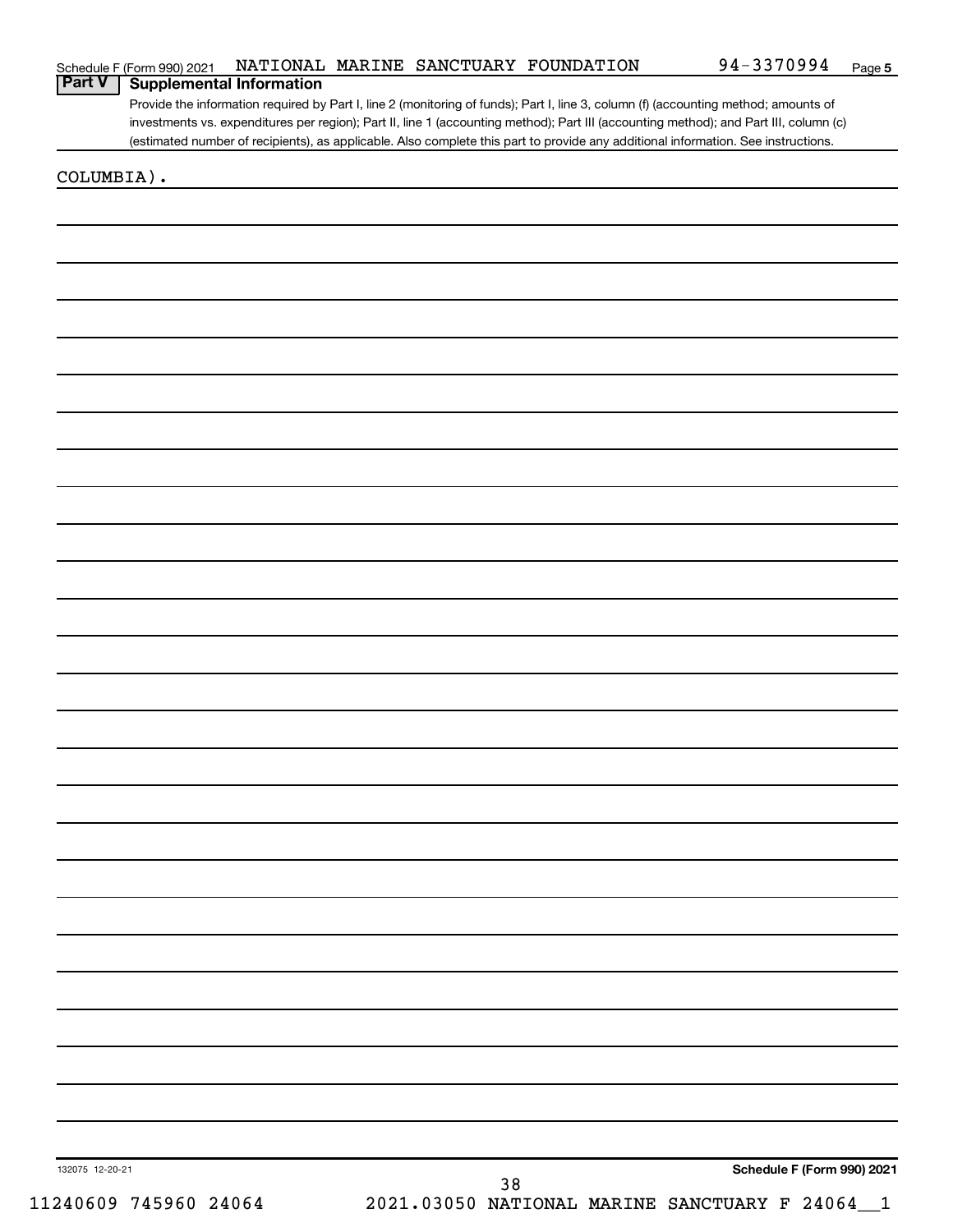## Part V Supplemental Information

Provide the information required by Part I, line 2 (monitoring of funds); Part I, line 3, column (f) (accounting method; amounts of investments vs. expenditures per region); Part II, line 1 (accounting method); Part III (accounting method); and Part III, column (c) (estimated number of recipients), as applicable. Also complete this part to provide any additional information. See instructions.

COLUMBIA).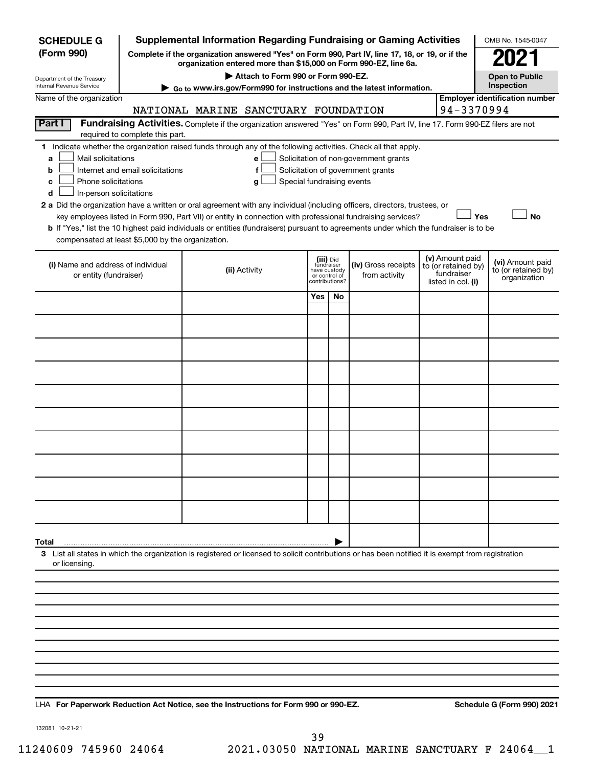**SCHEDULE G (Form 990)**

Department of the Treasury
Internal Revenue Service

# Supplemental Information Regarding Fundraising or Gaming Activities

**Complete if the organization answered "Yes" on Form 990, Part IV, line 17, 18, or 19, or if the organization entered more than $15,000 on Form 990-EZ, line 6a.**

▶ **Attach to Form 990 or Form 990-EZ.**

▶ **Go to www.irs.gov/Form990 for instructions and the latest information.**

OMB No. 1545-0047

**2021**

**Open to Public Inspection**

Name of the organization: NATIONAL MARINE SANCTUARY FOUNDATION

**Employer identification number**: 94-3370994

**Part I** **Fundraising Activities.** Complete if the organization answered "Yes" on Form 990, Part IV, line 17. Form 990-EZ filers are not required to complete this part.

**1** Indicate whether the organization raised funds through any of the following activities. Check all that apply.

- **a** ☐ Mail solicitations
- **b** ☐ Internet and email solicitations
- **c** ☐ Phone solicitations
- **d** ☐ In-person solicitations
- **e** ☐ Solicitation of non-government grants
- **f** ☐ Solicitation of government grants
- **g** ☐ Special fundraising events

**2 a** Did the organization have a written or oral agreement with any individual (including officers, directors, trustees, or key employees listed in Form 990, Part VII) or entity in connection with professional fundraising services? ☐ **Yes** ☐ **No**

**b** If "Yes," list the 10 highest paid individuals or entities (fundraisers) pursuant to agreements under which the fundraiser is to be compensated at least $5,000 by the organization.

| (i) Name and address of individual or entity (fundraiser) | (ii) Activity | (iii) Did fundraiser have custody or control of contributions? Yes | No | (iv) Gross receipts from activity | (v) Amount paid to (or retained by) fundraiser listed in col. (i) | (vi) Amount paid to (or retained by) organization |
|---|---|---|---|---|---|---|
| | | | | | | |
| | | | | | | |
| | | | | | | |
| | | | | | | |
| | | | | | | |
| | | | | | | |
| | | | | | | |
| | | | | | | |
| | | | | | | |
| | | | | | | |
| **Total** ▶ | | | | | | |

**3** List all states in which the organization is registered or licensed to solicit contributions or has been notified it is exempt from registration or licensing.

LHA **For Paperwork Reduction Act Notice, see the Instructions for Form 990 or 990-EZ.** **Schedule G (Form 990) 2021**

132081 10-21-21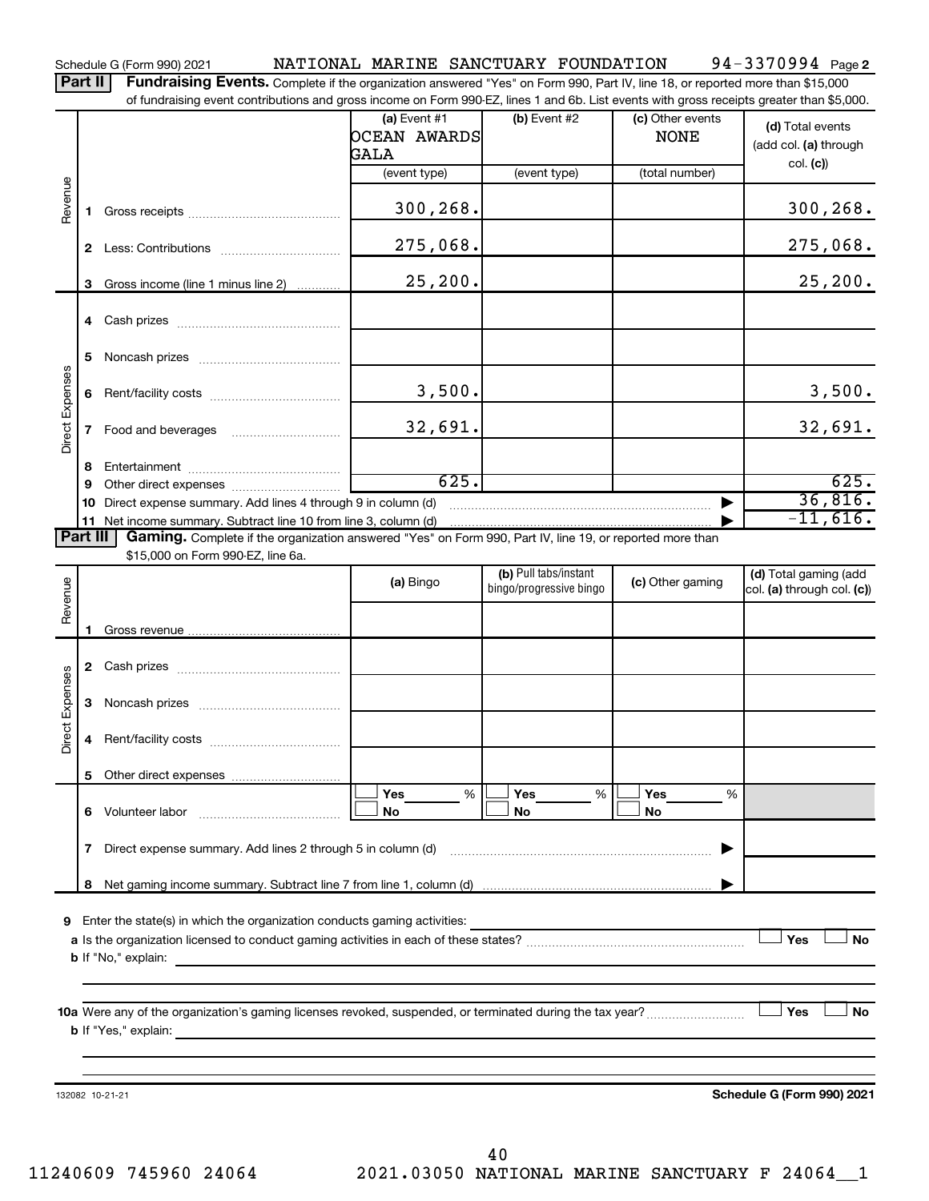Schedule G (Form 990) 2021 NATIONAL MARINE SANCTUARY FOUNDATION 94-3370994 Page 2

**Part II** **Fundraising Events.** Complete if the organization answered "Yes" on Form 990, Part IV, line 18, or reported more than $15,000 of fundraising event contributions and gross income on Form 990-EZ, lines 1 and 6b. List events with gross receipts greater than $5,000.

| | | (a) Event #1<br>OCEAN AWARDS GALA<br>(event type) | (b) Event #2<br>(event type) | (c) Other events<br>NONE<br>(total number) | (d) Total events (add col. (a) through col. (c)) |
|---|---|---|---|---|---|
| Revenue | 1 Gross receipts | 300,268. | | | 300,268. |
| | 2 Less: Contributions | 275,068. | | | 275,068. |
| | 3 Gross income (line 1 minus line 2) | 25,200. | | | 25,200. |
| Direct Expenses | 4 Cash prizes | | | | |
| | 5 Noncash prizes | | | | |
| | 6 Rent/facility costs | 3,500. | | | 3,500. |
| | 7 Food and beverages | 32,691. | | | 32,691. |
| | 8 Entertainment | | | | |
| | 9 Other direct expenses | 625. | | | 625. |
| | 10 Direct expense summary. Add lines 4 through 9 in column (d) | | | ▶ | 36,816. |
| | 11 Net income summary. Subtract line 10 from line 3, column (d) | | | ▶ | -11,616. |

**Part III** **Gaming.** Complete if the organization answered "Yes" on Form 990, Part IV, line 19, or reported more than $15,000 on Form 990-EZ, line 6a.

| | | (a) Bingo | (b) Pull tabs/instant bingo/progressive bingo | (c) Other gaming | (d) Total gaming (add col. (a) through col. (c)) |
|---|---|---|---|---|---|
| Revenue | 1 Gross revenue | | | | |
| Direct Expenses | 2 Cash prizes | | | | |
| | 3 Noncash prizes | | | | |
| | 4 Rent/facility costs | | | | |
| | 5 Other direct expenses | | | | |
| | 6 Volunteer labor | ☐ Yes ___ %<br>☐ No | ☐ Yes ___ %<br>☐ No | ☐ Yes ___ %<br>☐ No | |
| | 7 Direct expense summary. Add lines 2 through 5 in column (d) | | | ▶ | |
| | 8 Net gaming income summary. Subtract line 7 from line 1, column (d) | | | ▶ | |

9 Enter the state(s) in which the organization conducts gaming activities:

a Is the organization licensed to conduct gaming activities in each of these states? ☐ Yes ☐ No

b If "No," explain:

10a Were any of the organization's gaming licenses revoked, suspended, or terminated during the tax year? ☐ Yes ☐ No

b If "Yes," explain:

132082 10-21-21 **Schedule G (Form 990) 2021**

11240609 745960 24064 2021.03050 NATIONAL MARINE SANCTUARY F 24064__1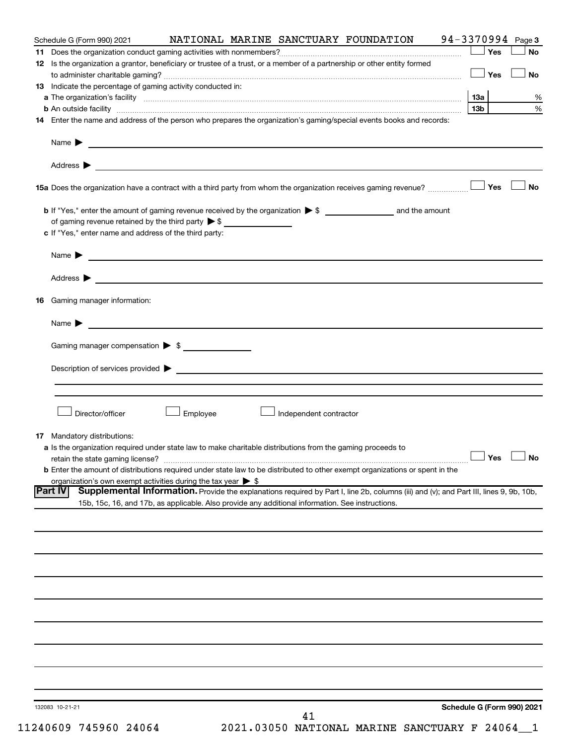Schedule G (Form 990) 2021 NATIONAL MARINE SANCTUARY FOUNDATION 94-3370994 Page 3

**11** Does the organization conduct gaming activities with nonmembers? ☐ Yes ☐ No

**12** Is the organization a grantor, beneficiary or trustee of a trust, or a member of a partnership or other entity formed to administer charitable gaming? ☐ Yes ☐ No

**13** Indicate the percentage of gaming activity conducted in:

**a** The organization's facility **13a** %

**b** An outside facility **13b** %

**14** Enter the name and address of the person who prepares the organization's gaming/special events books and records:

Name ▶

Address ▶

**15a** Does the organization have a contract with a third party from whom the organization receives gaming revenue? ☐ Yes ☐ No

**b** If "Yes," enter the amount of gaming revenue received by the organization ▶ $ ______ and the amount of gaming revenue retained by the third party ▶ $ ______

**c** If "Yes," enter name and address of the third party:

Name ▶

Address ▶

**16** Gaming manager information:

Name ▶

Gaming manager compensation ▶ $

Description of services provided ▶

☐ Director/officer ☐ Employee ☐ Independent contractor

**17** Mandatory distributions:

**a** Is the organization required under state law to make charitable distributions from the gaming proceeds to retain the state gaming license? ☐ Yes ☐ No

**b** Enter the amount of distributions required under state law to be distributed to other exempt organizations or spent in the organization's own exempt activities during the tax year ▶ $

**Part IV** **Supplemental Information.** Provide the explanations required by Part I, line 2b, columns (iii) and (v); and Part III, lines 9, 9b, 10b, 15b, 15c, 16, and 17b, as applicable. Also provide any additional information. See instructions.

132083 10-21-21 **Schedule G (Form 990) 2021**

11240609 745960 24064 2021.03050 NATIONAL MARINE SANCTUARY F 24064__1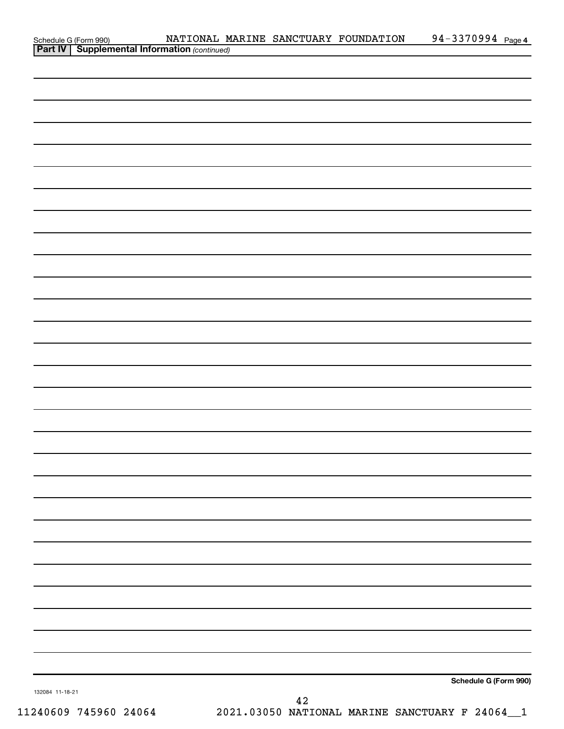Schedule G (Form 990) NATIONAL MARINE SANCTUARY FOUNDATION 94-3370994 Page 4

**Part IV | Supplemental Information** *(continued)*

**Schedule G (Form 990)**

132084 11-18-21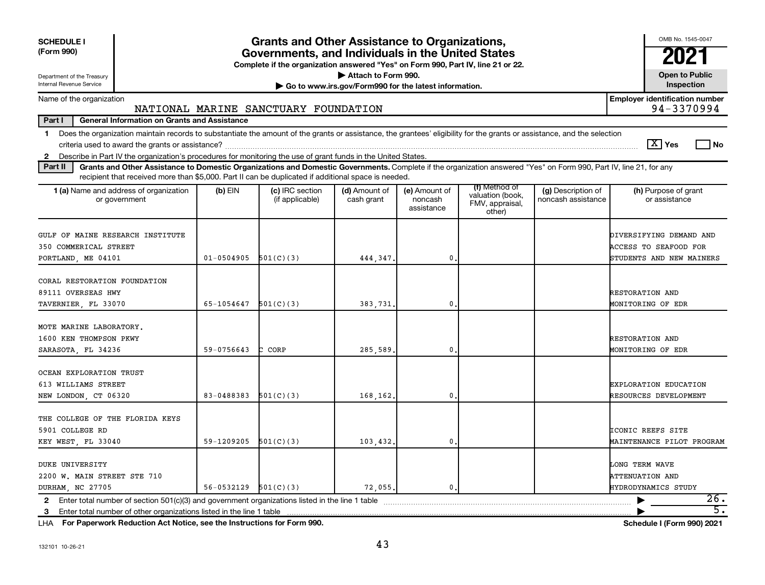**SCHEDULE I (Form 990)**

Department of the Treasury
Internal Revenue Service

# Grants and Other Assistance to Organizations, Governments, and Individuals in the United States

**Complete if the organization answered "Yes" on Form 990, Part IV, line 21 or 22.**

▶ Attach to Form 990.

▶ Go to www.irs.gov/Form990 for the latest information.

OMB No. 1545-0047

**2021**

**Open to Public Inspection**

Name of the organization: NATIONAL MARINE SANCTUARY FOUNDATION

**Employer identification number:** 94-3370994

**Part I General Information on Grants and Assistance**

1 Does the organization maintain records to substantiate the amount of the grants or assistance, the grantees' eligibility for the grants or assistance, and the selection criteria used to award the grants or assistance? [X] Yes [ ] No

2 Describe in Part IV the organization's procedures for monitoring the use of grant funds in the United States.

**Part II Grants and Other Assistance to Domestic Organizations and Domestic Governments.** Complete if the organization answered "Yes" on Form 990, Part IV, line 21, for any recipient that received more than $5,000. Part II can be duplicated if additional space is needed.

| 1 (a) Name and address of organization or government | (b) EIN | (c) IRC section (if applicable) | (d) Amount of cash grant | (e) Amount of noncash assistance | (f) Method of valuation (book, FMV, appraisal, other) | (g) Description of noncash assistance | (h) Purpose of grant or assistance |
|---|---|---|---|---|---|---|---|
| GULF OF MAINE RESEARCH INSTITUTE<br>350 COMMERICAL STREET<br>PORTLAND, ME 04101 | 01-0504905 | 501(C)(3) | 444,347. | 0. | | | DIVERSIFYING DEMAND AND ACCESS TO SEAFOOD FOR STUDENTS AND NEW MAINERS |
| CORAL RESTORATION FOUNDATION<br>89111 OVERSEAS HWY<br>TAVERNIER, FL 33070 | 65-1054647 | 501(C)(3) | 383,731. | 0. | | | RESTORATION AND MONITORING OF EDR |
| MOTE MARINE LABORATORY.<br>1600 KEN THOMPSON PKWY<br>SARASOTA, FL 34236 | 59-0756643 | C CORP | 285,589. | 0. | | | RESTORATION AND MONITORING OF EDR |
| OCEAN EXPLORATION TRUST<br>613 WILLIAMS STREET<br>NEW LONDON, CT 06320 | 83-0488383 | 501(C)(3) | 168,162. | 0. | | | EXPLORATION EDUCATION RESOURCES DEVELOPMENT |
| THE COLLEGE OF THE FLORIDA KEYS<br>5901 COLLEGE RD<br>KEY WEST, FL 33040 | 59-1209205 | 501(C)(3) | 103,432. | 0. | | | ICONIC REEFS SITE MAINTENANCE PILOT PROGRAM |
| DUKE UNIVERSITY<br>2200 W. MAIN STREET STE 710<br>DURHAM, NC 27705 | 56-0532129 | 501(C)(3) | 72,055. | 0. | | | LONG TERM WAVE ATTENUATION AND HYDRODYNAMICS STUDY |

2 Enter total number of section 501(c)(3) and government organizations listed in the line 1 table ▶ 26.

3 Enter total number of other organizations listed in the line 1 table ▶ 5.

LHA **For Paperwork Reduction Act Notice, see the Instructions for Form 990.** **Schedule I (Form 990) 2021**

132101 10-26-21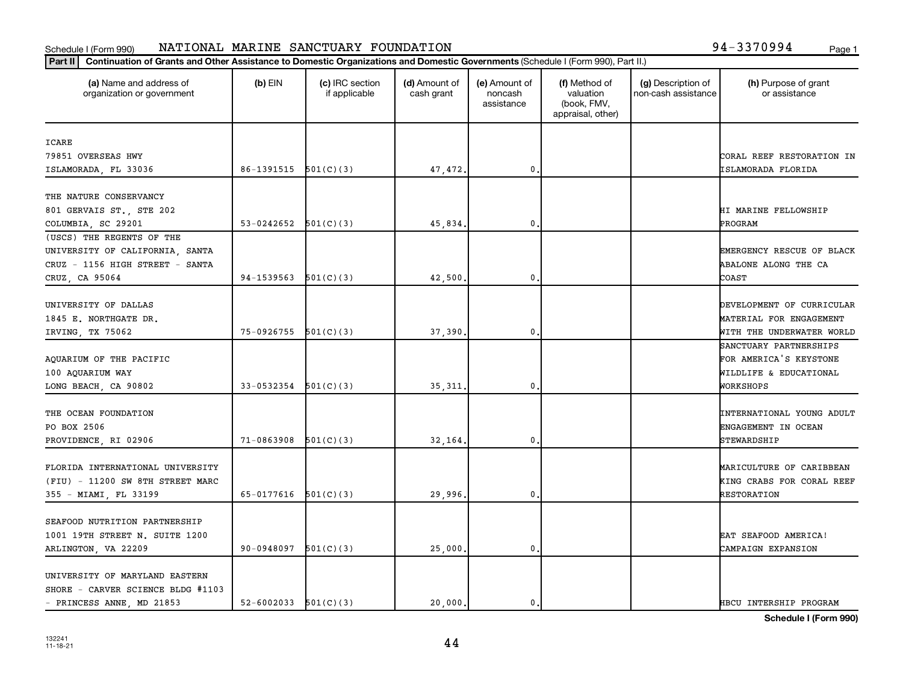Schedule I (Form 990) NATIONAL MARINE SANCTUARY FOUNDATION 94-3370994

**Part II** **Continuation of Grants and Other Assistance to Domestic Organizations and Domestic Governments** (Schedule I (Form 990), Part II.)

| (a) Name and address of organization or government | (b) EIN | (c) IRC section if applicable | (d) Amount of cash grant | (e) Amount of noncash assistance | (f) Method of valuation (book, FMV, appraisal, other) | (g) Description of non-cash assistance | (h) Purpose of grant or assistance |
|---|---|---|---|---|---|---|---|
| ICARE<br>79851 OVERSEAS HWY<br>ISLAMORADA, FL 33036 | 86-1391515 | 501(C)(3) | 47,472. | 0. | | | CORAL REEF RESTORATION IN ISLAMORADA FLORIDA |
| THE NATURE CONSERVANCY<br>801 GERVAIS ST., STE 202<br>COLUMBIA, SC 29201 | 53-0242652 | 501(C)(3) | 45,834. | 0. | | | HI MARINE FELLOWSHIP PROGRAM |
| (USCS) THE REGENTS OF THE UNIVERSITY OF CALIFORNIA, SANTA CRUZ - 1156 HIGH STREET - SANTA CRUZ, CA 95064 | 94-1539563 | 501(C)(3) | 42,500. | 0. | | | EMERGENCY RESCUE OF BLACK ABALONE ALONG THE CA COAST |
| UNIVERSITY OF DALLAS<br>1845 E. NORTHGATE DR.<br>IRVING, TX 75062 | 75-0926755 | 501(C)(3) | 37,390. | 0. | | | DEVELOPMENT OF CURRICULAR MATERIAL FOR ENGAGEMENT WITH THE UNDERWATER WORLD |
| AQUARIUM OF THE PACIFIC<br>100 AQUARIUM WAY<br>LONG BEACH, CA 90802 | 33-0532354 | 501(C)(3) | 35,311. | 0. | | | SANCTUARY PARTNERSHIPS FOR AMERICA'S KEYSTONE WILDLIFE & EDUCATIONAL WORKSHOPS |
| THE OCEAN FOUNDATION<br>PO BOX 2506<br>PROVIDENCE, RI 02906 | 71-0863908 | 501(C)(3) | 32,164. | 0. | | | INTERNATIONAL YOUNG ADULT ENGAGEMENT IN OCEAN STEWARDSHIP |
| FLORIDA INTERNATIONAL UNIVERSITY (FIU) - 11200 SW 8TH STREET MARC 355 - MIAMI, FL 33199 | 65-0177616 | 501(C)(3) | 29,996. | 0. | | | MARICULTURE OF CARIBBEAN KING CRABS FOR CORAL REEF RESTORATION |
| SEAFOOD NUTRITION PARTNERSHIP<br>1001 19TH STREET N. SUITE 1200<br>ARLINGTON, VA 22209 | 90-0948097 | 501(C)(3) | 25,000. | 0. | | | EAT SEAFOOD AMERICA! CAMPAIGN EXPANSION |
| UNIVERSITY OF MARYLAND EASTERN SHORE - CARVER SCIENCE BLDG #1103 - PRINCESS ANNE, MD 21853 | 52-6002033 | 501(C)(3) | 20,000. | 0. | | | HBCU INTERSHIP PROGRAM |

**Schedule I (Form 990)**

132241
11-18-21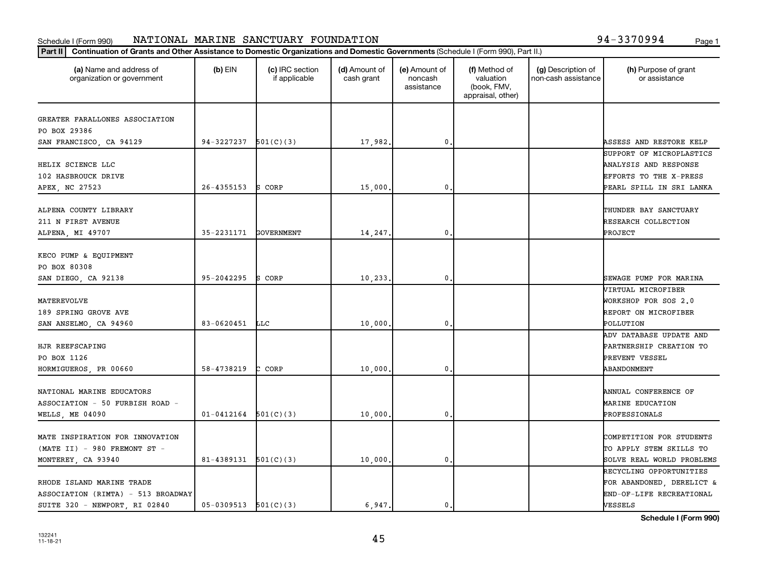Schedule I (Form 990) NATIONAL MARINE SANCTUARY FOUNDATION 94-3370994

**Part II** **Continuation of Grants and Other Assistance to Domestic Organizations and Domestic Governments** (Schedule I (Form 990), Part II.)

| (a) Name and address of organization or government | (b) EIN | (c) IRC section if applicable | (d) Amount of cash grant | (e) Amount of noncash assistance | (f) Method of valuation (book, FMV, appraisal, other) | (g) Description of non-cash assistance | (h) Purpose of grant or assistance |
|---|---|---|---|---|---|---|---|
| GREATER FARALLONES ASSOCIATION<br>PO BOX 29386<br>SAN FRANCISCO, CA 94129 | 94-3227237 | 501(C)(3) | 17,982. | 0. | | | ASSESS AND RESTORE KELP |
| HELIX SCIENCE LLC<br>102 HASBROUCK DRIVE<br>APEX, NC 27523 | 26-4355153 | S CORP | 15,000. | 0. | | | SUPPORT OF MICROPLASTICS ANALYSIS AND RESPONSE EFFORTS TO THE X-PRESS PEARL SPILL IN SRI LANKA |
| ALPENA COUNTY LIBRARY<br>211 N FIRST AVENUE<br>ALPENA, MI 49707 | 35-2231171 | GOVERNMENT | 14,247. | 0. | | | THUNDER BAY SANCTUARY RESEARCH COLLECTION PROJECT |
| KECO PUMP & EQUIPMENT<br>PO BOX 80308<br>SAN DIEGO, CA 92138 | 95-2042295 | S CORP | 10,233. | 0. | | | SEWAGE PUMP FOR MARINA |
| MATEREVOLVE<br>189 SPRING GROVE AVE<br>SAN ANSELMO, CA 94960 | 83-0620451 | LLC | 10,000. | 0. | | | VIRTUAL MICROFIBER WORKSHOP FOR SOS 2.0 REPORT ON MICROFIBER POLLUTION |
| HJR REEFSCAPING<br>PO BOX 1126<br>HORMIGUEROS, PR 00660 | 58-4738219 | C CORP | 10,000. | 0. | | | ADV DATABASE UPDATE AND PARTNERSHIP CREATION TO PREVENT VESSEL ABANDONMENT |
| NATIONAL MARINE EDUCATORS ASSOCIATION - 50 FURBISH ROAD - WELLS, ME 04090 | 01-0412164 | 501(C)(3) | 10,000. | 0. | | | ANNUAL CONFERENCE OF MARINE EDUCATION PROFESSIONALS |
| MATE INSPIRATION FOR INNOVATION (MATE II) - 980 FREMONT ST - MONTEREY, CA 93940 | 81-4389131 | 501(C)(3) | 10,000. | 0. | | | COMPETITION FOR STUDENTS TO APPLY STEM SKILLS TO SOLVE REAL WORLD PROBLEMS |
| RHODE ISLAND MARINE TRADE ASSOCIATION (RIMTA) - 513 BROADWAY SUITE 320 - NEWPORT, RI 02840 | 05-0309513 | 501(C)(3) | 6,947. | 0. | | | RECYCLING OPPORTUNITIES FOR ABANDONED, DERELICT & END-OF-LIFE RECREATIONAL VESSELS |

**Schedule I (Form 990)**

132241
11-18-21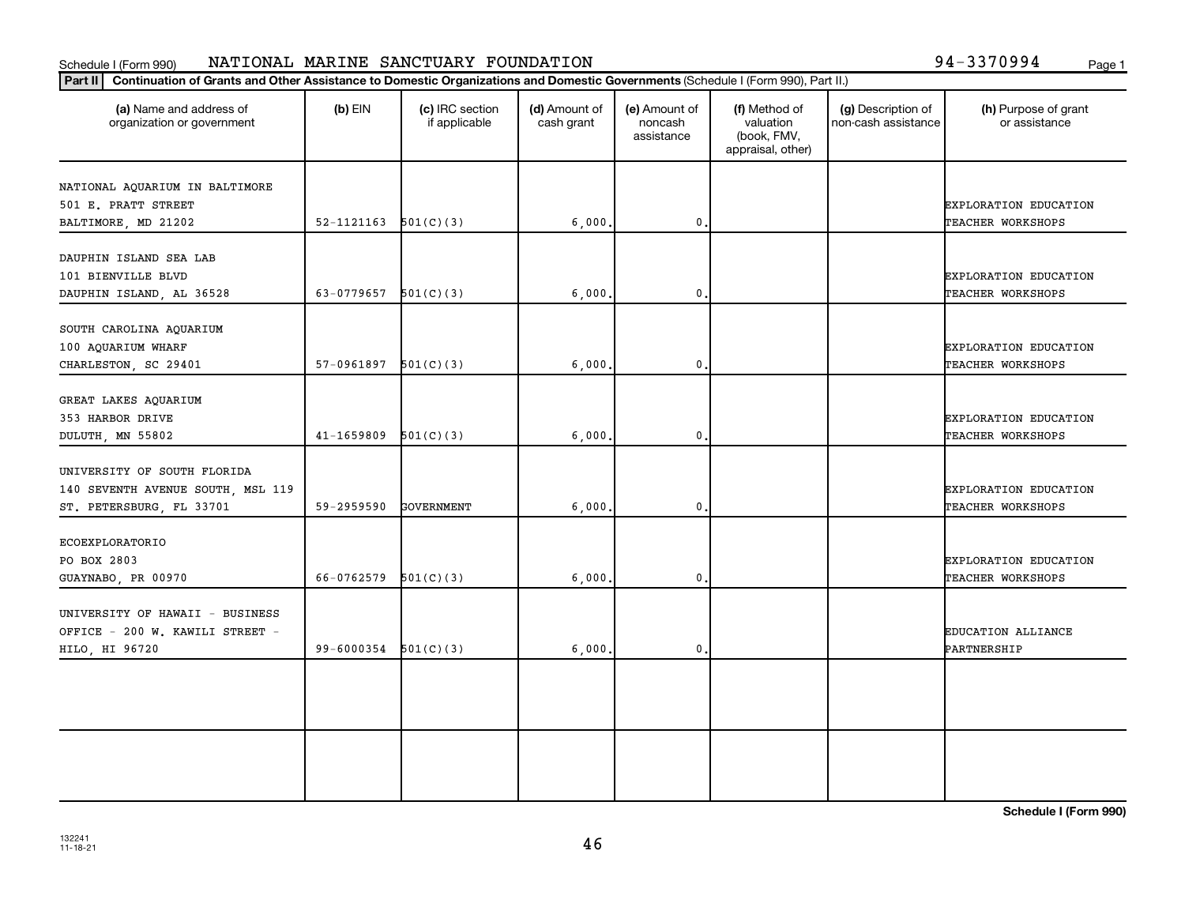Schedule I (Form 990) NATIONAL MARINE SANCTUARY FOUNDATION 94-3370994

**Part II** **Continuation of Grants and Other Assistance to Domestic Organizations and Domestic Governments** (Schedule I (Form 990), Part II.)

| (a) Name and address of organization or government | (b) EIN | (c) IRC section if applicable | (d) Amount of cash grant | (e) Amount of noncash assistance | (f) Method of valuation (book, FMV, appraisal, other) | (g) Description of non-cash assistance | (h) Purpose of grant or assistance |
|---|---|---|---|---|---|---|---|
| NATIONAL AQUARIUM IN BALTIMORE 501 E. PRATT STREET BALTIMORE, MD 21202 | 52-1121163 | 501(C)(3) | 6,000. | 0. | | | EXPLORATION EDUCATION TEACHER WORKSHOPS |
| DAUPHIN ISLAND SEA LAB 101 BIENVILLE BLVD DAUPHIN ISLAND, AL 36528 | 63-0779657 | 501(C)(3) | 6,000. | 0. | | | EXPLORATION EDUCATION TEACHER WORKSHOPS |
| SOUTH CAROLINA AQUARIUM 100 AQUARIUM WHARF CHARLESTON, SC 29401 | 57-0961897 | 501(C)(3) | 6,000. | 0. | | | EXPLORATION EDUCATION TEACHER WORKSHOPS |
| GREAT LAKES AQUARIUM 353 HARBOR DRIVE DULUTH, MN 55802 | 41-1659809 | 501(C)(3) | 6,000. | 0. | | | EXPLORATION EDUCATION TEACHER WORKSHOPS |
| UNIVERSITY OF SOUTH FLORIDA 140 SEVENTH AVENUE SOUTH, MSL 119 ST. PETERSBURG, FL 33701 | 59-2959590 | GOVERNMENT | 6,000. | 0. | | | EXPLORATION EDUCATION TEACHER WORKSHOPS |
| ECOEXPLORATORIO PO BOX 2803 GUAYNABO, PR 00970 | 66-0762579 | 501(C)(3) | 6,000. | 0. | | | EXPLORATION EDUCATION TEACHER WORKSHOPS |
| UNIVERSITY OF HAWAII - BUSINESS OFFICE - 200 W. KAWILI STREET - HILO, HI 96720 | 99-6000354 | 501(C)(3) | 6,000. | 0. | | | EDUCATION ALLIANCE PARTNERSHIP |
| | | | | | | | |
| | | | | | | | |

Schedule I (Form 990)

132241
11-18-21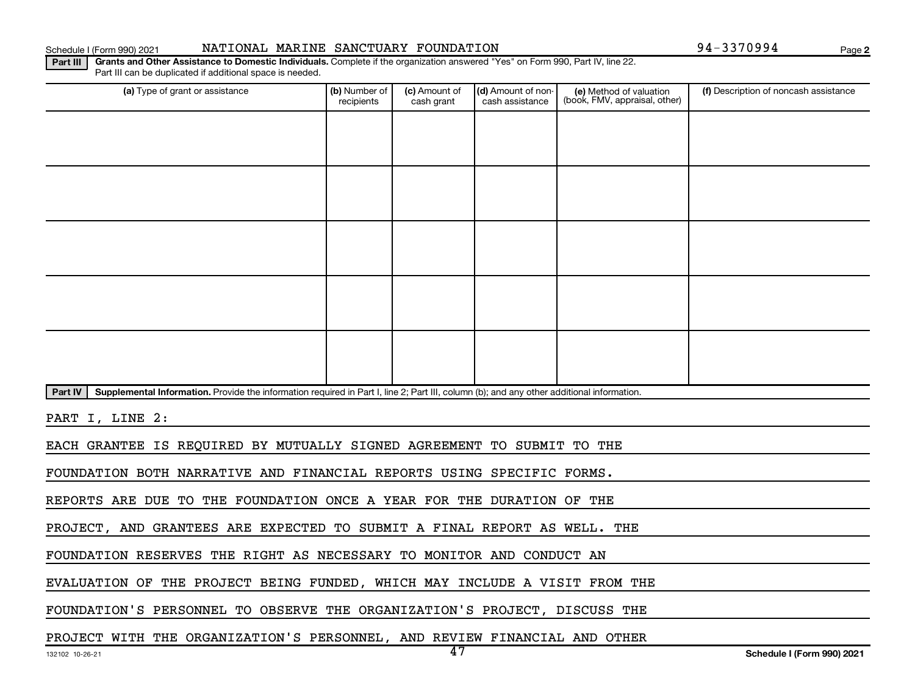Schedule I (Form 990) 2021 NATIONAL MARINE SANCTUARY FOUNDATION 94-3370994 Page 2

**Part III** **Grants and Other Assistance to Domestic Individuals.** Complete if the organization answered "Yes" on Form 990, Part IV, line 22. Part III can be duplicated if additional space is needed.

| (a) Type of grant or assistance | (b) Number of recipients | (c) Amount of cash grant | (d) Amount of non-cash assistance | (e) Method of valuation (book, FMV, appraisal, other) | (f) Description of noncash assistance |
|---|---|---|---|---|---|
| | | | | | |
| | | | | | |
| | | | | | |
| | | | | | |
| | | | | | |

**Part IV** **Supplemental Information.** Provide the information required in Part I, line 2; Part III, column (b); and any other additional information.

PART I, LINE 2:

EACH GRANTEE IS REQUIRED BY MUTUALLY SIGNED AGREEMENT TO SUBMIT TO THE FOUNDATION BOTH NARRATIVE AND FINANCIAL REPORTS USING SPECIFIC FORMS. REPORTS ARE DUE TO THE FOUNDATION ONCE A YEAR FOR THE DURATION OF THE PROJECT, AND GRANTEES ARE EXPECTED TO SUBMIT A FINAL REPORT AS WELL. THE FOUNDATION RESERVES THE RIGHT AS NECESSARY TO MONITOR AND CONDUCT AN EVALUATION OF THE PROJECT BEING FUNDED, WHICH MAY INCLUDE A VISIT FROM THE FOUNDATION'S PERSONNEL TO OBSERVE THE ORGANIZATION'S PROJECT, DISCUSS THE PROJECT WITH THE ORGANIZATION'S PERSONNEL, AND REVIEW FINANCIAL AND OTHER

132102 10-26-21 Schedule I (Form 990) 2021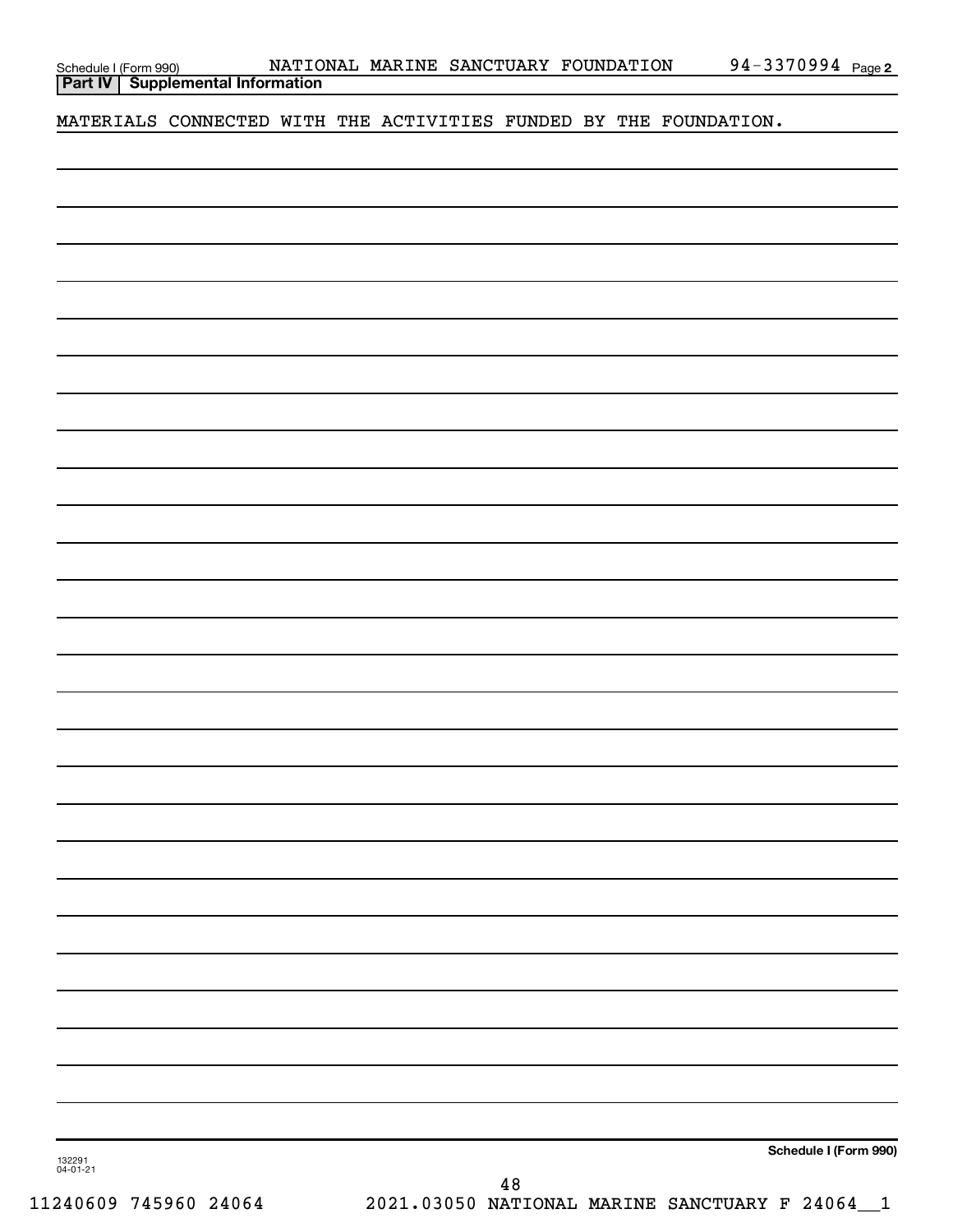Schedule I (Form 990) NATIONAL MARINE SANCTUARY FOUNDATION 94-3370994 Page 2

**Part IV | Supplemental Information**

MATERIALS CONNECTED WITH THE ACTIVITIES FUNDED BY THE FOUNDATION.

**Schedule I (Form 990)**

132291
04-01-21

11240609 745960 24064 2021.03050 NATIONAL MARINE SANCTUARY F 24064__1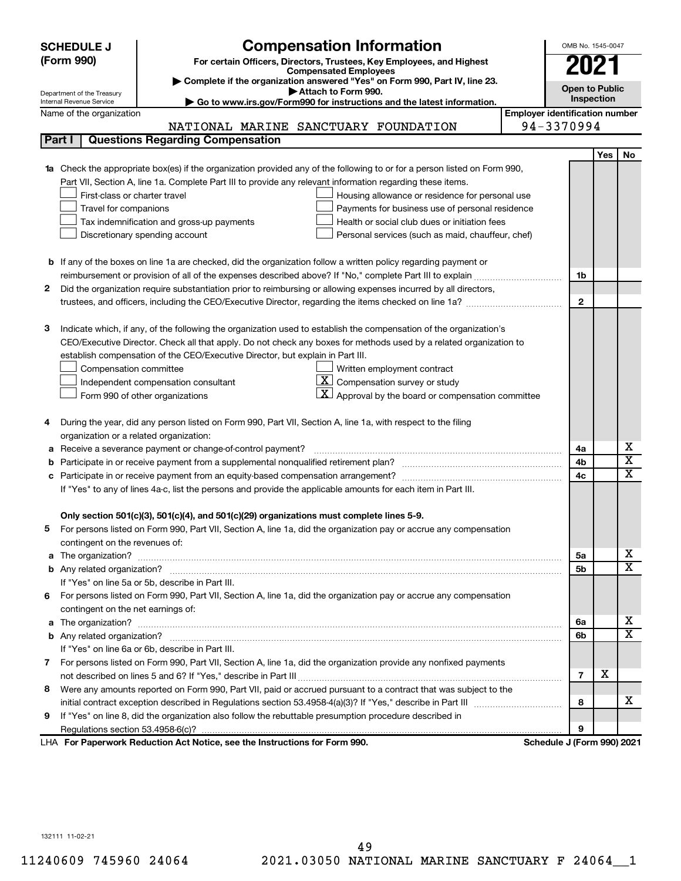**SCHEDULE J (Form 990)**

Department of the Treasury
Internal Revenue Service

# Compensation Information

**For certain Officers, Directors, Trustees, Key Employees, and Highest Compensated Employees**

▶ Complete if the organization answered "Yes" on Form 990, Part IV, line 23.
▶ Attach to Form 990.
▶ Go to www.irs.gov/Form990 for instructions and the latest information.

OMB No. 1545-0047

**2021**

**Open to Public Inspection**

Name of the organization: NATIONAL MARINE SANCTUARY FOUNDATION

Employer identification number: 94-3370994

## Part I — Questions Regarding Compensation

| | | | Yes | No |
|---|---|---|---|---|
| **1a** | Check the appropriate box(es) if the organization provided any of the following to or for a person listed on Form 990, Part VII, Section A, line 1a. Complete Part III to provide any relevant information regarding these items.<br>☐ First-class or charter travel ☐ Housing allowance or residence for personal use<br>☐ Travel for companions ☐ Payments for business use of personal residence<br>☐ Tax indemnification and gross-up payments ☐ Health or social club dues or initiation fees<br>☐ Discretionary spending account ☐ Personal services (such as maid, chauffeur, chef) | | | |
| **b** | If any of the boxes on line 1a are checked, did the organization follow a written policy regarding payment or reimbursement or provision of all of the expenses described above? If "No," complete Part III to explain | 1b | | |
| **2** | Did the organization require substantiation prior to reimbursing or allowing expenses incurred by all directors, trustees, and officers, including the CEO/Executive Director, regarding the items checked on line 1a? | 2 | | |
| **3** | Indicate which, if any, of the following the organization used to establish the compensation of the organization's CEO/Executive Director. Check all that apply. Do not check any boxes for methods used by a related organization to establish compensation of the CEO/Executive Director, but explain in Part III.<br>☐ Compensation committee ☐ Written employment contract<br>☐ Independent compensation consultant ☒ Compensation survey or study<br>☐ Form 990 of other organizations ☒ Approval by the board or compensation committee | | | |
| **4** | During the year, did any person listed on Form 990, Part VII, Section A, line 1a, with respect to the filing organization or a related organization: | | | |
| **a** | Receive a severance payment or change-of-control payment? | 4a | | X |
| **b** | Participate in or receive payment from a supplemental nonqualified retirement plan? | 4b | | X |
| **c** | Participate in or receive payment from an equity-based compensation arrangement? | 4c | | X |
| | If "Yes" to any of lines 4a-c, list the persons and provide the applicable amounts for each item in Part III. | | | |
| | **Only section 501(c)(3), 501(c)(4), and 501(c)(29) organizations must complete lines 5-9.** | | | |
| **5** | For persons listed on Form 990, Part VII, Section A, line 1a, did the organization pay or accrue any compensation contingent on the revenues of: | | | |
| **a** | The organization? | 5a | | X |
| **b** | Any related organization? | 5b | | X |
| | If "Yes" on line 5a or 5b, describe in Part III. | | | |
| **6** | For persons listed on Form 990, Part VII, Section A, line 1a, did the organization pay or accrue any compensation contingent on the net earnings of: | | | |
| **a** | The organization? | 6a | | X |
| **b** | Any related organization? | 6b | | X |
| | If "Yes" on line 6a or 6b, describe in Part III. | | | |
| **7** | For persons listed on Form 990, Part VII, Section A, line 1a, did the organization provide any nonfixed payments not described on lines 5 and 6? If "Yes," describe in Part III | 7 | X | |
| **8** | Were any amounts reported on Form 990, Part VII, paid or accrued pursuant to a contract that was subject to the initial contract exception described in Regulations section 53.4958-4(a)(3)? If "Yes," describe in Part III | 8 | | X |
| **9** | If "Yes" on line 8, did the organization also follow the rebuttable presumption procedure described in Regulations section 53.4958-6(c)? | 9 | | |

LHA **For Paperwork Reduction Act Notice, see the Instructions for Form 990.** **Schedule J (Form 990) 2021**

132111 11-02-21

11240609 745960 24064 2021.03050 NATIONAL MARINE SANCTUARY F 24064__1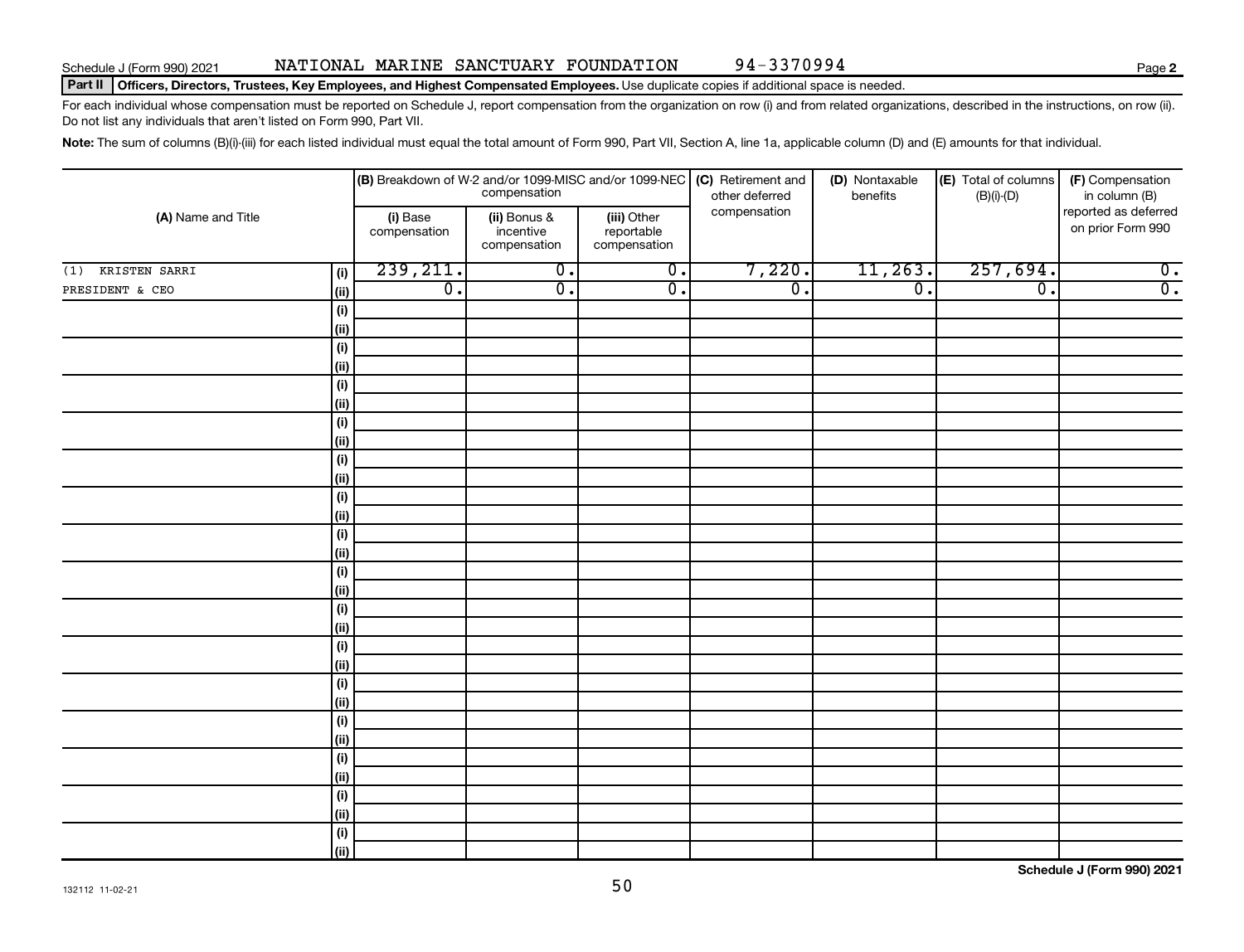Schedule J (Form 990) 2021 NATIONAL MARINE SANCTUARY FOUNDATION 94-3370994 Page **2**

**Part II** **Officers, Directors, Trustees, Key Employees, and Highest Compensated Employees.** Use duplicate copies if additional space is needed.

For each individual whose compensation must be reported on Schedule J, report compensation from the organization on row (i) and from related organizations, described in the instructions, on row (ii). Do not list any individuals that aren't listed on Form 990, Part VII.

**Note:** The sum of columns (B)(i)-(iii) for each listed individual must equal the total amount of Form 990, Part VII, Section A, line 1a, applicable column (D) and (E) amounts for that individual.

| (A) Name and Title | | (B) Breakdown of W-2 and/or 1099-MISC and/or 1099-NEC compensation | | | (C) Retirement and other deferred compensation | (D) Nontaxable benefits | (E) Total of columns (B)(i)-(D) | (F) Compensation in column (B) reported as deferred on prior Form 990 |
|---|---|---|---|---|---|---|---|---|
| | | (i) Base compensation | (ii) Bonus & incentive compensation | (iii) Other reportable compensation | | | | |
| (1) KRISTEN SARRI | (i) | 239,211. | 0. | 0. | 7,220. | 11,263. | 257,694. | 0. |
| PRESIDENT & CEO | (ii) | 0. | 0. | 0. | 0. | 0. | 0. | 0. |
| | (i) | | | | | | | |
| | (ii) | | | | | | | |
| | (i) | | | | | | | |
| | (ii) | | | | | | | |
| | (i) | | | | | | | |
| | (ii) | | | | | | | |
| | (i) | | | | | | | |
| | (ii) | | | | | | | |
| | (i) | | | | | | | |
| | (ii) | | | | | | | |
| | (i) | | | | | | | |
| | (ii) | | | | | | | |
| | (i) | | | | | | | |
| | (ii) | | | | | | | |
| | (i) | | | | | | | |
| | (ii) | | | | | | | |
| | (i) | | | | | | | |
| | (ii) | | | | | | | |
| | (i) | | | | | | | |
| | (ii) | | | | | | | |
| | (i) | | | | | | | |
| | (ii) | | | | | | | |
| | (i) | | | | | | | |
| | (ii) | | | | | | | |
| | (i) | | | | | | | |
| | (ii) | | | | | | | |
| | (i) | | | | | | | |
| | (ii) | | | | | | | |
| | (i) | | | | | | | |
| | (ii) | | | | | | | |

**Schedule J (Form 990) 2021**

132112 11-02-21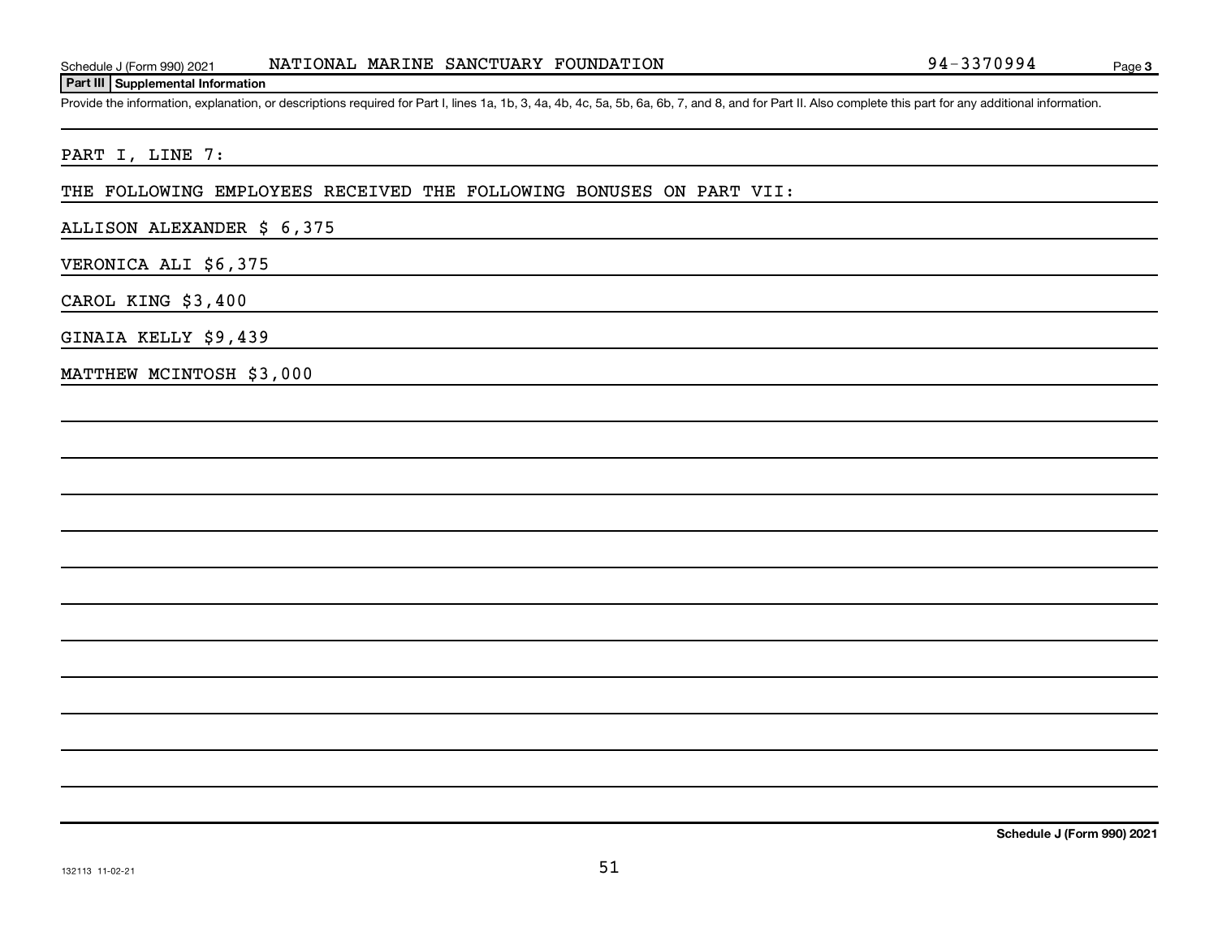Schedule J (Form 990) 2021 NATIONAL MARINE SANCTUARY FOUNDATION 94-3370994 Page 3

**Part III Supplemental Information**

Provide the information, explanation, or descriptions required for Part I, lines 1a, 1b, 3, 4a, 4b, 4c, 5a, 5b, 6a, 6b, 7, and 8, and for Part II. Also complete this part for any additional information.

PART I, LINE 7:

THE FOLLOWING EMPLOYEES RECEIVED THE FOLLOWING BONUSES ON PART VII:

ALLISON ALEXANDER $ 6,375

VERONICA ALI $6,375

CAROL KING $3,400

GINAIA KELLY $9,439

MATTHEW MCINTOSH $3,000

Schedule J (Form 990) 2021

132113 11-02-21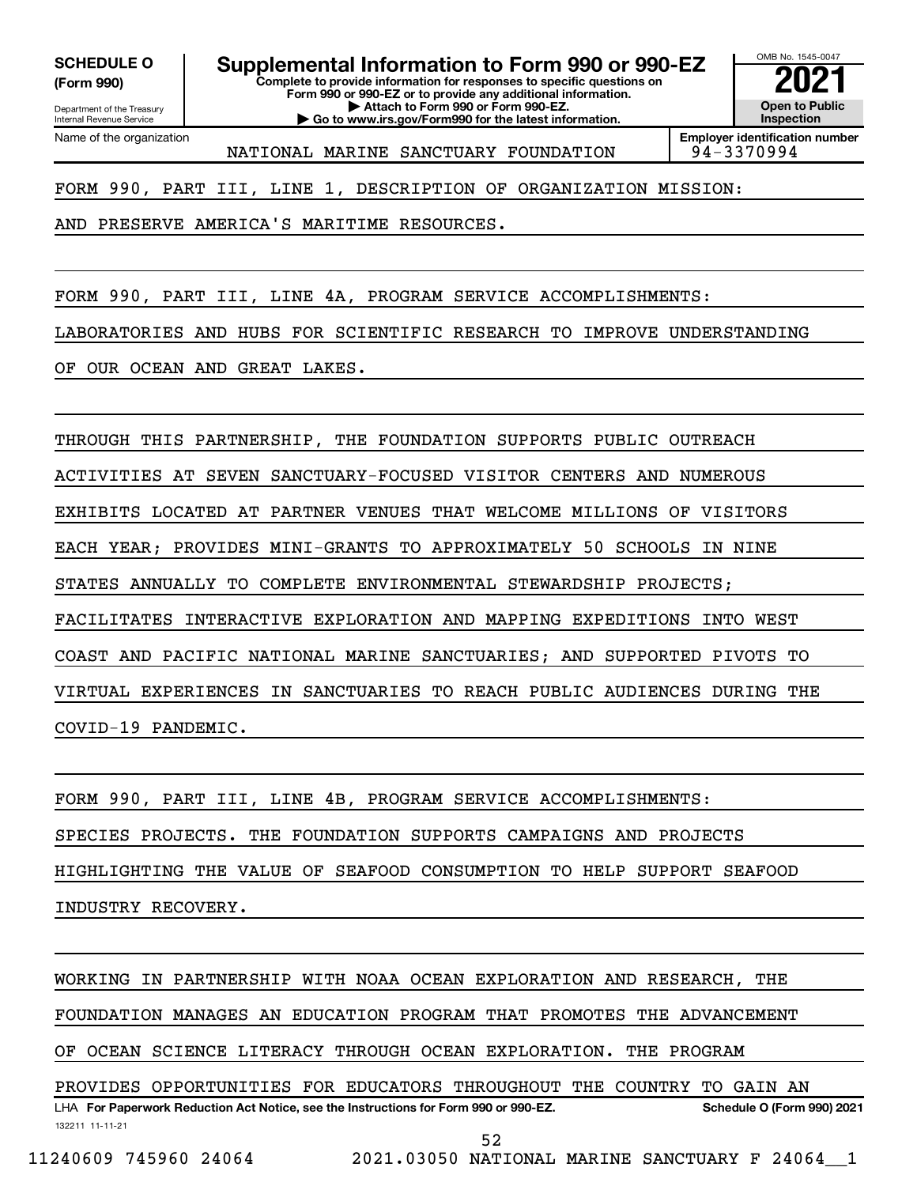**SCHEDULE O (Form 990)**

Department of the Treasury
Internal Revenue Service

# Supplemental Information to Form 990 or 990-EZ

**Complete to provide information for responses to specific questions on Form 990 or 990-EZ or to provide any additional information.**
**▶ Attach to Form 990 or Form 990-EZ.**
**▶ Go to www.irs.gov/Form990 for the latest information.**

OMB No. 1545-0047

**2021**

**Open to Public Inspection**

Name of the organization: NATIONAL MARINE SANCTUARY FOUNDATION

**Employer identification number**: 94-3370994

FORM 990, PART III, LINE 1, DESCRIPTION OF ORGANIZATION MISSION:

AND PRESERVE AMERICA'S MARITIME RESOURCES.

FORM 990, PART III, LINE 4A, PROGRAM SERVICE ACCOMPLISHMENTS:

LABORATORIES AND HUBS FOR SCIENTIFIC RESEARCH TO IMPROVE UNDERSTANDING OF OUR OCEAN AND GREAT LAKES.

THROUGH THIS PARTNERSHIP, THE FOUNDATION SUPPORTS PUBLIC OUTREACH ACTIVITIES AT SEVEN SANCTUARY-FOCUSED VISITOR CENTERS AND NUMEROUS EXHIBITS LOCATED AT PARTNER VENUES THAT WELCOME MILLIONS OF VISITORS EACH YEAR; PROVIDES MINI-GRANTS TO APPROXIMATELY 50 SCHOOLS IN NINE STATES ANNUALLY TO COMPLETE ENVIRONMENTAL STEWARDSHIP PROJECTS; FACILITATES INTERACTIVE EXPLORATION AND MAPPING EXPEDITIONS INTO WEST COAST AND PACIFIC NATIONAL MARINE SANCTUARIES; AND SUPPORTED PIVOTS TO VIRTUAL EXPERIENCES IN SANCTUARIES TO REACH PUBLIC AUDIENCES DURING THE COVID-19 PANDEMIC.

FORM 990, PART III, LINE 4B, PROGRAM SERVICE ACCOMPLISHMENTS:

SPECIES PROJECTS. THE FOUNDATION SUPPORTS CAMPAIGNS AND PROJECTS HIGHLIGHTING THE VALUE OF SEAFOOD CONSUMPTION TO HELP SUPPORT SEAFOOD INDUSTRY RECOVERY.

WORKING IN PARTNERSHIP WITH NOAA OCEAN EXPLORATION AND RESEARCH, THE FOUNDATION MANAGES AN EDUCATION PROGRAM THAT PROMOTES THE ADVANCEMENT OF OCEAN SCIENCE LITERACY THROUGH OCEAN EXPLORATION. THE PROGRAM PROVIDES OPPORTUNITIES FOR EDUCATORS THROUGHOUT THE COUNTRY TO GAIN AN

LHA **For Paperwork Reduction Act Notice, see the Instructions for Form 990 or 990-EZ.** **Schedule O (Form 990) 2021**

132211 11-11-21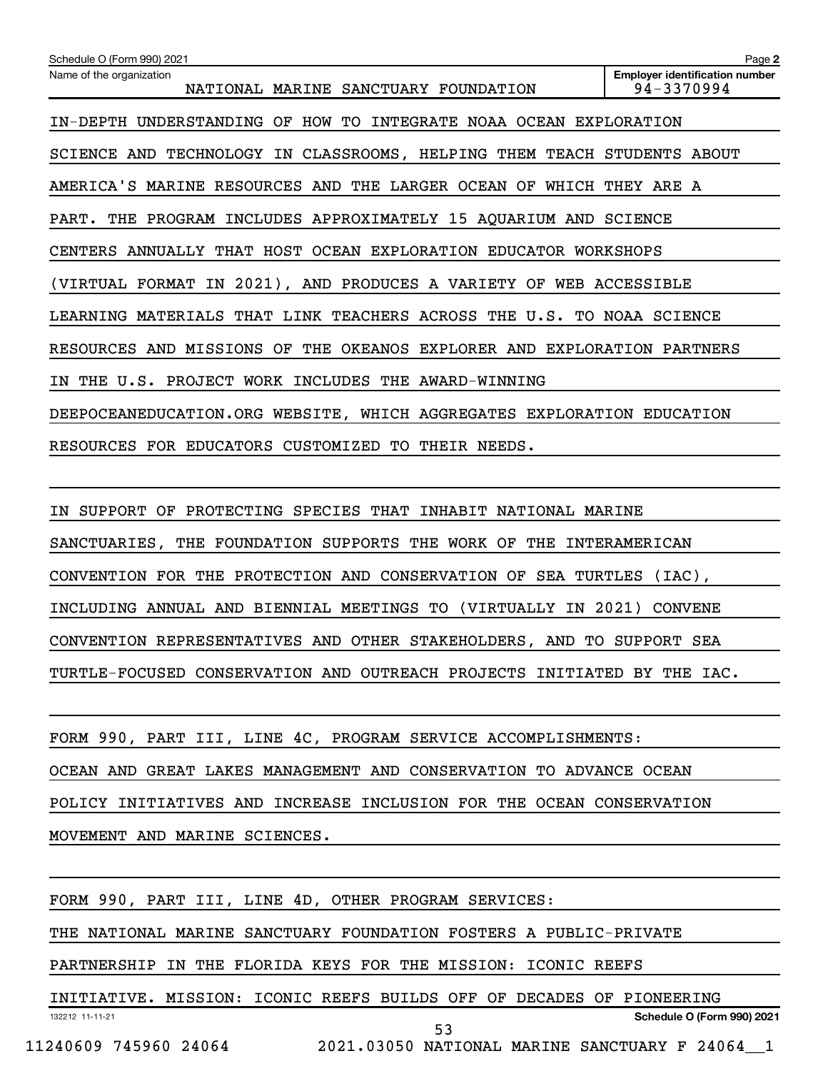Schedule O (Form 990) 2021

Name of the organization: NATIONAL MARINE SANCTUARY FOUNDATION

Employer identification number: 94-3370994

IN-DEPTH UNDERSTANDING OF HOW TO INTEGRATE NOAA OCEAN EXPLORATION SCIENCE AND TECHNOLOGY IN CLASSROOMS, HELPING THEM TEACH STUDENTS ABOUT AMERICA'S MARINE RESOURCES AND THE LARGER OCEAN OF WHICH THEY ARE A PART. THE PROGRAM INCLUDES APPROXIMATELY 15 AQUARIUM AND SCIENCE CENTERS ANNUALLY THAT HOST OCEAN EXPLORATION EDUCATOR WORKSHOPS (VIRTUAL FORMAT IN 2021), AND PRODUCES A VARIETY OF WEB ACCESSIBLE LEARNING MATERIALS THAT LINK TEACHERS ACROSS THE U.S. TO NOAA SCIENCE RESOURCES AND MISSIONS OF THE OKEANOS EXPLORER AND EXPLORATION PARTNERS IN THE U.S. PROJECT WORK INCLUDES THE AWARD-WINNING DEEPOCEANEDUCATION.ORG WEBSITE, WHICH AGGREGATES EXPLORATION EDUCATION RESOURCES FOR EDUCATORS CUSTOMIZED TO THEIR NEEDS.

IN SUPPORT OF PROTECTING SPECIES THAT INHABIT NATIONAL MARINE SANCTUARIES, THE FOUNDATION SUPPORTS THE WORK OF THE INTERAMERICAN CONVENTION FOR THE PROTECTION AND CONSERVATION OF SEA TURTLES (IAC), INCLUDING ANNUAL AND BIENNIAL MEETINGS TO (VIRTUALLY IN 2021) CONVENE CONVENTION REPRESENTATIVES AND OTHER STAKEHOLDERS, AND TO SUPPORT SEA TURTLE-FOCUSED CONSERVATION AND OUTREACH PROJECTS INITIATED BY THE IAC.

FORM 990, PART III, LINE 4C, PROGRAM SERVICE ACCOMPLISHMENTS:
OCEAN AND GREAT LAKES MANAGEMENT AND CONSERVATION TO ADVANCE OCEAN POLICY INITIATIVES AND INCREASE INCLUSION FOR THE OCEAN CONSERVATION MOVEMENT AND MARINE SCIENCES.

FORM 990, PART III, LINE 4D, OTHER PROGRAM SERVICES:
THE NATIONAL MARINE SANCTUARY FOUNDATION FOSTERS A PUBLIC-PRIVATE PARTNERSHIP IN THE FLORIDA KEYS FOR THE MISSION: ICONIC REEFS INITIATIVE. MISSION: ICONIC REEFS BUILDS OFF OF DECADES OF PIONEERING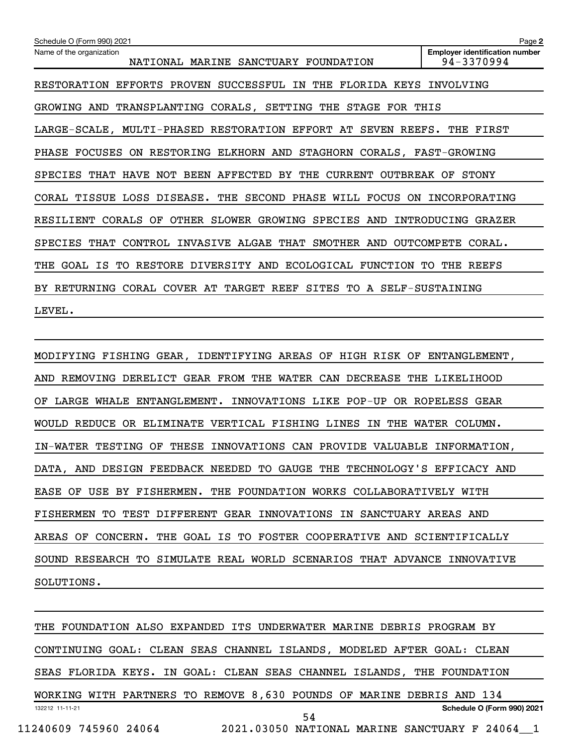RESTORATION EFFORTS PROVEN SUCCESSFUL IN THE FLORIDA KEYS INVOLVING GROWING AND TRANSPLANTING CORALS, SETTING THE STAGE FOR THIS LARGE-SCALE, MULTI-PHASED RESTORATION EFFORT AT SEVEN REEFS. THE FIRST PHASE FOCUSES ON RESTORING ELKHORN AND STAGHORN CORALS, FAST-GROWING SPECIES THAT HAVE NOT BEEN AFFECTED BY THE CURRENT OUTBREAK OF STONY CORAL TISSUE LOSS DISEASE. THE SECOND PHASE WILL FOCUS ON INCORPORATING RESILIENT CORALS OF OTHER SLOWER GROWING SPECIES AND INTRODUCING GRAZER SPECIES THAT CONTROL INVASIVE ALGAE THAT SMOTHER AND OUTCOMPETE CORAL. THE GOAL IS TO RESTORE DIVERSITY AND ECOLOGICAL FUNCTION TO THE REEFS BY RETURNING CORAL COVER AT TARGET REEF SITES TO A SELF-SUSTAINING LEVEL.

MODIFYING FISHING GEAR, IDENTIFYING AREAS OF HIGH RISK OF ENTANGLEMENT, AND REMOVING DERELICT GEAR FROM THE WATER CAN DECREASE THE LIKELIHOOD OF LARGE WHALE ENTANGLEMENT. INNOVATIONS LIKE POP-UP OR ROPELESS GEAR WOULD REDUCE OR ELIMINATE VERTICAL FISHING LINES IN THE WATER COLUMN. IN-WATER TESTING OF THESE INNOVATIONS CAN PROVIDE VALUABLE INFORMATION, DATA, AND DESIGN FEEDBACK NEEDED TO GAUGE THE TECHNOLOGY'S EFFICACY AND EASE OF USE BY FISHERMEN. THE FOUNDATION WORKS COLLABORATIVELY WITH FISHERMEN TO TEST DIFFERENT GEAR INNOVATIONS IN SANCTUARY AREAS AND AREAS OF CONCERN. THE GOAL IS TO FOSTER COOPERATIVE AND SCIENTIFICALLY SOUND RESEARCH TO SIMULATE REAL WORLD SCENARIOS THAT ADVANCE INNOVATIVE SOLUTIONS.

THE FOUNDATION ALSO EXPANDED ITS UNDERWATER MARINE DEBRIS PROGRAM BY CONTINUING GOAL: CLEAN SEAS CHANNEL ISLANDS, MODELED AFTER GOAL: CLEAN SEAS FLORIDA KEYS. IN GOAL: CLEAN SEAS CHANNEL ISLANDS, THE FOUNDATION WORKING WITH PARTNERS TO REMOVE 8,630 POUNDS OF MARINE DEBRIS AND 134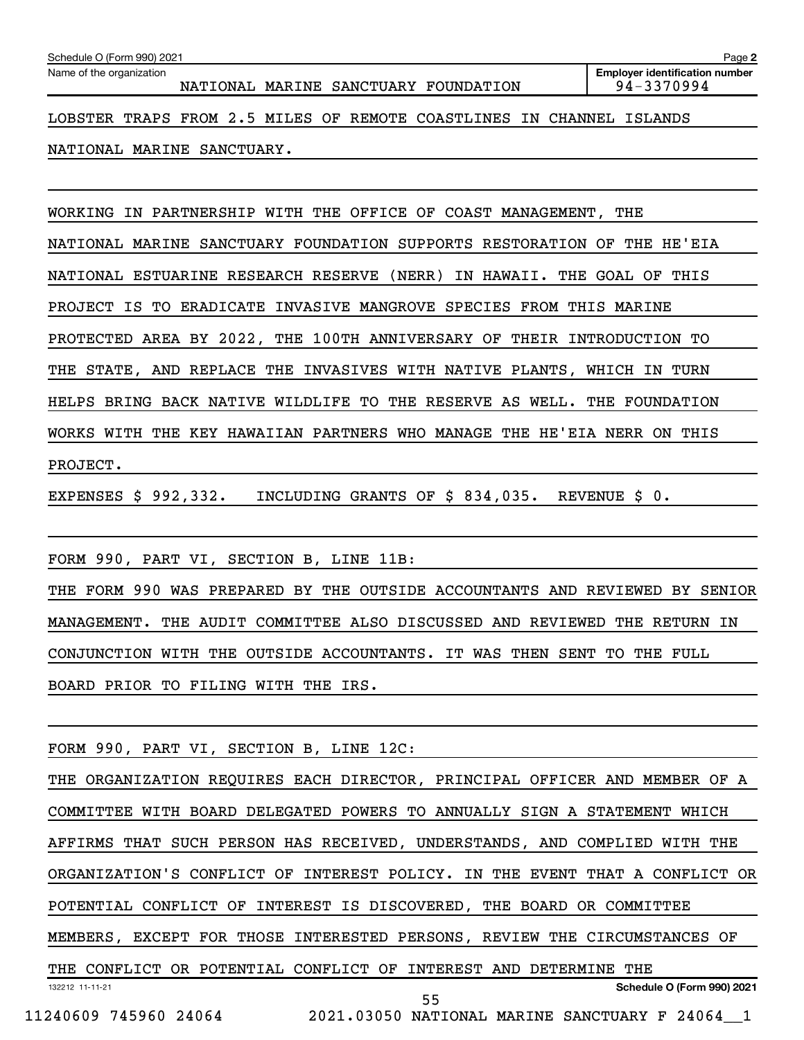Schedule O (Form 990) 2021

Name of the organization: NATIONAL MARINE SANCTUARY FOUNDATION

Employer identification number: 94-3370994

LOBSTER TRAPS FROM 2.5 MILES OF REMOTE COASTLINES IN CHANNEL ISLANDS NATIONAL MARINE SANCTUARY.

WORKING IN PARTNERSHIP WITH THE OFFICE OF COAST MANAGEMENT, THE NATIONAL MARINE SANCTUARY FOUNDATION SUPPORTS RESTORATION OF THE HE'EIA NATIONAL ESTUARINE RESEARCH RESERVE (NERR) IN HAWAII. THE GOAL OF THIS PROJECT IS TO ERADICATE INVASIVE MANGROVE SPECIES FROM THIS MARINE PROTECTED AREA BY 2022, THE 100TH ANNIVERSARY OF THEIR INTRODUCTION TO THE STATE, AND REPLACE THE INVASIVES WITH NATIVE PLANTS, WHICH IN TURN HELPS BRING BACK NATIVE WILDLIFE TO THE RESERVE AS WELL. THE FOUNDATION WORKS WITH THE KEY HAWAIIAN PARTNERS WHO MANAGE THE HE'EIA NERR ON THIS PROJECT.

EXPENSES $ 992,332. INCLUDING GRANTS OF $ 834,035. REVENUE $ 0.

FORM 990, PART VI, SECTION B, LINE 11B:

THE FORM 990 WAS PREPARED BY THE OUTSIDE ACCOUNTANTS AND REVIEWED BY SENIOR MANAGEMENT. THE AUDIT COMMITTEE ALSO DISCUSSED AND REVIEWED THE RETURN IN CONJUNCTION WITH THE OUTSIDE ACCOUNTANTS. IT WAS THEN SENT TO THE FULL BOARD PRIOR TO FILING WITH THE IRS.

FORM 990, PART VI, SECTION B, LINE 12C:

THE ORGANIZATION REQUIRES EACH DIRECTOR, PRINCIPAL OFFICER AND MEMBER OF A COMMITTEE WITH BOARD DELEGATED POWERS TO ANNUALLY SIGN A STATEMENT WHICH AFFIRMS THAT SUCH PERSON HAS RECEIVED, UNDERSTANDS, AND COMPLIED WITH THE ORGANIZATION'S CONFLICT OF INTEREST POLICY. IN THE EVENT THAT A CONFLICT OR POTENTIAL CONFLICT OF INTEREST IS DISCOVERED, THE BOARD OR COMMITTEE MEMBERS, EXCEPT FOR THOSE INTERESTED PERSONS, REVIEW THE CIRCUMSTANCES OF THE CONFLICT OR POTENTIAL CONFLICT OF INTEREST AND DETERMINE THE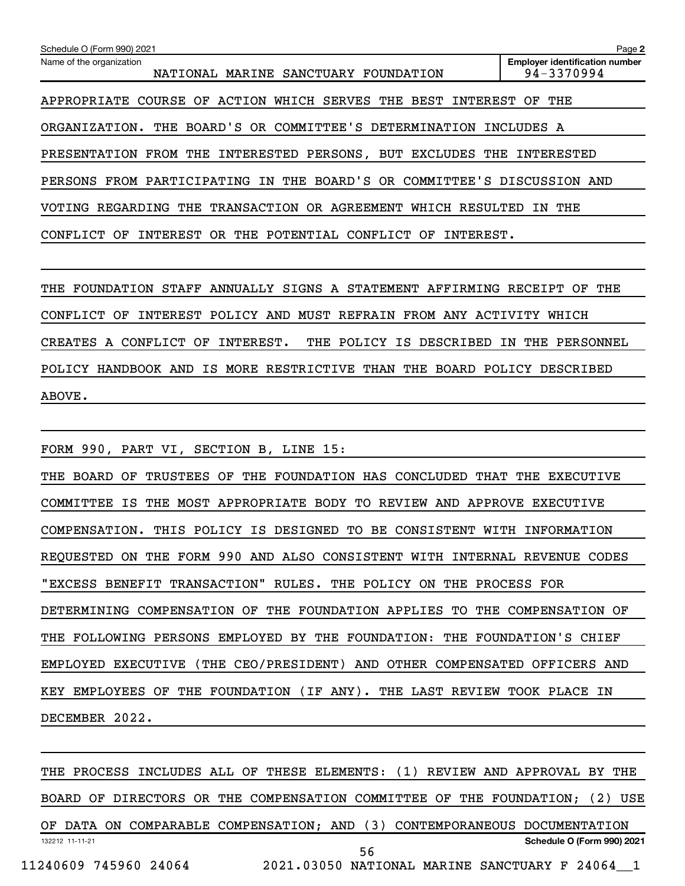Schedule O (Form 990) 2021

Name of the organization: NATIONAL MARINE SANCTUARY FOUNDATION

Employer identification number: 94-3370994

APPROPRIATE COURSE OF ACTION WHICH SERVES THE BEST INTEREST OF THE ORGANIZATION. THE BOARD'S OR COMMITTEE'S DETERMINATION INCLUDES A PRESENTATION FROM THE INTERESTED PERSONS, BUT EXCLUDES THE INTERESTED PERSONS FROM PARTICIPATING IN THE BOARD'S OR COMMITTEE'S DISCUSSION AND VOTING REGARDING THE TRANSACTION OR AGREEMENT WHICH RESULTED IN THE CONFLICT OF INTEREST OR THE POTENTIAL CONFLICT OF INTEREST.

THE FOUNDATION STAFF ANNUALLY SIGNS A STATEMENT AFFIRMING RECEIPT OF THE CONFLICT OF INTEREST POLICY AND MUST REFRAIN FROM ANY ACTIVITY WHICH CREATES A CONFLICT OF INTEREST. THE POLICY IS DESCRIBED IN THE PERSONNEL POLICY HANDBOOK AND IS MORE RESTRICTIVE THAN THE BOARD POLICY DESCRIBED ABOVE.

FORM 990, PART VI, SECTION B, LINE 15:

THE BOARD OF TRUSTEES OF THE FOUNDATION HAS CONCLUDED THAT THE EXECUTIVE COMMITTEE IS THE MOST APPROPRIATE BODY TO REVIEW AND APPROVE EXECUTIVE COMPENSATION. THIS POLICY IS DESIGNED TO BE CONSISTENT WITH INFORMATION REQUESTED ON THE FORM 990 AND ALSO CONSISTENT WITH INTERNAL REVENUE CODES "EXCESS BENEFIT TRANSACTION" RULES. THE POLICY ON THE PROCESS FOR DETERMINING COMPENSATION OF THE FOUNDATION APPLIES TO THE COMPENSATION OF THE FOLLOWING PERSONS EMPLOYED BY THE FOUNDATION: THE FOUNDATION'S CHIEF EMPLOYED EXECUTIVE (THE CEO/PRESIDENT) AND OTHER COMPENSATED OFFICERS AND KEY EMPLOYEES OF THE FOUNDATION (IF ANY). THE LAST REVIEW TOOK PLACE IN DECEMBER 2022.

THE PROCESS INCLUDES ALL OF THESE ELEMENTS: (1) REVIEW AND APPROVAL BY THE BOARD OF DIRECTORS OR THE COMPENSATION COMMITTEE OF THE FOUNDATION; (2) USE OF DATA ON COMPARABLE COMPENSATION; AND (3) CONTEMPORANEOUS DOCUMENTATION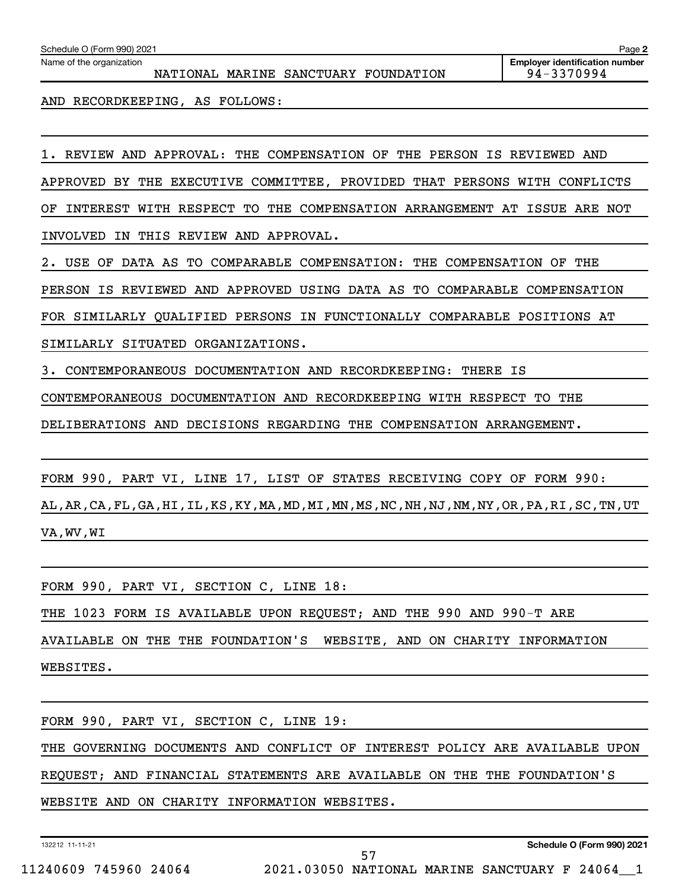Schedule O (Form 990) 2021

Name of the organization: NATIONAL MARINE SANCTUARY FOUNDATION

Employer identification number: 94-3370994

AND RECORDKEEPING, AS FOLLOWS:

1. REVIEW AND APPROVAL: THE COMPENSATION OF THE PERSON IS REVIEWED AND APPROVED BY THE EXECUTIVE COMMITTEE, PROVIDED THAT PERSONS WITH CONFLICTS OF INTEREST WITH RESPECT TO THE COMPENSATION ARRANGEMENT AT ISSUE ARE NOT INVOLVED IN THIS REVIEW AND APPROVAL.
2. USE OF DATA AS TO COMPARABLE COMPENSATION: THE COMPENSATION OF THE PERSON IS REVIEWED AND APPROVED USING DATA AS TO COMPARABLE COMPENSATION FOR SIMILARLY QUALIFIED PERSONS IN FUNCTIONALLY COMPARABLE POSITIONS AT SIMILARLY SITUATED ORGANIZATIONS.
3. CONTEMPORANEOUS DOCUMENTATION AND RECORDKEEPING: THERE IS CONTEMPORANEOUS DOCUMENTATION AND RECORDKEEPING WITH RESPECT TO THE DELIBERATIONS AND DECISIONS REGARDING THE COMPENSATION ARRANGEMENT.

FORM 990, PART VI, LINE 17, LIST OF STATES RECEIVING COPY OF FORM 990:
AL,AR,CA,FL,GA,HI,IL,KS,KY,MA,MD,MI,MN,MS,NC,NH,NJ,NM,NY,OR,PA,RI,SC,TN,UT VA,WV,WI

FORM 990, PART VI, SECTION C, LINE 18:
THE 1023 FORM IS AVAILABLE UPON REQUEST; AND THE 990 AND 990-T ARE AVAILABLE ON THE THE FOUNDATION'S WEBSITE, AND ON CHARITY INFORMATION WEBSITES.

FORM 990, PART VI, SECTION C, LINE 19:
THE GOVERNING DOCUMENTS AND CONFLICT OF INTEREST POLICY ARE AVAILABLE UPON REQUEST; AND FINANCIAL STATEMENTS ARE AVAILABLE ON THE THE FOUNDATION'S WEBSITE AND ON CHARITY INFORMATION WEBSITES.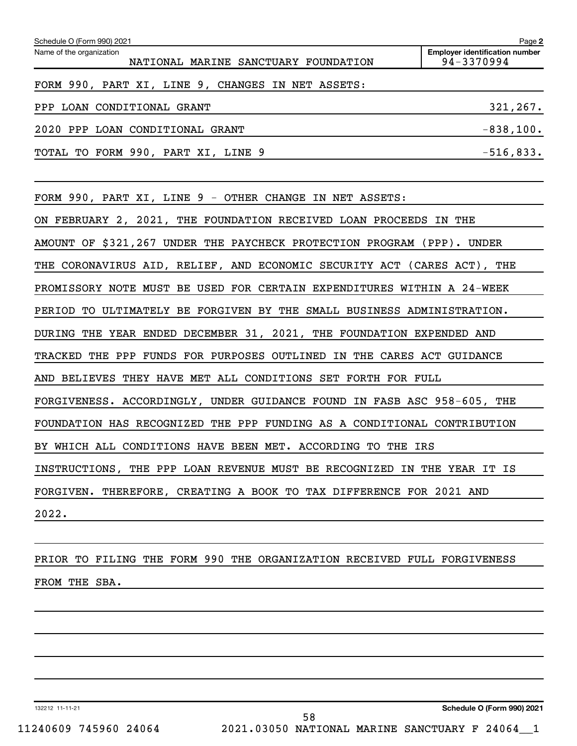Schedule O (Form 990) 2021

Name of the organization: NATIONAL MARINE SANCTUARY FOUNDATION

Employer identification number: 94-3370994

FORM 990, PART XI, LINE 9, CHANGES IN NET ASSETS:

| | |
|---|---|
| PPP LOAN CONDITIONAL GRANT | 321,267. |
| 2020 PPP LOAN CONDITIONAL GRANT | -838,100. |
| TOTAL TO FORM 990, PART XI, LINE 9 | -516,833. |

FORM 990, PART XI, LINE 9 - OTHER CHANGE IN NET ASSETS:

ON FEBRUARY 2, 2021, THE FOUNDATION RECEIVED LOAN PROCEEDS IN THE AMOUNT OF $321,267 UNDER THE PAYCHECK PROTECTION PROGRAM (PPP). UNDER THE CORONAVIRUS AID, RELIEF, AND ECONOMIC SECURITY ACT (CARES ACT), THE PROMISSORY NOTE MUST BE USED FOR CERTAIN EXPENDITURES WITHIN A 24-WEEK PERIOD TO ULTIMATELY BE FORGIVEN BY THE SMALL BUSINESS ADMINISTRATION. DURING THE YEAR ENDED DECEMBER 31, 2021, THE FOUNDATION EXPENDED AND TRACKED THE PPP FUNDS FOR PURPOSES OUTLINED IN THE CARES ACT GUIDANCE AND BELIEVES THEY HAVE MET ALL CONDITIONS SET FORTH FOR FULL FORGIVENESS. ACCORDINGLY, UNDER GUIDANCE FOUND IN FASB ASC 958-605, THE FOUNDATION HAS RECOGNIZED THE PPP FUNDING AS A CONDITIONAL CONTRIBUTION BY WHICH ALL CONDITIONS HAVE BEEN MET. ACCORDING TO THE IRS INSTRUCTIONS, THE PPP LOAN REVENUE MUST BE RECOGNIZED IN THE YEAR IT IS FORGIVEN. THEREFORE, CREATING A BOOK TO TAX DIFFERENCE FOR 2021 AND 2022.

PRIOR TO FILING THE FORM 990 THE ORGANIZATION RECEIVED FULL FORGIVENESS FROM THE SBA.